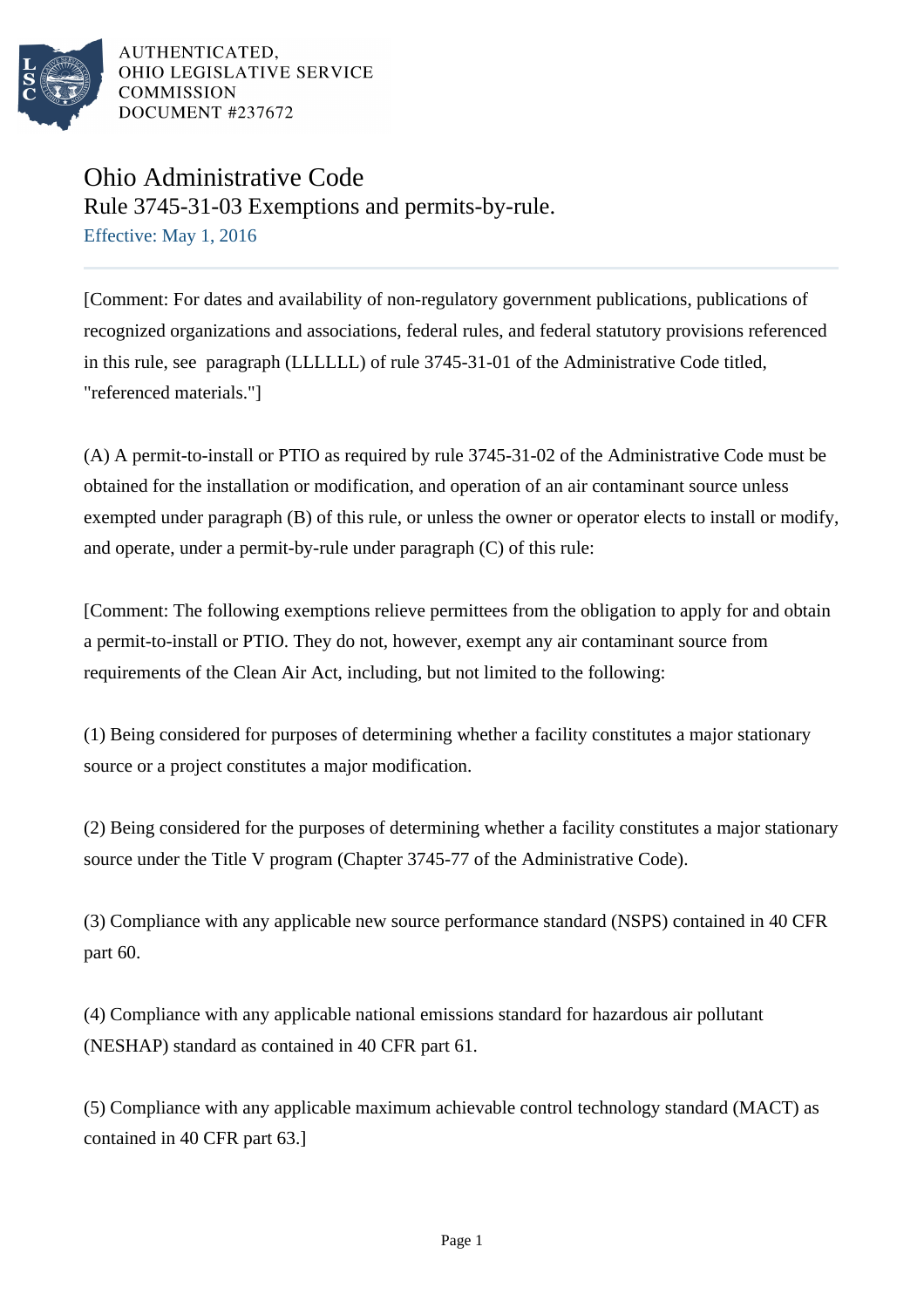AUTHENTICATED,
OHIO LEGISLATIVE SERVICE
COMMISSION
DOCUMENT #237672

# Ohio Administrative Code

## Rule 3745-31-03 Exemptions and permits-by-rule.

Effective: May 1, 2016

[Comment: For dates and availability of non-regulatory government publications, publications of recognized organizations and associations, federal rules, and federal statutory provisions referenced in this rule, see paragraph (LLLLLL) of rule 3745-31-01 of the Administrative Code titled, "referenced materials."]

(A) A permit-to-install or PTIO as required by rule 3745-31-02 of the Administrative Code must be obtained for the installation or modification, and operation of an air contaminant source unless exempted under paragraph (B) of this rule, or unless the owner or operator elects to install or modify, and operate, under a permit-by-rule under paragraph (C) of this rule:

[Comment: The following exemptions relieve permittees from the obligation to apply for and obtain a permit-to-install or PTIO. They do not, however, exempt any air contaminant source from requirements of the Clean Air Act, including, but not limited to the following:

(1) Being considered for purposes of determining whether a facility constitutes a major stationary source or a project constitutes a major modification.

(2) Being considered for the purposes of determining whether a facility constitutes a major stationary source under the Title V program (Chapter 3745-77 of the Administrative Code).

(3) Compliance with any applicable new source performance standard (NSPS) contained in 40 CFR part 60.

(4) Compliance with any applicable national emissions standard for hazardous air pollutant (NESHAP) standard as contained in 40 CFR part 61.

(5) Compliance with any applicable maximum achievable control technology standard (MACT) as contained in 40 CFR part 63.]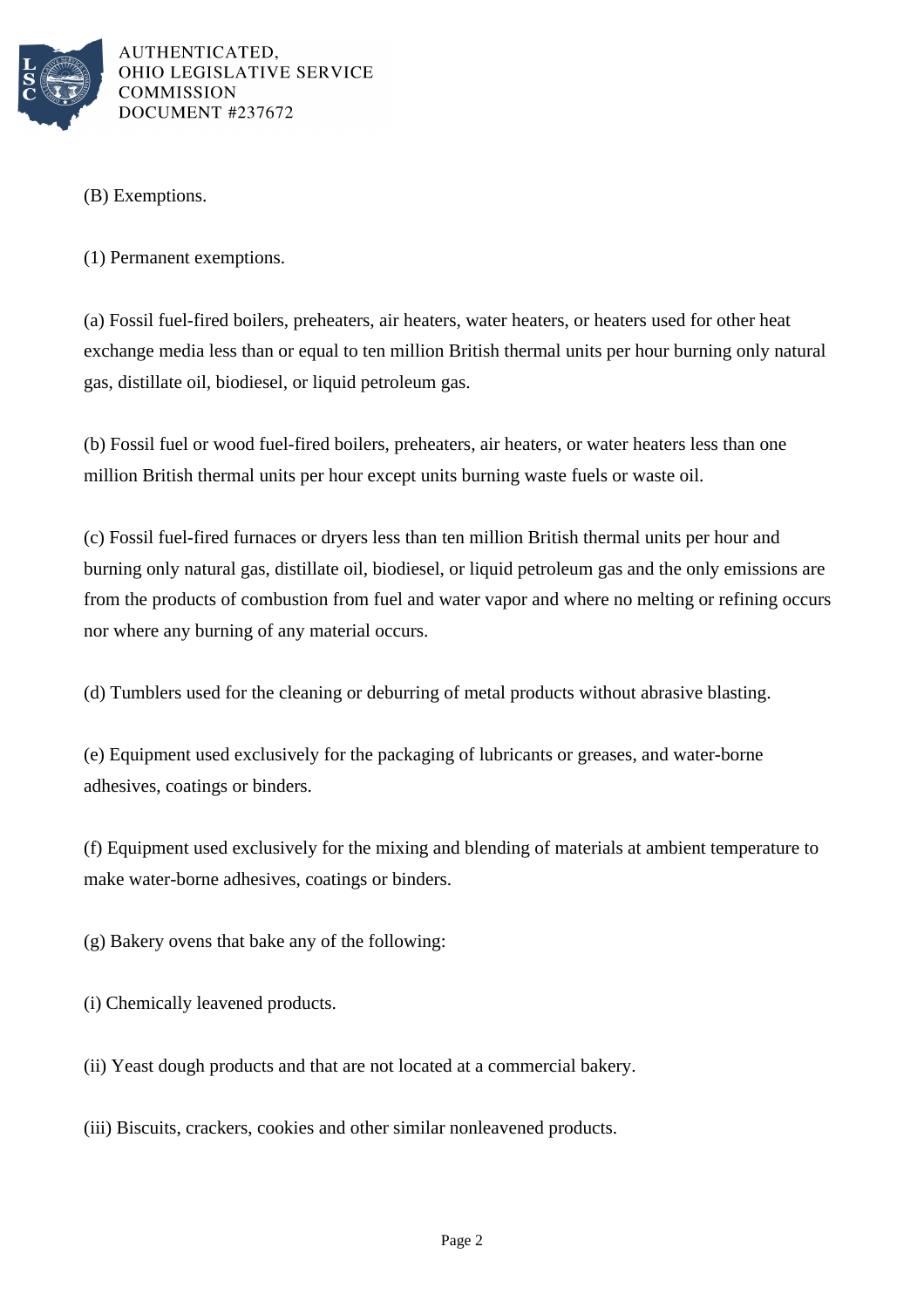(B) Exemptions.

(1) Permanent exemptions.

(a) Fossil fuel-fired boilers, preheaters, air heaters, water heaters, or heaters used for other heat exchange media less than or equal to ten million British thermal units per hour burning only natural gas, distillate oil, biodiesel, or liquid petroleum gas.

(b) Fossil fuel or wood fuel-fired boilers, preheaters, air heaters, or water heaters less than one million British thermal units per hour except units burning waste fuels or waste oil.

(c) Fossil fuel-fired furnaces or dryers less than ten million British thermal units per hour and burning only natural gas, distillate oil, biodiesel, or liquid petroleum gas and the only emissions are from the products of combustion from fuel and water vapor and where no melting or refining occurs nor where any burning of any material occurs.

(d) Tumblers used for the cleaning or deburring of metal products without abrasive blasting.

(e) Equipment used exclusively for the packaging of lubricants or greases, and water-borne adhesives, coatings or binders.

(f) Equipment used exclusively for the mixing and blending of materials at ambient temperature to make water-borne adhesives, coatings or binders.

(g) Bakery ovens that bake any of the following:

(i) Chemically leavened products.

(ii) Yeast dough products and that are not located at a commercial bakery.

(iii) Biscuits, crackers, cookies and other similar nonleavened products.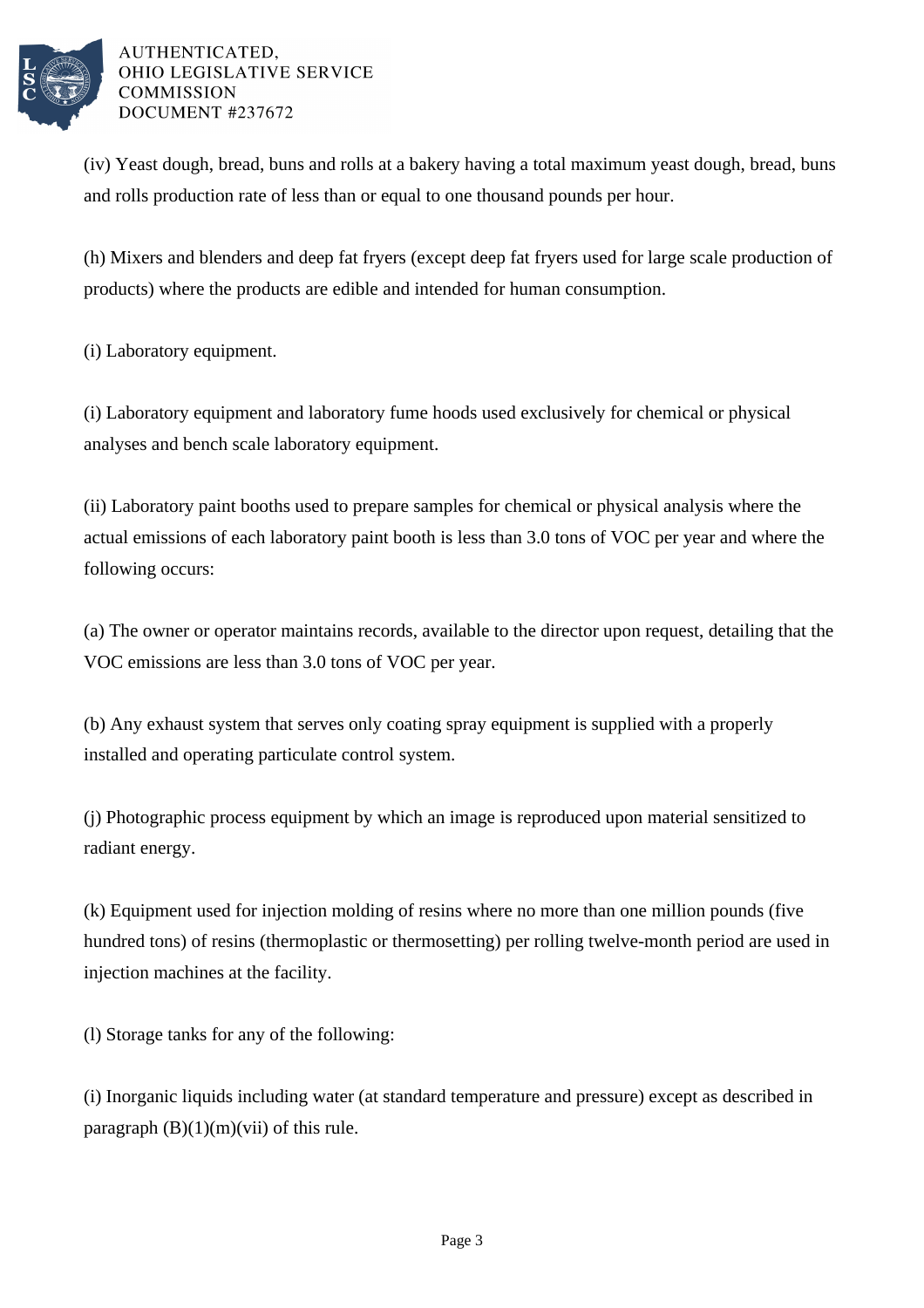(iv) Yeast dough, bread, buns and rolls at a bakery having a total maximum yeast dough, bread, buns and rolls production rate of less than or equal to one thousand pounds per hour.

(h) Mixers and blenders and deep fat fryers (except deep fat fryers used for large scale production of products) where the products are edible and intended for human consumption.

(i) Laboratory equipment.

(i) Laboratory equipment and laboratory fume hoods used exclusively for chemical or physical analyses and bench scale laboratory equipment.

(ii) Laboratory paint booths used to prepare samples for chemical or physical analysis where the actual emissions of each laboratory paint booth is less than 3.0 tons of VOC per year and where the following occurs:

(a) The owner or operator maintains records, available to the director upon request, detailing that the VOC emissions are less than 3.0 tons of VOC per year.

(b) Any exhaust system that serves only coating spray equipment is supplied with a properly installed and operating particulate control system.

(j) Photographic process equipment by which an image is reproduced upon material sensitized to radiant energy.

(k) Equipment used for injection molding of resins where no more than one million pounds (five hundred tons) of resins (thermoplastic or thermosetting) per rolling twelve-month period are used in injection machines at the facility.

(l) Storage tanks for any of the following:

(i) Inorganic liquids including water (at standard temperature and pressure) except as described in paragraph (B)(1)(m)(vii) of this rule.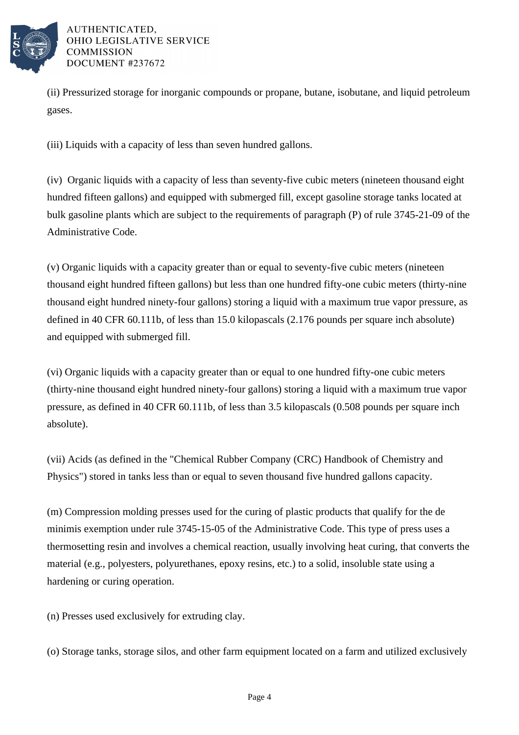(ii) Pressurized storage for inorganic compounds or propane, butane, isobutane, and liquid petroleum gases.

(iii) Liquids with a capacity of less than seven hundred gallons.

(iv) Organic liquids with a capacity of less than seventy-five cubic meters (nineteen thousand eight hundred fifteen gallons) and equipped with submerged fill, except gasoline storage tanks located at bulk gasoline plants which are subject to the requirements of paragraph (P) of rule 3745-21-09 of the Administrative Code.

(v) Organic liquids with a capacity greater than or equal to seventy-five cubic meters (nineteen thousand eight hundred fifteen gallons) but less than one hundred fifty-one cubic meters (thirty-nine thousand eight hundred ninety-four gallons) storing a liquid with a maximum true vapor pressure, as defined in 40 CFR 60.111b, of less than 15.0 kilopascals (2.176 pounds per square inch absolute) and equipped with submerged fill.

(vi) Organic liquids with a capacity greater than or equal to one hundred fifty-one cubic meters (thirty-nine thousand eight hundred ninety-four gallons) storing a liquid with a maximum true vapor pressure, as defined in 40 CFR 60.111b, of less than 3.5 kilopascals (0.508 pounds per square inch absolute).

(vii) Acids (as defined in the "Chemical Rubber Company (CRC) Handbook of Chemistry and Physics") stored in tanks less than or equal to seven thousand five hundred gallons capacity.

(m) Compression molding presses used for the curing of plastic products that qualify for the de minimis exemption under rule 3745-15-05 of the Administrative Code. This type of press uses a thermosetting resin and involves a chemical reaction, usually involving heat curing, that converts the material (e.g., polyesters, polyurethanes, epoxy resins, etc.) to a solid, insoluble state using a hardening or curing operation.

(n) Presses used exclusively for extruding clay.

(o) Storage tanks, storage silos, and other farm equipment located on a farm and utilized exclusively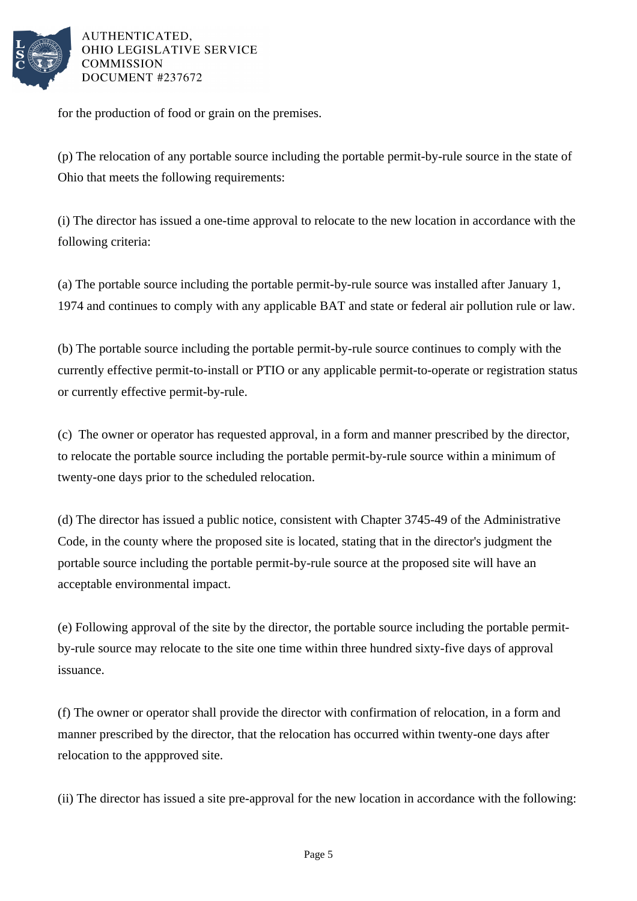for the production of food or grain on the premises.

(p) The relocation of any portable source including the portable permit-by-rule source in the state of Ohio that meets the following requirements:

(i) The director has issued a one-time approval to relocate to the new location in accordance with the following criteria:

(a) The portable source including the portable permit-by-rule source was installed after January 1, 1974 and continues to comply with any applicable BAT and state or federal air pollution rule or law.

(b) The portable source including the portable permit-by-rule source continues to comply with the currently effective permit-to-install or PTIO or any applicable permit-to-operate or registration status or currently effective permit-by-rule.

(c) The owner or operator has requested approval, in a form and manner prescribed by the director, to relocate the portable source including the portable permit-by-rule source within a minimum of twenty-one days prior to the scheduled relocation.

(d) The director has issued a public notice, consistent with Chapter 3745-49 of the Administrative Code, in the county where the proposed site is located, stating that in the director's judgment the portable source including the portable permit-by-rule source at the proposed site will have an acceptable environmental impact.

(e) Following approval of the site by the director, the portable source including the portable permit-by-rule source may relocate to the site one time within three hundred sixty-five days of approval issuance.

(f) The owner or operator shall provide the director with confirmation of relocation, in a form and manner prescribed by the director, that the relocation has occurred within twenty-one days after relocation to the appproved site.

(ii) The director has issued a site pre-approval for the new location in accordance with the following: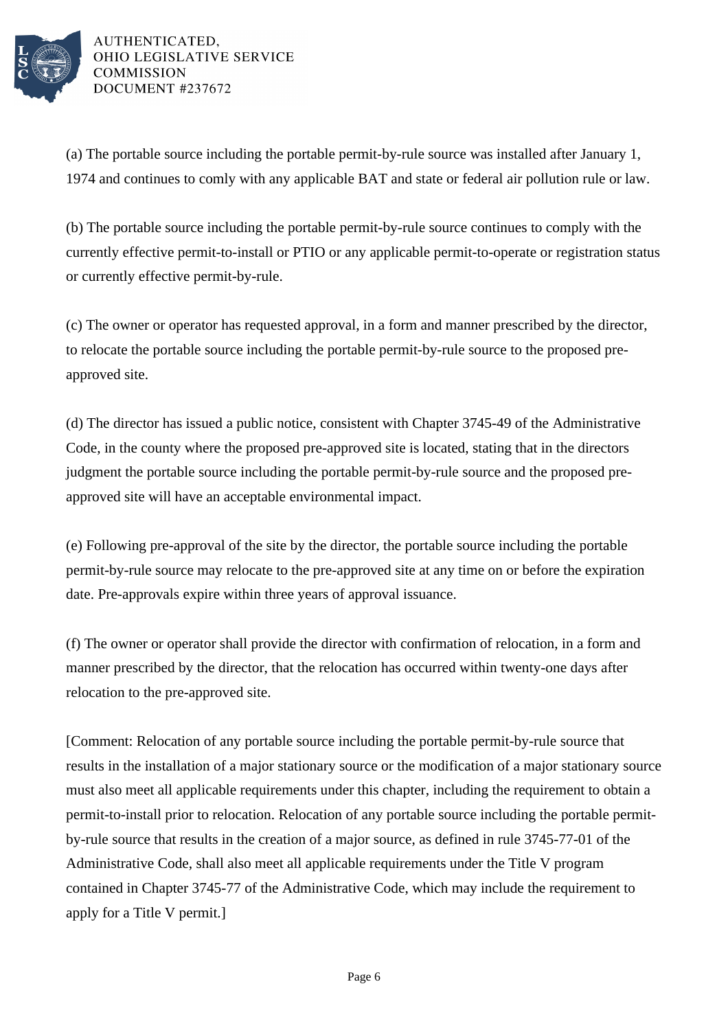(a) The portable source including the portable permit-by-rule source was installed after January 1, 1974 and continues to comly with any applicable BAT and state or federal air pollution rule or law.

(b) The portable source including the portable permit-by-rule source continues to comply with the currently effective permit-to-install or PTIO or any applicable permit-to-operate or registration status or currently effective permit-by-rule.

(c) The owner or operator has requested approval, in a form and manner prescribed by the director, to relocate the portable source including the portable permit-by-rule source to the proposed pre-approved site.

(d) The director has issued a public notice, consistent with Chapter 3745-49 of the Administrative Code, in the county where the proposed pre-approved site is located, stating that in the directors judgment the portable source including the portable permit-by-rule source and the proposed pre-approved site will have an acceptable environmental impact.

(e) Following pre-approval of the site by the director, the portable source including the portable permit-by-rule source may relocate to the pre-approved site at any time on or before the expiration date. Pre-approvals expire within three years of approval issuance.

(f) The owner or operator shall provide the director with confirmation of relocation, in a form and manner prescribed by the director, that the relocation has occurred within twenty-one days after relocation to the pre-approved site.

[Comment: Relocation of any portable source including the portable permit-by-rule source that results in the installation of a major stationary source or the modification of a major stationary source must also meet all applicable requirements under this chapter, including the requirement to obtain a permit-to-install prior to relocation. Relocation of any portable source including the portable permit-by-rule source that results in the creation of a major source, as defined in rule 3745-77-01 of the Administrative Code, shall also meet all applicable requirements under the Title V program contained in Chapter 3745-77 of the Administrative Code, which may include the requirement to apply for a Title V permit.]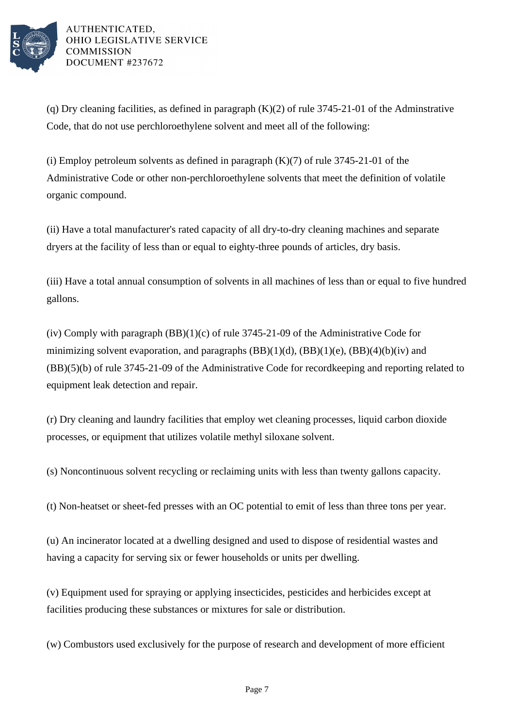(q) Dry cleaning facilities, as defined in paragraph (K)(2) of rule 3745-21-01 of the Adminstrative Code, that do not use perchloroethylene solvent and meet all of the following:

(i) Employ petroleum solvents as defined in paragraph (K)(7) of rule 3745-21-01 of the Administrative Code or other non-perchloroethylene solvents that meet the definition of volatile organic compound.

(ii) Have a total manufacturer's rated capacity of all dry-to-dry cleaning machines and separate dryers at the facility of less than or equal to eighty-three pounds of articles, dry basis.

(iii) Have a total annual consumption of solvents in all machines of less than or equal to five hundred gallons.

(iv) Comply with paragraph (BB)(1)(c) of rule 3745-21-09 of the Administrative Code for minimizing solvent evaporation, and paragraphs (BB)(1)(d), (BB)(1)(e), (BB)(4)(b)(iv) and (BB)(5)(b) of rule 3745-21-09 of the Administrative Code for recordkeeping and reporting related to equipment leak detection and repair.

(r) Dry cleaning and laundry facilities that employ wet cleaning processes, liquid carbon dioxide processes, or equipment that utilizes volatile methyl siloxane solvent.

(s) Noncontinuous solvent recycling or reclaiming units with less than twenty gallons capacity.

(t) Non-heatset or sheet-fed presses with an OC potential to emit of less than three tons per year.

(u) An incinerator located at a dwelling designed and used to dispose of residential wastes and having a capacity for serving six or fewer households or units per dwelling.

(v) Equipment used for spraying or applying insecticides, pesticides and herbicides except at facilities producing these substances or mixtures for sale or distribution.

(w) Combustors used exclusively for the purpose of research and development of more efficient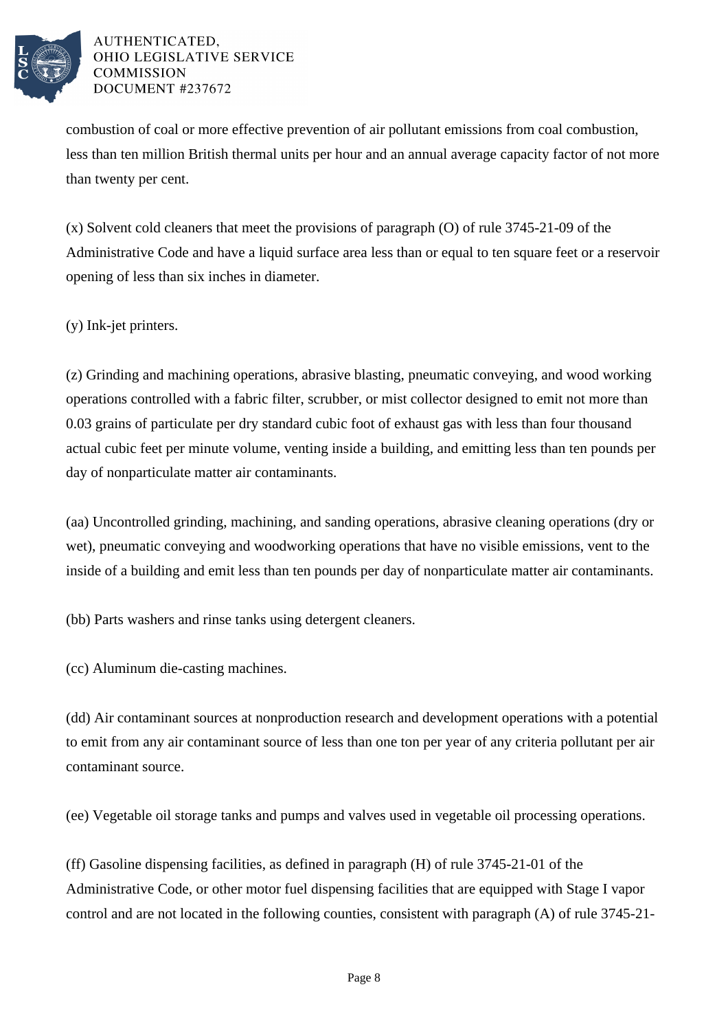combustion of coal or more effective prevention of air pollutant emissions from coal combustion, less than ten million British thermal units per hour and an annual average capacity factor of not more than twenty per cent.

(x) Solvent cold cleaners that meet the provisions of paragraph (O) of rule 3745-21-09 of the Administrative Code and have a liquid surface area less than or equal to ten square feet or a reservoir opening of less than six inches in diameter.

(y) Ink-jet printers.

(z) Grinding and machining operations, abrasive blasting, pneumatic conveying, and wood working operations controlled with a fabric filter, scrubber, or mist collector designed to emit not more than 0.03 grains of particulate per dry standard cubic foot of exhaust gas with less than four thousand actual cubic feet per minute volume, venting inside a building, and emitting less than ten pounds per day of nonparticulate matter air contaminants.

(aa) Uncontrolled grinding, machining, and sanding operations, abrasive cleaning operations (dry or wet), pneumatic conveying and woodworking operations that have no visible emissions, vent to the inside of a building and emit less than ten pounds per day of nonparticulate matter air contaminants.

(bb) Parts washers and rinse tanks using detergent cleaners.

(cc) Aluminum die-casting machines.

(dd) Air contaminant sources at nonproduction research and development operations with a potential to emit from any air contaminant source of less than one ton per year of any criteria pollutant per air contaminant source.

(ee) Vegetable oil storage tanks and pumps and valves used in vegetable oil processing operations.

(ff) Gasoline dispensing facilities, as defined in paragraph (H) of rule 3745-21-01 of the Administrative Code, or other motor fuel dispensing facilities that are equipped with Stage I vapor control and are not located in the following counties, consistent with paragraph (A) of rule 3745-21-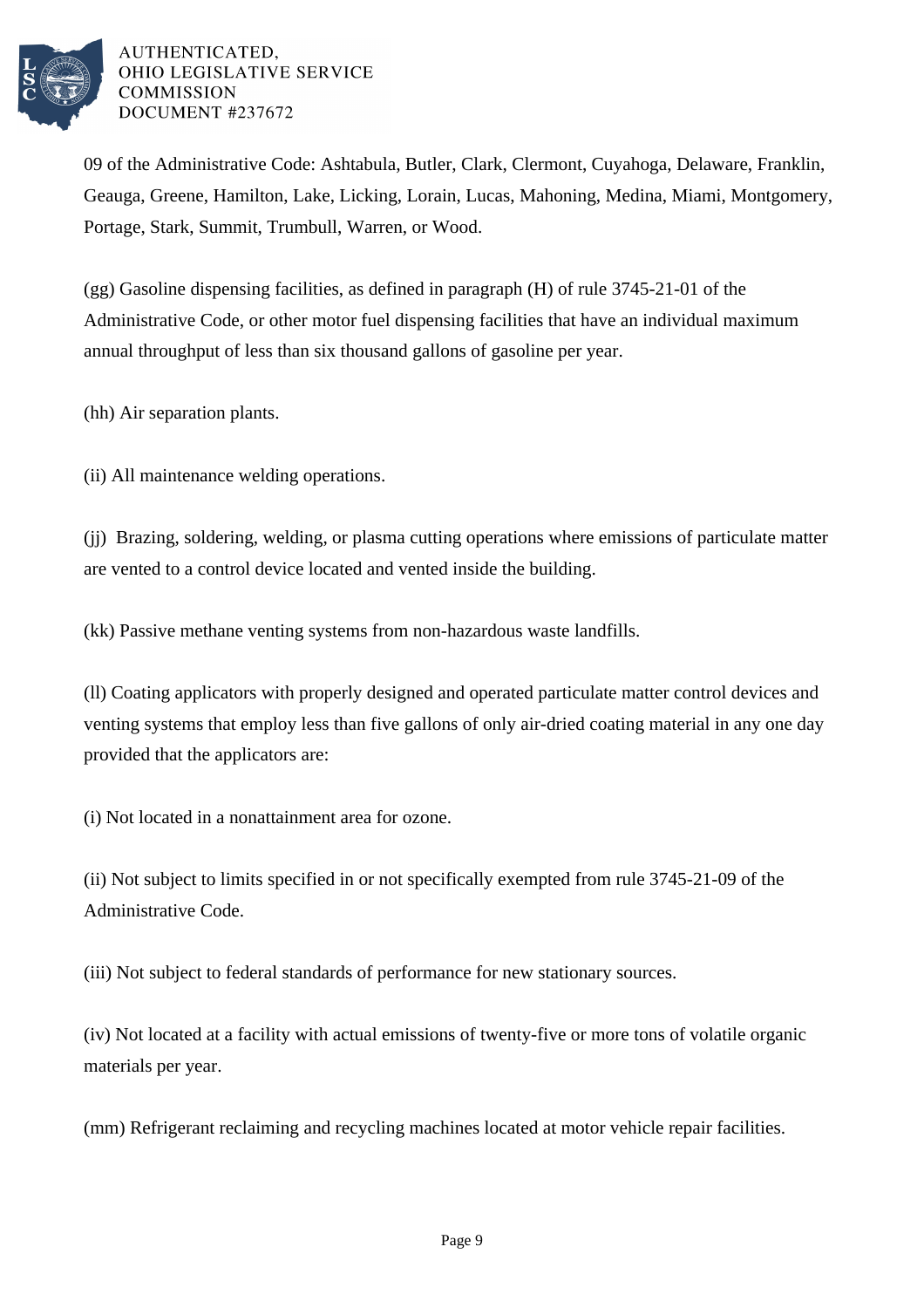09 of the Administrative Code: Ashtabula, Butler, Clark, Clermont, Cuyahoga, Delaware, Franklin, Geauga, Greene, Hamilton, Lake, Licking, Lorain, Lucas, Mahoning, Medina, Miami, Montgomery, Portage, Stark, Summit, Trumbull, Warren, or Wood.

(gg) Gasoline dispensing facilities, as defined in paragraph (H) of rule 3745-21-01 of the Administrative Code, or other motor fuel dispensing facilities that have an individual maximum annual throughput of less than six thousand gallons of gasoline per year.

(hh) Air separation plants.

(ii) All maintenance welding operations.

(jj) Brazing, soldering, welding, or plasma cutting operations where emissions of particulate matter are vented to a control device located and vented inside the building.

(kk) Passive methane venting systems from non-hazardous waste landfills.

(ll) Coating applicators with properly designed and operated particulate matter control devices and venting systems that employ less than five gallons of only air-dried coating material in any one day provided that the applicators are:

(i) Not located in a nonattainment area for ozone.

(ii) Not subject to limits specified in or not specifically exempted from rule 3745-21-09 of the Administrative Code.

(iii) Not subject to federal standards of performance for new stationary sources.

(iv) Not located at a facility with actual emissions of twenty-five or more tons of volatile organic materials per year.

(mm) Refrigerant reclaiming and recycling machines located at motor vehicle repair facilities.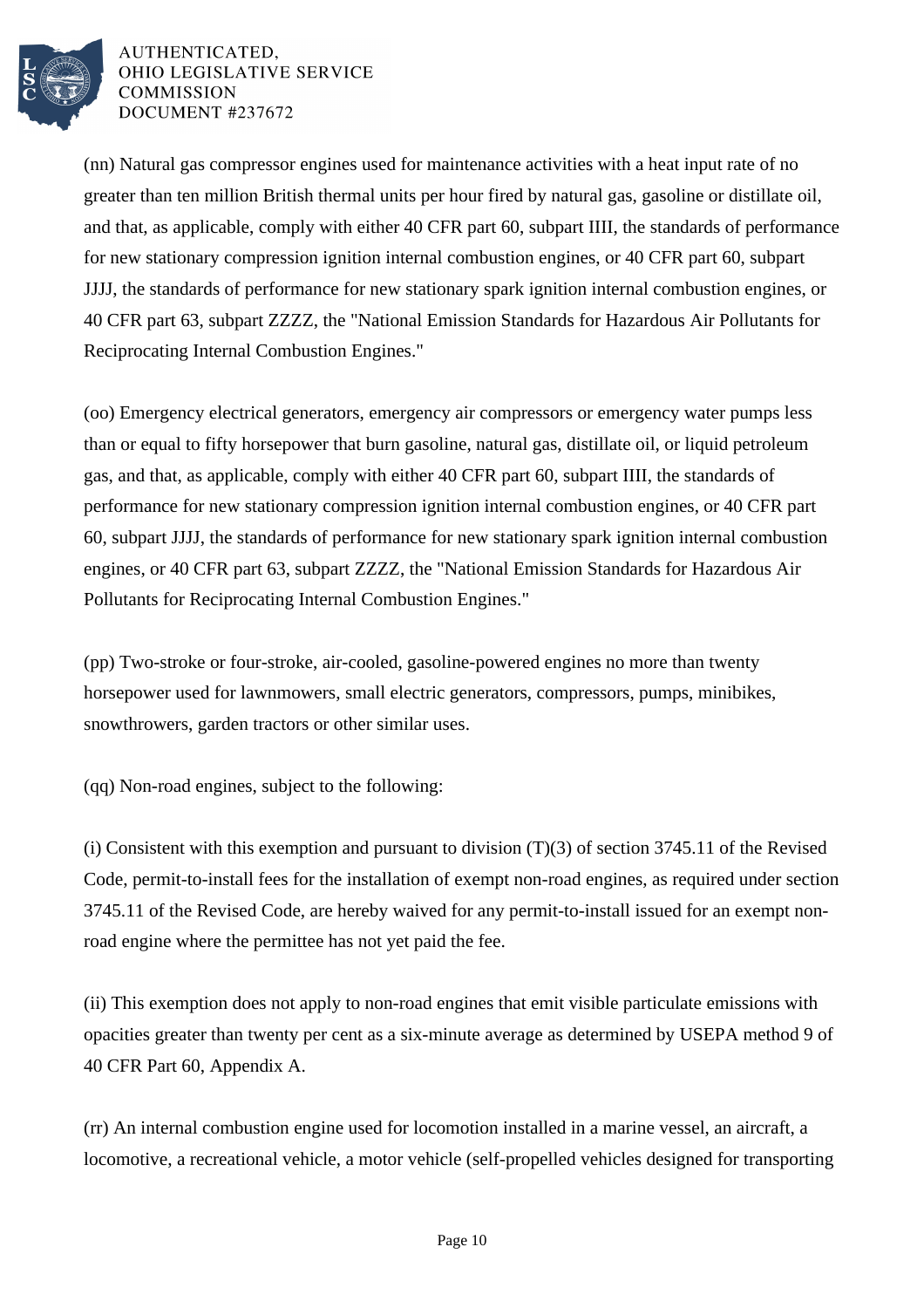(nn) Natural gas compressor engines used for maintenance activities with a heat input rate of no greater than ten million British thermal units per hour fired by natural gas, gasoline or distillate oil, and that, as applicable, comply with either 40 CFR part 60, subpart IIII, the standards of performance for new stationary compression ignition internal combustion engines, or 40 CFR part 60, subpart JJJJ, the standards of performance for new stationary spark ignition internal combustion engines, or 40 CFR part 63, subpart ZZZZ, the "National Emission Standards for Hazardous Air Pollutants for Reciprocating Internal Combustion Engines."

(oo) Emergency electrical generators, emergency air compressors or emergency water pumps less than or equal to fifty horsepower that burn gasoline, natural gas, distillate oil, or liquid petroleum gas, and that, as applicable, comply with either 40 CFR part 60, subpart IIII, the standards of performance for new stationary compression ignition internal combustion engines, or 40 CFR part 60, subpart JJJJ, the standards of performance for new stationary spark ignition internal combustion engines, or 40 CFR part 63, subpart ZZZZ, the "National Emission Standards for Hazardous Air Pollutants for Reciprocating Internal Combustion Engines."

(pp) Two-stroke or four-stroke, air-cooled, gasoline-powered engines no more than twenty horsepower used for lawnmowers, small electric generators, compressors, pumps, minibikes, snowthrowers, garden tractors or other similar uses.

(qq) Non-road engines, subject to the following:

(i) Consistent with this exemption and pursuant to division (T)(3) of section 3745.11 of the Revised Code, permit-to-install fees for the installation of exempt non-road engines, as required under section 3745.11 of the Revised Code, are hereby waived for any permit-to-install issued for an exempt non-road engine where the permittee has not yet paid the fee.

(ii) This exemption does not apply to non-road engines that emit visible particulate emissions with opacities greater than twenty per cent as a six-minute average as determined by USEPA method 9 of 40 CFR Part 60, Appendix A.

(rr) An internal combustion engine used for locomotion installed in a marine vessel, an aircraft, a locomotive, a recreational vehicle, a motor vehicle (self-propelled vehicles designed for transporting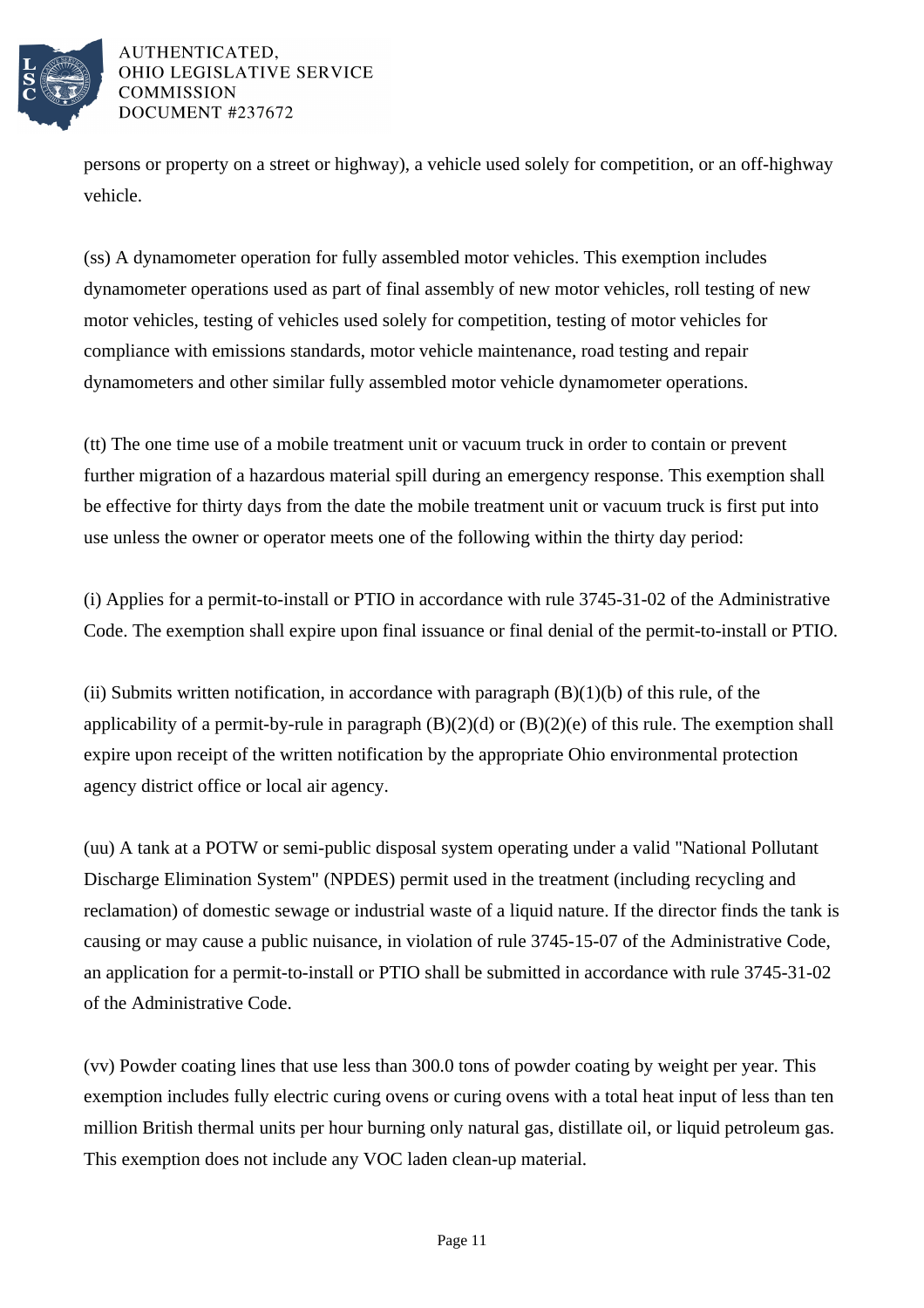persons or property on a street or highway), a vehicle used solely for competition, or an off-highway vehicle.

(ss) A dynamometer operation for fully assembled motor vehicles. This exemption includes dynamometer operations used as part of final assembly of new motor vehicles, roll testing of new motor vehicles, testing of vehicles used solely for competition, testing of motor vehicles for compliance with emissions standards, motor vehicle maintenance, road testing and repair dynamometers and other similar fully assembled motor vehicle dynamometer operations.

(tt) The one time use of a mobile treatment unit or vacuum truck in order to contain or prevent further migration of a hazardous material spill during an emergency response. This exemption shall be effective for thirty days from the date the mobile treatment unit or vacuum truck is first put into use unless the owner or operator meets one of the following within the thirty day period:

(i) Applies for a permit-to-install or PTIO in accordance with rule 3745-31-02 of the Administrative Code. The exemption shall expire upon final issuance or final denial of the permit-to-install or PTIO.

(ii) Submits written notification, in accordance with paragraph (B)(1)(b) of this rule, of the applicability of a permit-by-rule in paragraph (B)(2)(d) or (B)(2)(e) of this rule. The exemption shall expire upon receipt of the written notification by the appropriate Ohio environmental protection agency district office or local air agency.

(uu) A tank at a POTW or semi-public disposal system operating under a valid "National Pollutant Discharge Elimination System" (NPDES) permit used in the treatment (including recycling and reclamation) of domestic sewage or industrial waste of a liquid nature. If the director finds the tank is causing or may cause a public nuisance, in violation of rule 3745-15-07 of the Administrative Code, an application for a permit-to-install or PTIO shall be submitted in accordance with rule 3745-31-02 of the Administrative Code.

(vv) Powder coating lines that use less than 300.0 tons of powder coating by weight per year. This exemption includes fully electric curing ovens or curing ovens with a total heat input of less than ten million British thermal units per hour burning only natural gas, distillate oil, or liquid petroleum gas. This exemption does not include any VOC laden clean-up material.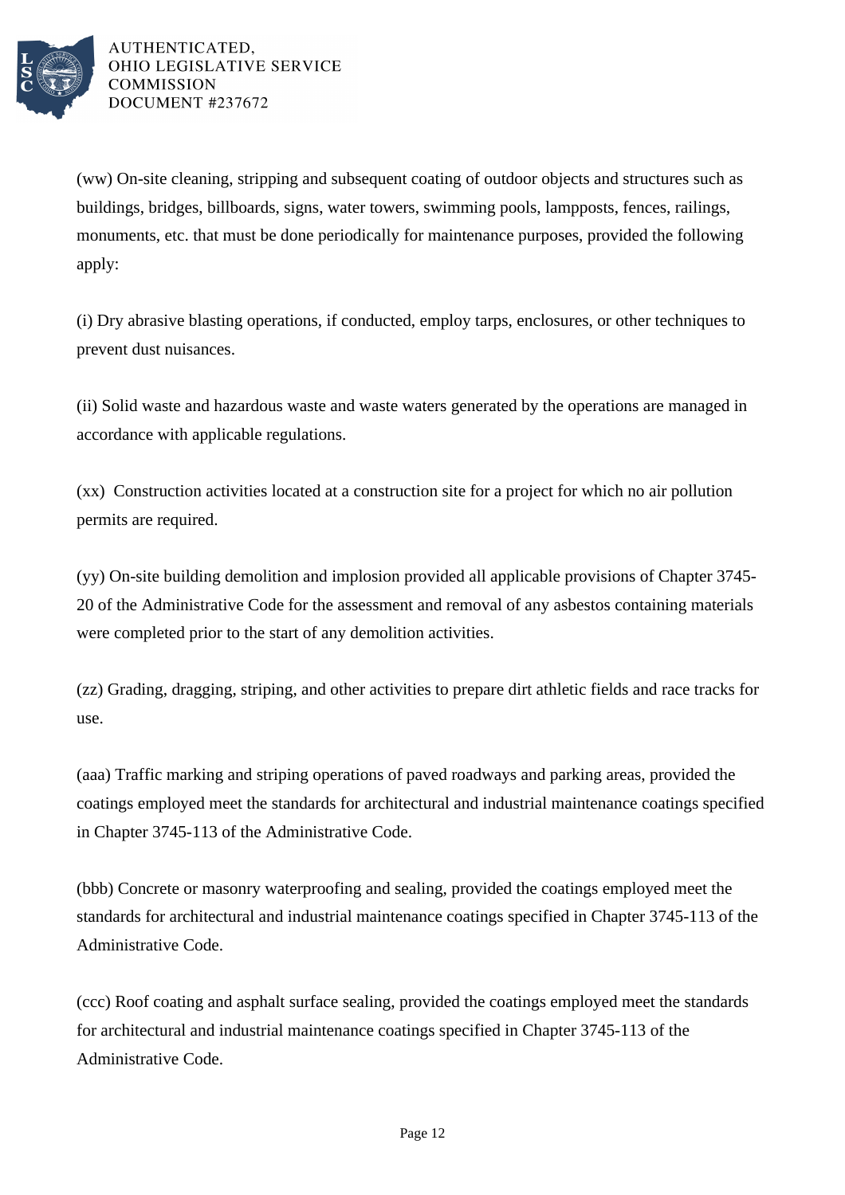(ww) On-site cleaning, stripping and subsequent coating of outdoor objects and structures such as buildings, bridges, billboards, signs, water towers, swimming pools, lampposts, fences, railings, monuments, etc. that must be done periodically for maintenance purposes, provided the following apply:

(i) Dry abrasive blasting operations, if conducted, employ tarps, enclosures, or other techniques to prevent dust nuisances.

(ii) Solid waste and hazardous waste and waste waters generated by the operations are managed in accordance with applicable regulations.

(xx) Construction activities located at a construction site for a project for which no air pollution permits are required.

(yy) On-site building demolition and implosion provided all applicable provisions of Chapter 3745-20 of the Administrative Code for the assessment and removal of any asbestos containing materials were completed prior to the start of any demolition activities.

(zz) Grading, dragging, striping, and other activities to prepare dirt athletic fields and race tracks for use.

(aaa) Traffic marking and striping operations of paved roadways and parking areas, provided the coatings employed meet the standards for architectural and industrial maintenance coatings specified in Chapter 3745-113 of the Administrative Code.

(bbb) Concrete or masonry waterproofing and sealing, provided the coatings employed meet the standards for architectural and industrial maintenance coatings specified in Chapter 3745-113 of the Administrative Code.

(ccc) Roof coating and asphalt surface sealing, provided the coatings employed meet the standards for architectural and industrial maintenance coatings specified in Chapter 3745-113 of the Administrative Code.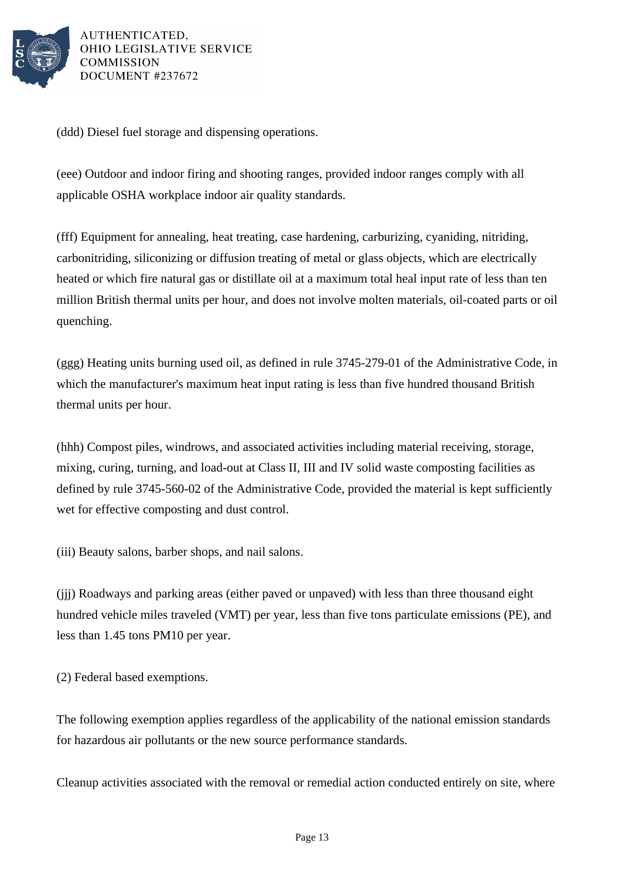(ddd) Diesel fuel storage and dispensing operations.

(eee) Outdoor and indoor firing and shooting ranges, provided indoor ranges comply with all applicable OSHA workplace indoor air quality standards.

(fff) Equipment for annealing, heat treating, case hardening, carburizing, cyaniding, nitriding, carbonitriding, siliconizing or diffusion treating of metal or glass objects, which are electrically heated or which fire natural gas or distillate oil at a maximum total heal input rate of less than ten million British thermal units per hour, and does not involve molten materials, oil-coated parts or oil quenching.

(ggg) Heating units burning used oil, as defined in rule 3745-279-01 of the Administrative Code, in which the manufacturer's maximum heat input rating is less than five hundred thousand British thermal units per hour.

(hhh) Compost piles, windrows, and associated activities including material receiving, storage, mixing, curing, turning, and load-out at Class II, III and IV solid waste composting facilities as defined by rule 3745-560-02 of the Administrative Code, provided the material is kept sufficiently wet for effective composting and dust control.

(iii) Beauty salons, barber shops, and nail salons.

(jjj) Roadways and parking areas (either paved or unpaved) with less than three thousand eight hundred vehicle miles traveled (VMT) per year, less than five tons particulate emissions (PE), and less than 1.45 tons PM10 per year.

(2) Federal based exemptions.

The following exemption applies regardless of the applicability of the national emission standards for hazardous air pollutants or the new source performance standards.

Cleanup activities associated with the removal or remedial action conducted entirely on site, where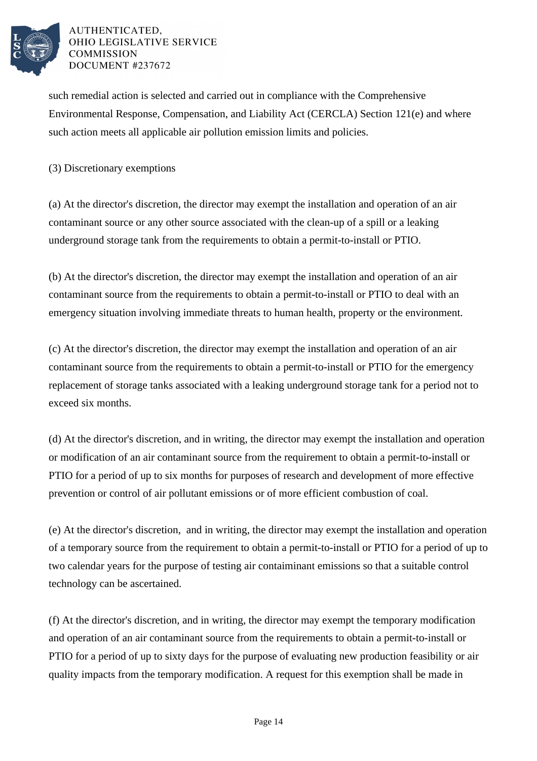such remedial action is selected and carried out in compliance with the Comprehensive Environmental Response, Compensation, and Liability Act (CERCLA) Section 121(e) and where such action meets all applicable air pollution emission limits and policies.

(3) Discretionary exemptions

(a) At the director's discretion, the director may exempt the installation and operation of an air contaminant source or any other source associated with the clean-up of a spill or a leaking underground storage tank from the requirements to obtain a permit-to-install or PTIO.

(b) At the director's discretion, the director may exempt the installation and operation of an air contaminant source from the requirements to obtain a permit-to-install or PTIO to deal with an emergency situation involving immediate threats to human health, property or the environment.

(c) At the director's discretion, the director may exempt the installation and operation of an air contaminant source from the requirements to obtain a permit-to-install or PTIO for the emergency replacement of storage tanks associated with a leaking underground storage tank for a period not to exceed six months.

(d) At the director's discretion, and in writing, the director may exempt the installation and operation or modification of an air contaminant source from the requirement to obtain a permit-to-install or PTIO for a period of up to six months for purposes of research and development of more effective prevention or control of air pollutant emissions or of more efficient combustion of coal.

(e) At the director's discretion, and in writing, the director may exempt the installation and operation of a temporary source from the requirement to obtain a permit-to-install or PTIO for a period of up to two calendar years for the purpose of testing air containminant emissions so that a suitable control technology can be ascertained.

(f) At the director's discretion, and in writing, the director may exempt the temporary modification and operation of an air contaminant source from the requirements to obtain a permit-to-install or PTIO for a period of up to sixty days for the purpose of evaluating new production feasibility or air quality impacts from the temporary modification. A request for this exemption shall be made in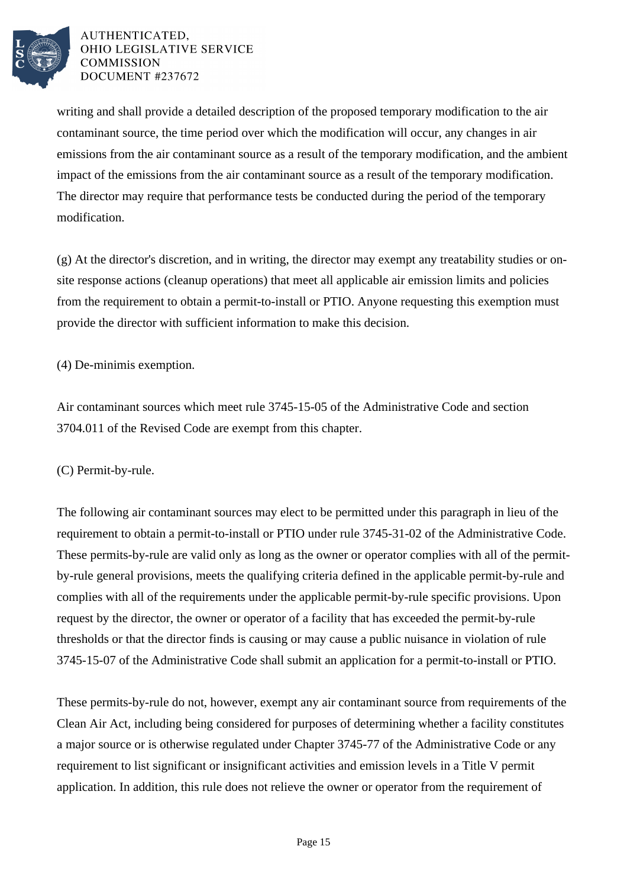writing and shall provide a detailed description of the proposed temporary modification to the air contaminant source, the time period over which the modification will occur, any changes in air emissions from the air contaminant source as a result of the temporary modification, and the ambient impact of the emissions from the air contaminant source as a result of the temporary modification. The director may require that performance tests be conducted during the period of the temporary modification.

(g) At the director's discretion, and in writing, the director may exempt any treatability studies or on-site response actions (cleanup operations) that meet all applicable air emission limits and policies from the requirement to obtain a permit-to-install or PTIO. Anyone requesting this exemption must provide the director with sufficient information to make this decision.

(4) De-minimis exemption.

Air contaminant sources which meet rule 3745-15-05 of the Administrative Code and section 3704.011 of the Revised Code are exempt from this chapter.

(C) Permit-by-rule.

The following air contaminant sources may elect to be permitted under this paragraph in lieu of the requirement to obtain a permit-to-install or PTIO under rule 3745-31-02 of the Administrative Code. These permits-by-rule are valid only as long as the owner or operator complies with all of the permit-by-rule general provisions, meets the qualifying criteria defined in the applicable permit-by-rule and complies with all of the requirements under the applicable permit-by-rule specific provisions. Upon request by the director, the owner or operator of a facility that has exceeded the permit-by-rule thresholds or that the director finds is causing or may cause a public nuisance in violation of rule 3745-15-07 of the Administrative Code shall submit an application for a permit-to-install or PTIO.

These permits-by-rule do not, however, exempt any air contaminant source from requirements of the Clean Air Act, including being considered for purposes of determining whether a facility constitutes a major source or is otherwise regulated under Chapter 3745-77 of the Administrative Code or any requirement to list significant or insignificant activities and emission levels in a Title V permit application. In addition, this rule does not relieve the owner or operator from the requirement of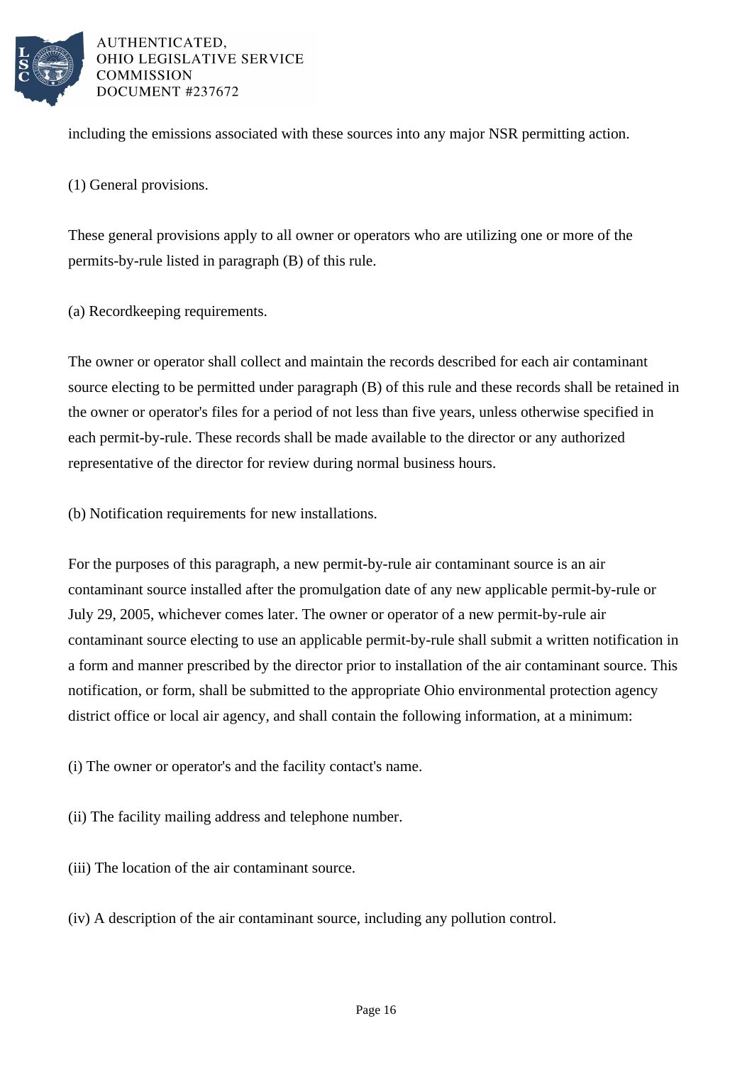including the emissions associated with these sources into any major NSR permitting action.

(1) General provisions.

These general provisions apply to all owner or operators who are utilizing one or more of the permits-by-rule listed in paragraph (B) of this rule.

(a) Recordkeeping requirements.

The owner or operator shall collect and maintain the records described for each air contaminant source electing to be permitted under paragraph (B) of this rule and these records shall be retained in the owner or operator's files for a period of not less than five years, unless otherwise specified in each permit-by-rule. These records shall be made available to the director or any authorized representative of the director for review during normal business hours.

(b) Notification requirements for new installations.

For the purposes of this paragraph, a new permit-by-rule air contaminant source is an air contaminant source installed after the promulgation date of any new applicable permit-by-rule or July 29, 2005, whichever comes later. The owner or operator of a new permit-by-rule air contaminant source electing to use an applicable permit-by-rule shall submit a written notification in a form and manner prescribed by the director prior to installation of the air contaminant source. This notification, or form, shall be submitted to the appropriate Ohio environmental protection agency district office or local air agency, and shall contain the following information, at a minimum:

(i) The owner or operator's and the facility contact's name.

(ii) The facility mailing address and telephone number.

(iii) The location of the air contaminant source.

(iv) A description of the air contaminant source, including any pollution control.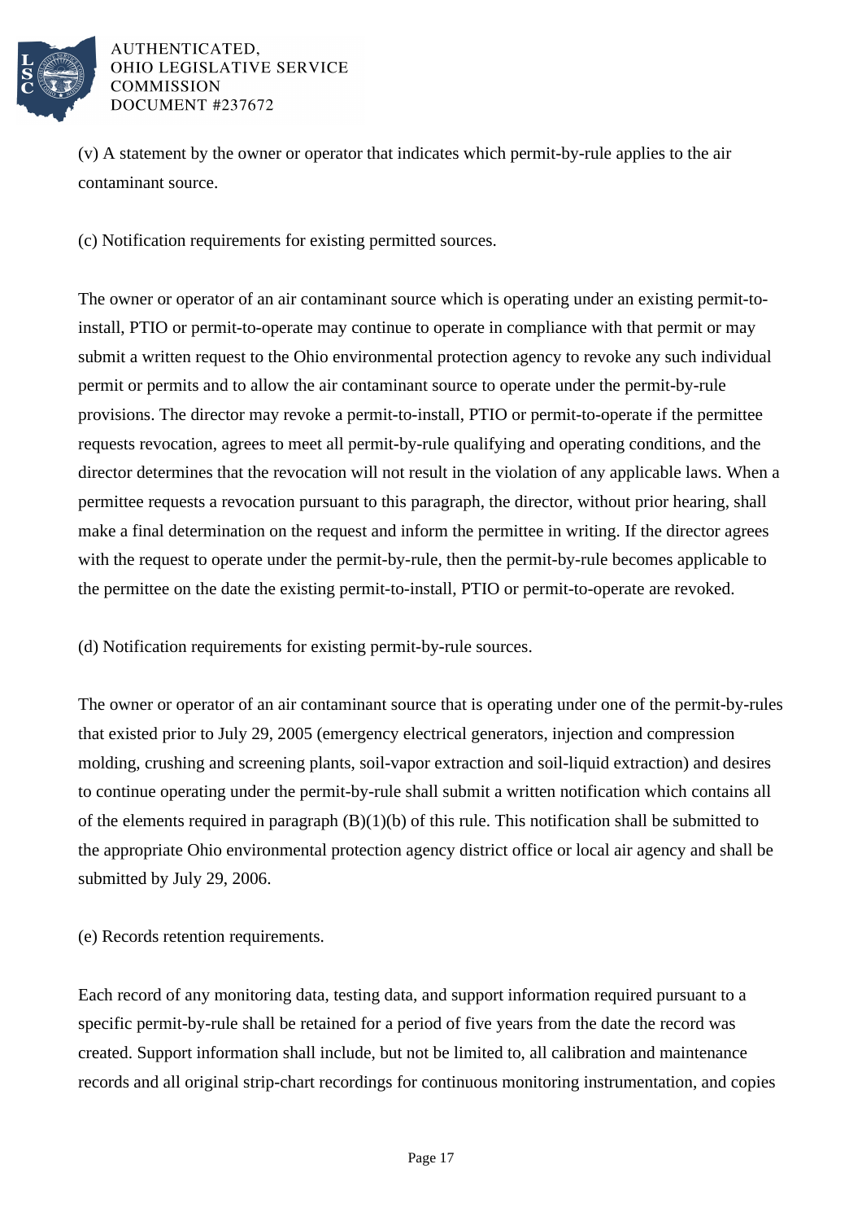(v) A statement by the owner or operator that indicates which permit-by-rule applies to the air contaminant source.

(c) Notification requirements for existing permitted sources.

The owner or operator of an air contaminant source which is operating under an existing permit-to-install, PTIO or permit-to-operate may continue to operate in compliance with that permit or may submit a written request to the Ohio environmental protection agency to revoke any such individual permit or permits and to allow the air contaminant source to operate under the permit-by-rule provisions. The director may revoke a permit-to-install, PTIO or permit-to-operate if the permittee requests revocation, agrees to meet all permit-by-rule qualifying and operating conditions, and the director determines that the revocation will not result in the violation of any applicable laws. When a permittee requests a revocation pursuant to this paragraph, the director, without prior hearing, shall make a final determination on the request and inform the permittee in writing. If the director agrees with the request to operate under the permit-by-rule, then the permit-by-rule becomes applicable to the permittee on the date the existing permit-to-install, PTIO or permit-to-operate are revoked.

(d) Notification requirements for existing permit-by-rule sources.

The owner or operator of an air contaminant source that is operating under one of the permit-by-rules that existed prior to July 29, 2005 (emergency electrical generators, injection and compression molding, crushing and screening plants, soil-vapor extraction and soil-liquid extraction) and desires to continue operating under the permit-by-rule shall submit a written notification which contains all of the elements required in paragraph (B)(1)(b) of this rule. This notification shall be submitted to the appropriate Ohio environmental protection agency district office or local air agency and shall be submitted by July 29, 2006.

(e) Records retention requirements.

Each record of any monitoring data, testing data, and support information required pursuant to a specific permit-by-rule shall be retained for a period of five years from the date the record was created. Support information shall include, but not be limited to, all calibration and maintenance records and all original strip-chart recordings for continuous monitoring instrumentation, and copies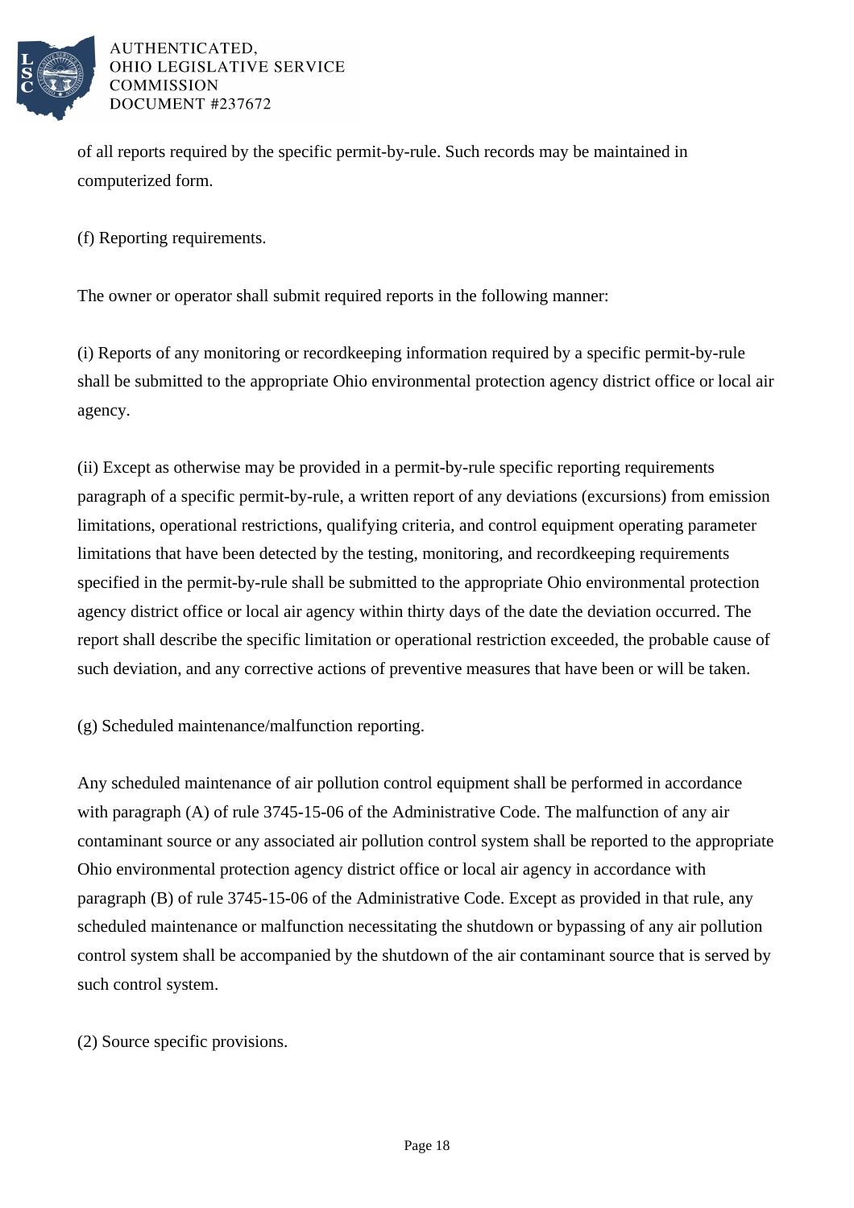of all reports required by the specific permit-by-rule. Such records may be maintained in computerized form.

(f) Reporting requirements.

The owner or operator shall submit required reports in the following manner:

(i) Reports of any monitoring or recordkeeping information required by a specific permit-by-rule shall be submitted to the appropriate Ohio environmental protection agency district office or local air agency.

(ii) Except as otherwise may be provided in a permit-by-rule specific reporting requirements paragraph of a specific permit-by-rule, a written report of any deviations (excursions) from emission limitations, operational restrictions, qualifying criteria, and control equipment operating parameter limitations that have been detected by the testing, monitoring, and recordkeeping requirements specified in the permit-by-rule shall be submitted to the appropriate Ohio environmental protection agency district office or local air agency within thirty days of the date the deviation occurred. The report shall describe the specific limitation or operational restriction exceeded, the probable cause of such deviation, and any corrective actions of preventive measures that have been or will be taken.

(g) Scheduled maintenance/malfunction reporting.

Any scheduled maintenance of air pollution control equipment shall be performed in accordance with paragraph (A) of rule 3745-15-06 of the Administrative Code. The malfunction of any air contaminant source or any associated air pollution control system shall be reported to the appropriate Ohio environmental protection agency district office or local air agency in accordance with paragraph (B) of rule 3745-15-06 of the Administrative Code. Except as provided in that rule, any scheduled maintenance or malfunction necessitating the shutdown or bypassing of any air pollution control system shall be accompanied by the shutdown of the air contaminant source that is served by such control system.

(2) Source specific provisions.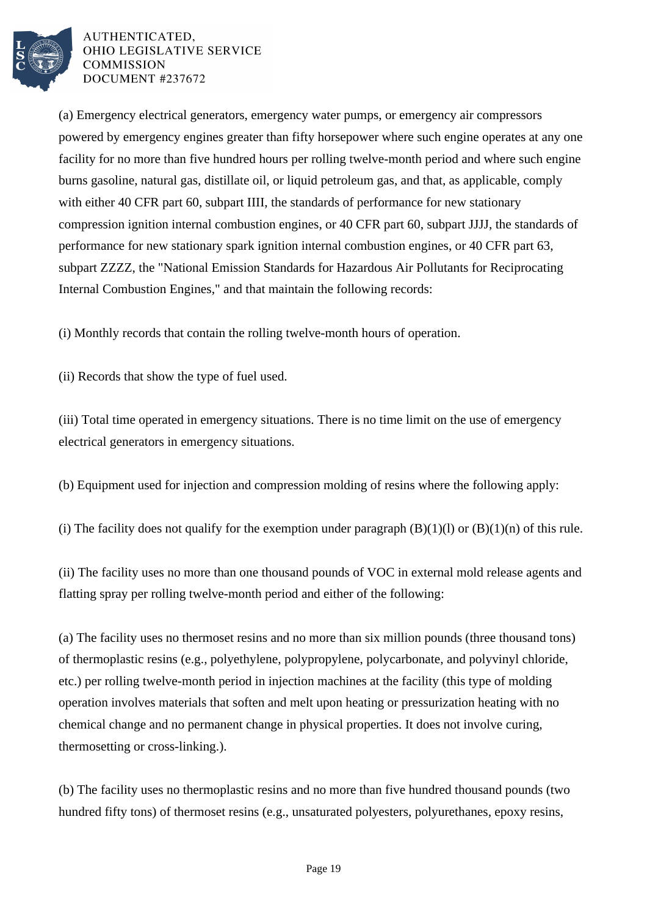(a) Emergency electrical generators, emergency water pumps, or emergency air compressors powered by emergency engines greater than fifty horsepower where such engine operates at any one facility for no more than five hundred hours per rolling twelve-month period and where such engine burns gasoline, natural gas, distillate oil, or liquid petroleum gas, and that, as applicable, comply with either 40 CFR part 60, subpart IIII, the standards of performance for new stationary compression ignition internal combustion engines, or 40 CFR part 60, subpart JJJJ, the standards of performance for new stationary spark ignition internal combustion engines, or 40 CFR part 63, subpart ZZZZ, the "National Emission Standards for Hazardous Air Pollutants for Reciprocating Internal Combustion Engines," and that maintain the following records:

(i) Monthly records that contain the rolling twelve-month hours of operation.

(ii) Records that show the type of fuel used.

(iii) Total time operated in emergency situations. There is no time limit on the use of emergency electrical generators in emergency situations.

(b) Equipment used for injection and compression molding of resins where the following apply:

(i) The facility does not qualify for the exemption under paragraph (B)(1)(l) or (B)(1)(n) of this rule.

(ii) The facility uses no more than one thousand pounds of VOC in external mold release agents and flatting spray per rolling twelve-month period and either of the following:

(a) The facility uses no thermoset resins and no more than six million pounds (three thousand tons) of thermoplastic resins (e.g., polyethylene, polypropylene, polycarbonate, and polyvinyl chloride, etc.) per rolling twelve-month period in injection machines at the facility (this type of molding operation involves materials that soften and melt upon heating or pressurization heating with no chemical change and no permanent change in physical properties. It does not involve curing, thermosetting or cross-linking.).

(b) The facility uses no thermoplastic resins and no more than five hundred thousand pounds (two hundred fifty tons) of thermoset resins (e.g., unsaturated polyesters, polyurethanes, epoxy resins,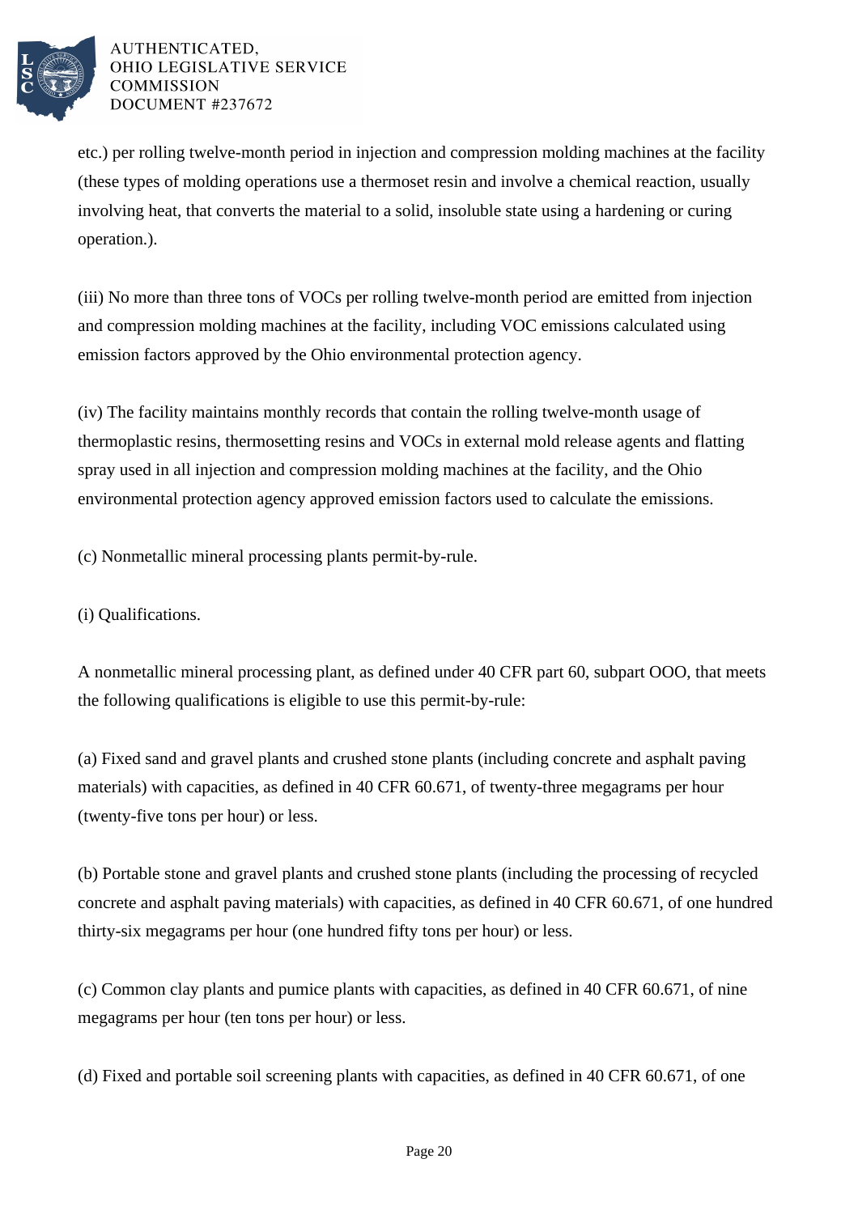etc.) per rolling twelve-month period in injection and compression molding machines at the facility (these types of molding operations use a thermoset resin and involve a chemical reaction, usually involving heat, that converts the material to a solid, insoluble state using a hardening or curing operation.).

(iii) No more than three tons of VOCs per rolling twelve-month period are emitted from injection and compression molding machines at the facility, including VOC emissions calculated using emission factors approved by the Ohio environmental protection agency.

(iv) The facility maintains monthly records that contain the rolling twelve-month usage of thermoplastic resins, thermosetting resins and VOCs in external mold release agents and flatting spray used in all injection and compression molding machines at the facility, and the Ohio environmental protection agency approved emission factors used to calculate the emissions.

(c) Nonmetallic mineral processing plants permit-by-rule.

(i) Qualifications.

A nonmetallic mineral processing plant, as defined under 40 CFR part 60, subpart OOO, that meets the following qualifications is eligible to use this permit-by-rule:

(a) Fixed sand and gravel plants and crushed stone plants (including concrete and asphalt paving materials) with capacities, as defined in 40 CFR 60.671, of twenty-three megagrams per hour (twenty-five tons per hour) or less.

(b) Portable stone and gravel plants and crushed stone plants (including the processing of recycled concrete and asphalt paving materials) with capacities, as defined in 40 CFR 60.671, of one hundred thirty-six megagrams per hour (one hundred fifty tons per hour) or less.

(c) Common clay plants and pumice plants with capacities, as defined in 40 CFR 60.671, of nine megagrams per hour (ten tons per hour) or less.

(d) Fixed and portable soil screening plants with capacities, as defined in 40 CFR 60.671, of one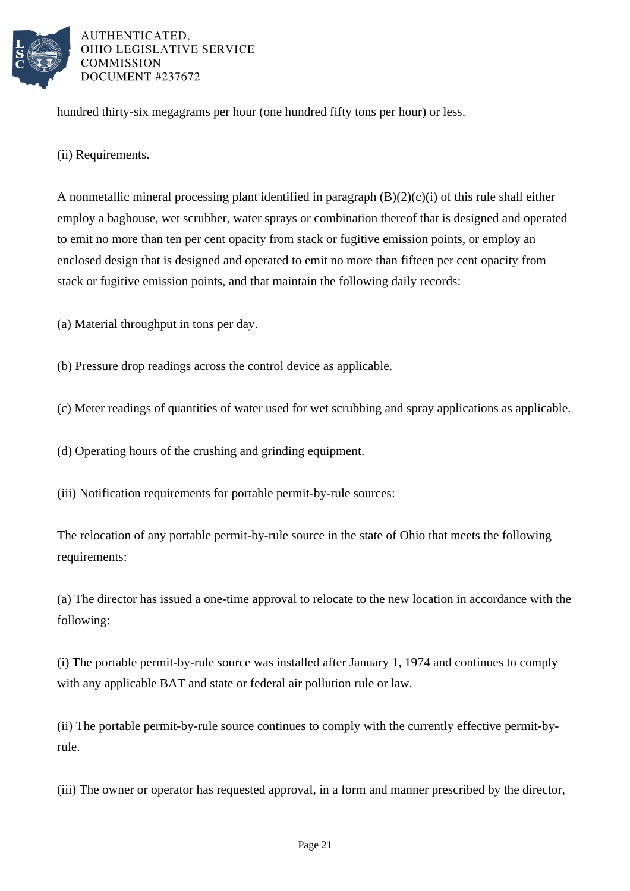hundred thirty-six megagrams per hour (one hundred fifty tons per hour) or less.

(ii) Requirements.

A nonmetallic mineral processing plant identified in paragraph (B)(2)(c)(i) of this rule shall either employ a baghouse, wet scrubber, water sprays or combination thereof that is designed and operated to emit no more than ten per cent opacity from stack or fugitive emission points, or employ an enclosed design that is designed and operated to emit no more than fifteen per cent opacity from stack or fugitive emission points, and that maintain the following daily records:

(a) Material throughput in tons per day.

(b) Pressure drop readings across the control device as applicable.

(c) Meter readings of quantities of water used for wet scrubbing and spray applications as applicable.

(d) Operating hours of the crushing and grinding equipment.

(iii) Notification requirements for portable permit-by-rule sources:

The relocation of any portable permit-by-rule source in the state of Ohio that meets the following requirements:

(a) The director has issued a one-time approval to relocate to the new location in accordance with the following:

(i) The portable permit-by-rule source was installed after January 1, 1974 and continues to comply with any applicable BAT and state or federal air pollution rule or law.

(ii) The portable permit-by-rule source continues to comply with the currently effective permit-by-rule.

(iii) The owner or operator has requested approval, in a form and manner prescribed by the director,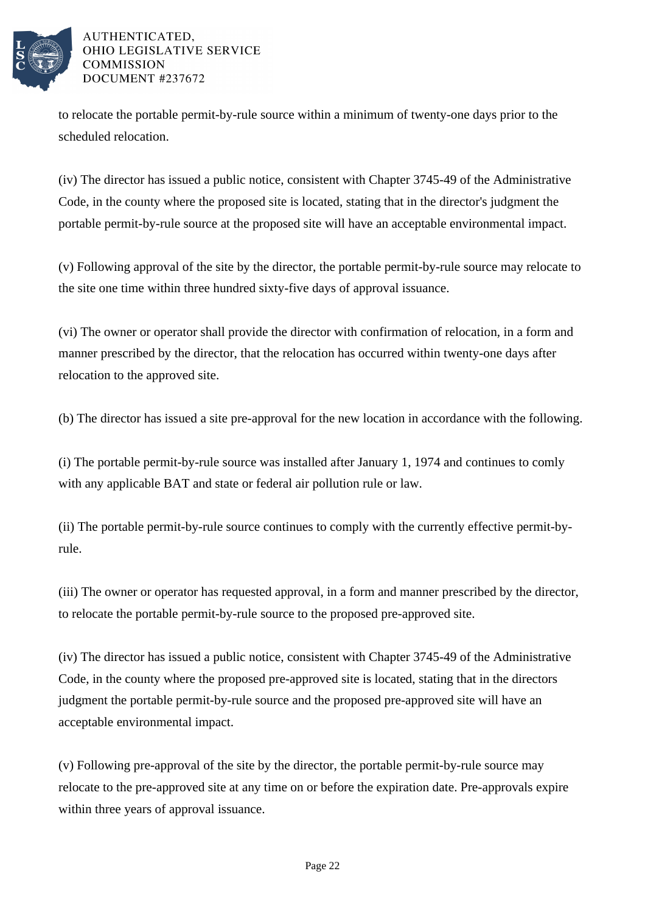to relocate the portable permit-by-rule source within a minimum of twenty-one days prior to the scheduled relocation.

(iv) The director has issued a public notice, consistent with Chapter 3745-49 of the Administrative Code, in the county where the proposed site is located, stating that in the director's judgment the portable permit-by-rule source at the proposed site will have an acceptable environmental impact.

(v) Following approval of the site by the director, the portable permit-by-rule source may relocate to the site one time within three hundred sixty-five days of approval issuance.

(vi) The owner or operator shall provide the director with confirmation of relocation, in a form and manner prescribed by the director, that the relocation has occurred within twenty-one days after relocation to the approved site.

(b) The director has issued a site pre-approval for the new location in accordance with the following.

(i) The portable permit-by-rule source was installed after January 1, 1974 and continues to comly with any applicable BAT and state or federal air pollution rule or law.

(ii) The portable permit-by-rule source continues to comply with the currently effective permit-by-rule.

(iii) The owner or operator has requested approval, in a form and manner prescribed by the director, to relocate the portable permit-by-rule source to the proposed pre-approved site.

(iv) The director has issued a public notice, consistent with Chapter 3745-49 of the Administrative Code, in the county where the proposed pre-approved site is located, stating that in the directors judgment the portable permit-by-rule source and the proposed pre-approved site will have an acceptable environmental impact.

(v) Following pre-approval of the site by the director, the portable permit-by-rule source may relocate to the pre-approved site at any time on or before the expiration date. Pre-approvals expire within three years of approval issuance.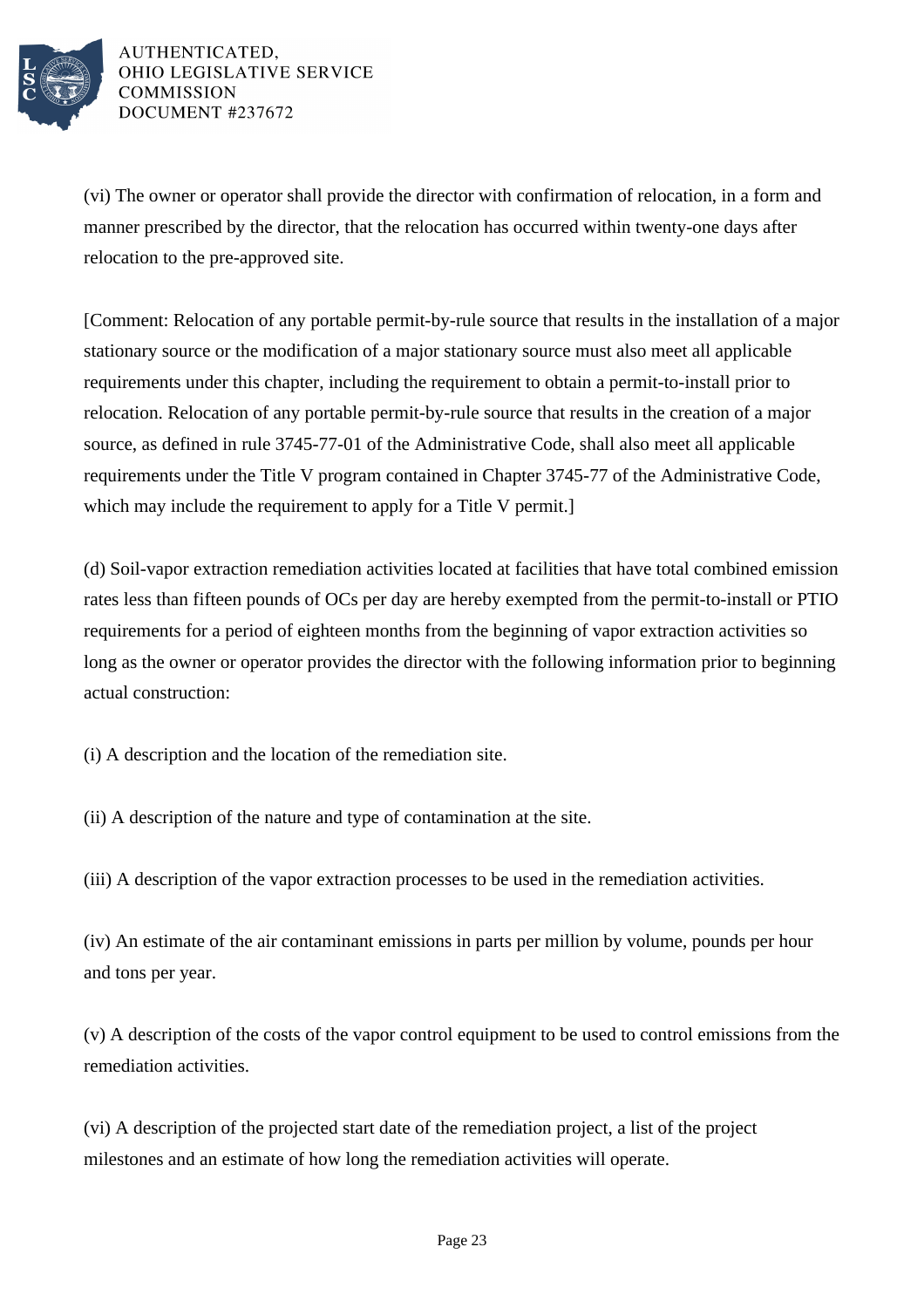(vi) The owner or operator shall provide the director with confirmation of relocation, in a form and manner prescribed by the director, that the relocation has occurred within twenty-one days after relocation to the pre-approved site.

[Comment: Relocation of any portable permit-by-rule source that results in the installation of a major stationary source or the modification of a major stationary source must also meet all applicable requirements under this chapter, including the requirement to obtain a permit-to-install prior to relocation. Relocation of any portable permit-by-rule source that results in the creation of a major source, as defined in rule 3745-77-01 of the Administrative Code, shall also meet all applicable requirements under the Title V program contained in Chapter 3745-77 of the Administrative Code, which may include the requirement to apply for a Title V permit.]

(d) Soil-vapor extraction remediation activities located at facilities that have total combined emission rates less than fifteen pounds of OCs per day are hereby exempted from the permit-to-install or PTIO requirements for a period of eighteen months from the beginning of vapor extraction activities so long as the owner or operator provides the director with the following information prior to beginning actual construction:

(i) A description and the location of the remediation site.

(ii) A description of the nature and type of contamination at the site.

(iii) A description of the vapor extraction processes to be used in the remediation activities.

(iv) An estimate of the air contaminant emissions in parts per million by volume, pounds per hour and tons per year.

(v) A description of the costs of the vapor control equipment to be used to control emissions from the remediation activities.

(vi) A description of the projected start date of the remediation project, a list of the project milestones and an estimate of how long the remediation activities will operate.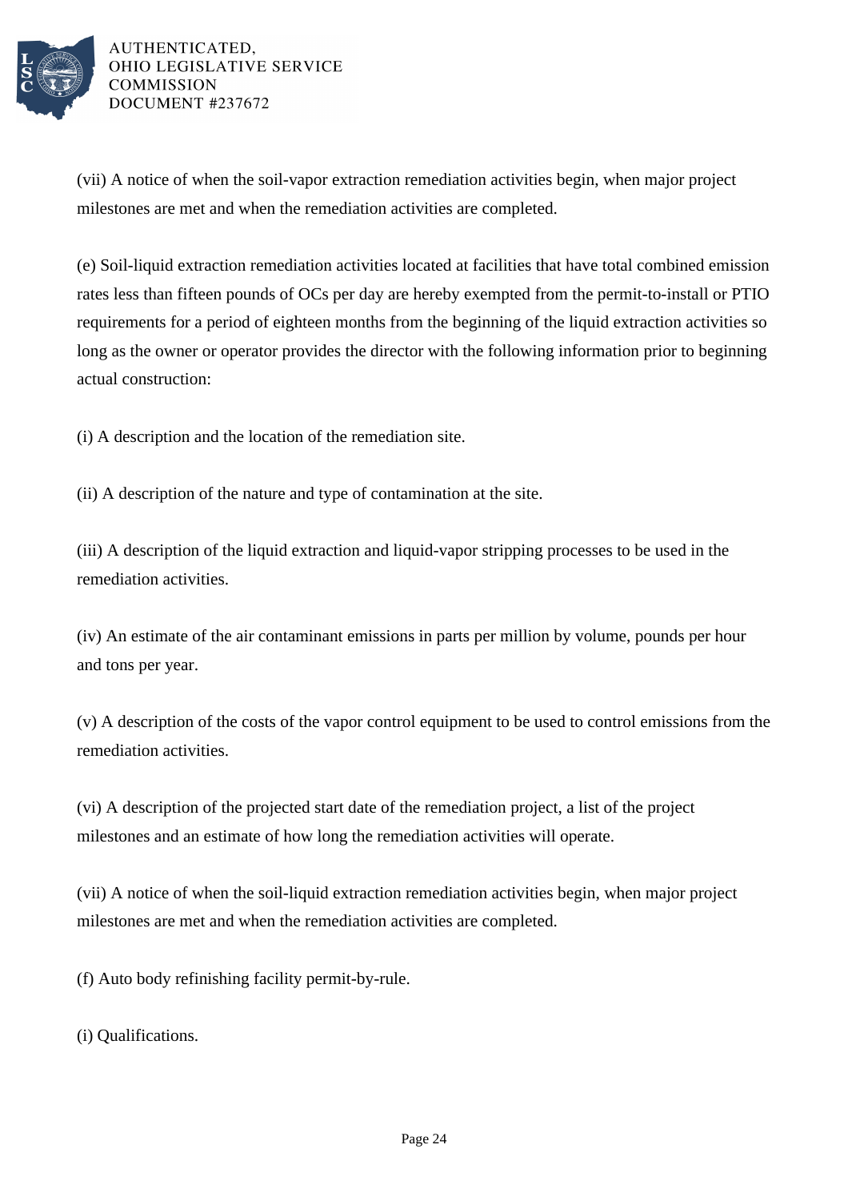(vii) A notice of when the soil-vapor extraction remediation activities begin, when major project milestones are met and when the remediation activities are completed.

(e) Soil-liquid extraction remediation activities located at facilities that have total combined emission rates less than fifteen pounds of OCs per day are hereby exempted from the permit-to-install or PTIO requirements for a period of eighteen months from the beginning of the liquid extraction activities so long as the owner or operator provides the director with the following information prior to beginning actual construction:

(i) A description and the location of the remediation site.

(ii) A description of the nature and type of contamination at the site.

(iii) A description of the liquid extraction and liquid-vapor stripping processes to be used in the remediation activities.

(iv) An estimate of the air contaminant emissions in parts per million by volume, pounds per hour and tons per year.

(v) A description of the costs of the vapor control equipment to be used to control emissions from the remediation activities.

(vi) A description of the projected start date of the remediation project, a list of the project milestones and an estimate of how long the remediation activities will operate.

(vii) A notice of when the soil-liquid extraction remediation activities begin, when major project milestones are met and when the remediation activities are completed.

(f) Auto body refinishing facility permit-by-rule.

(i) Qualifications.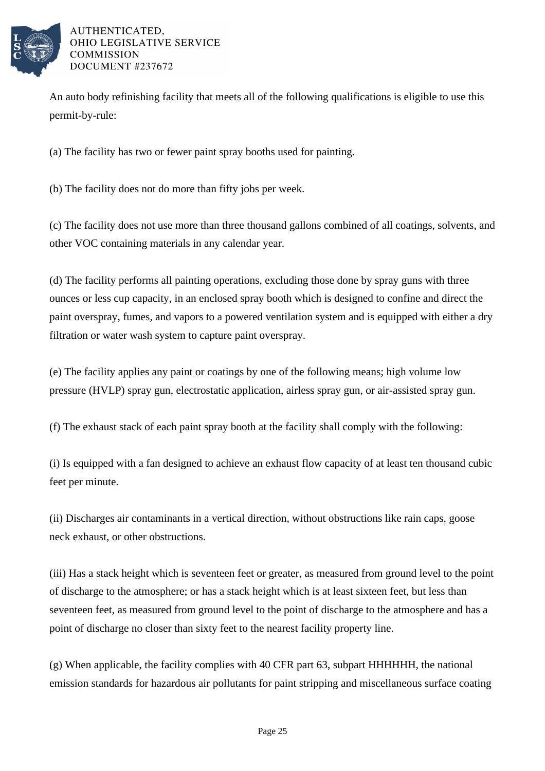An auto body refinishing facility that meets all of the following qualifications is eligible to use this permit-by-rule:

(a) The facility has two or fewer paint spray booths used for painting.

(b) The facility does not do more than fifty jobs per week.

(c) The facility does not use more than three thousand gallons combined of all coatings, solvents, and other VOC containing materials in any calendar year.

(d) The facility performs all painting operations, excluding those done by spray guns with three ounces or less cup capacity, in an enclosed spray booth which is designed to confine and direct the paint overspray, fumes, and vapors to a powered ventilation system and is equipped with either a dry filtration or water wash system to capture paint overspray.

(e) The facility applies any paint or coatings by one of the following means; high volume low pressure (HVLP) spray gun, electrostatic application, airless spray gun, or air-assisted spray gun.

(f) The exhaust stack of each paint spray booth at the facility shall comply with the following:

(i) Is equipped with a fan designed to achieve an exhaust flow capacity of at least ten thousand cubic feet per minute.

(ii) Discharges air contaminants in a vertical direction, without obstructions like rain caps, goose neck exhaust, or other obstructions.

(iii) Has a stack height which is seventeen feet or greater, as measured from ground level to the point of discharge to the atmosphere; or has a stack height which is at least sixteen feet, but less than seventeen feet, as measured from ground level to the point of discharge to the atmosphere and has a point of discharge no closer than sixty feet to the nearest facility property line.

(g) When applicable, the facility complies with 40 CFR part 63, subpart HHHHHH, the national emission standards for hazardous air pollutants for paint stripping and miscellaneous surface coating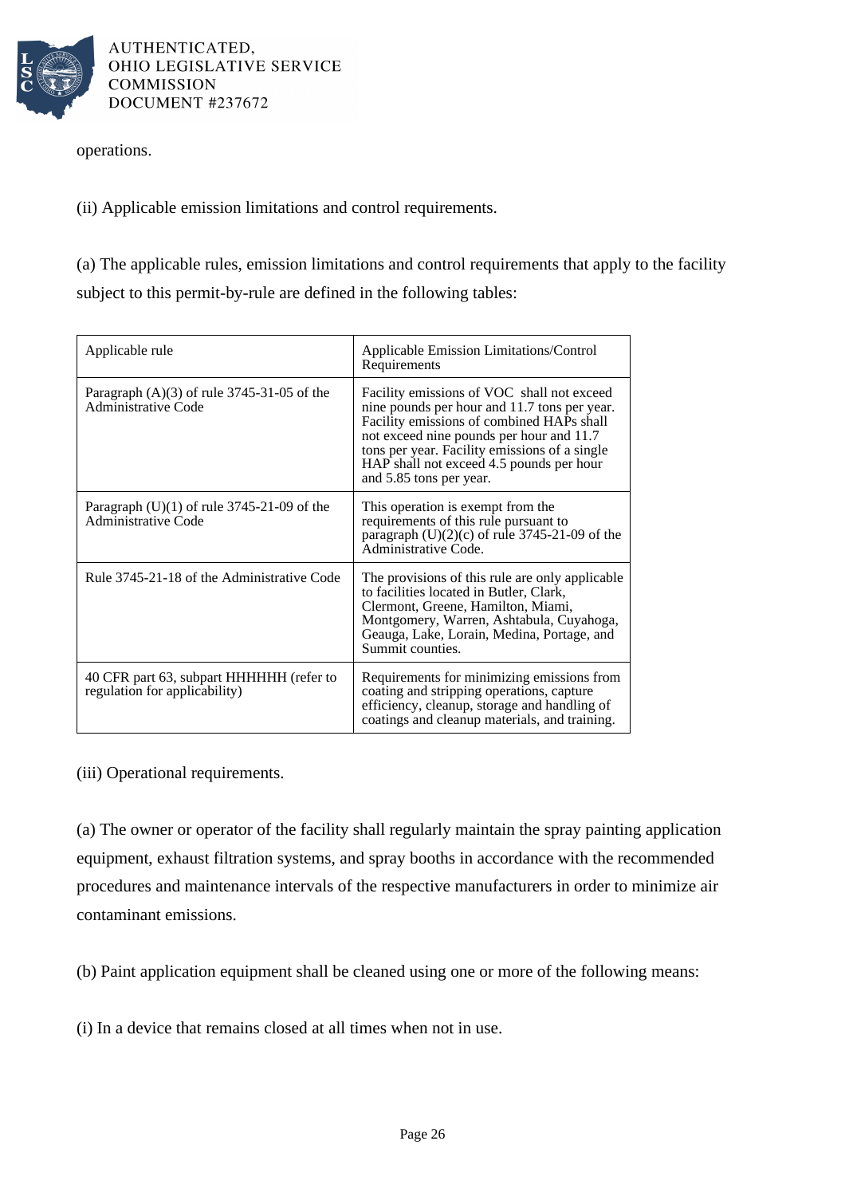operations.

(ii) Applicable emission limitations and control requirements.

(a) The applicable rules, emission limitations and control requirements that apply to the facility subject to this permit-by-rule are defined in the following tables:

| Applicable rule | Applicable Emission Limitations/Control Requirements |
|---|---|
| Paragraph (A)(3) of rule 3745-31-05 of the Administrative Code | Facility emissions of VOC shall not exceed nine pounds per hour and 11.7 tons per year. Facility emissions of combined HAPs shall not exceed nine pounds per hour and 11.7 tons per year. Facility emissions of a single HAP shall not exceed 4.5 pounds per hour and 5.85 tons per year. |
| Paragraph (U)(1) of rule 3745-21-09 of the Administrative Code | This operation is exempt from the requirements of this rule pursuant to paragraph (U)(2)(c) of rule 3745-21-09 of the Administrative Code. |
| Rule 3745-21-18 of the Administrative Code | The provisions of this rule are only applicable to facilities located in Butler, Clark, Clermont, Greene, Hamilton, Miami, Montgomery, Warren, Ashtabula, Cuyahoga, Geauga, Lake, Lorain, Medina, Portage, and Summit counties. |
| 40 CFR part 63, subpart HHHHHH (refer to regulation for applicability) | Requirements for minimizing emissions from coating and stripping operations, capture efficiency, cleanup, storage and handling of coatings and cleanup materials, and training. |

(iii) Operational requirements.

(a) The owner or operator of the facility shall regularly maintain the spray painting application equipment, exhaust filtration systems, and spray booths in accordance with the recommended procedures and maintenance intervals of the respective manufacturers in order to minimize air contaminant emissions.

(b) Paint application equipment shall be cleaned using one or more of the following means:

(i) In a device that remains closed at all times when not in use.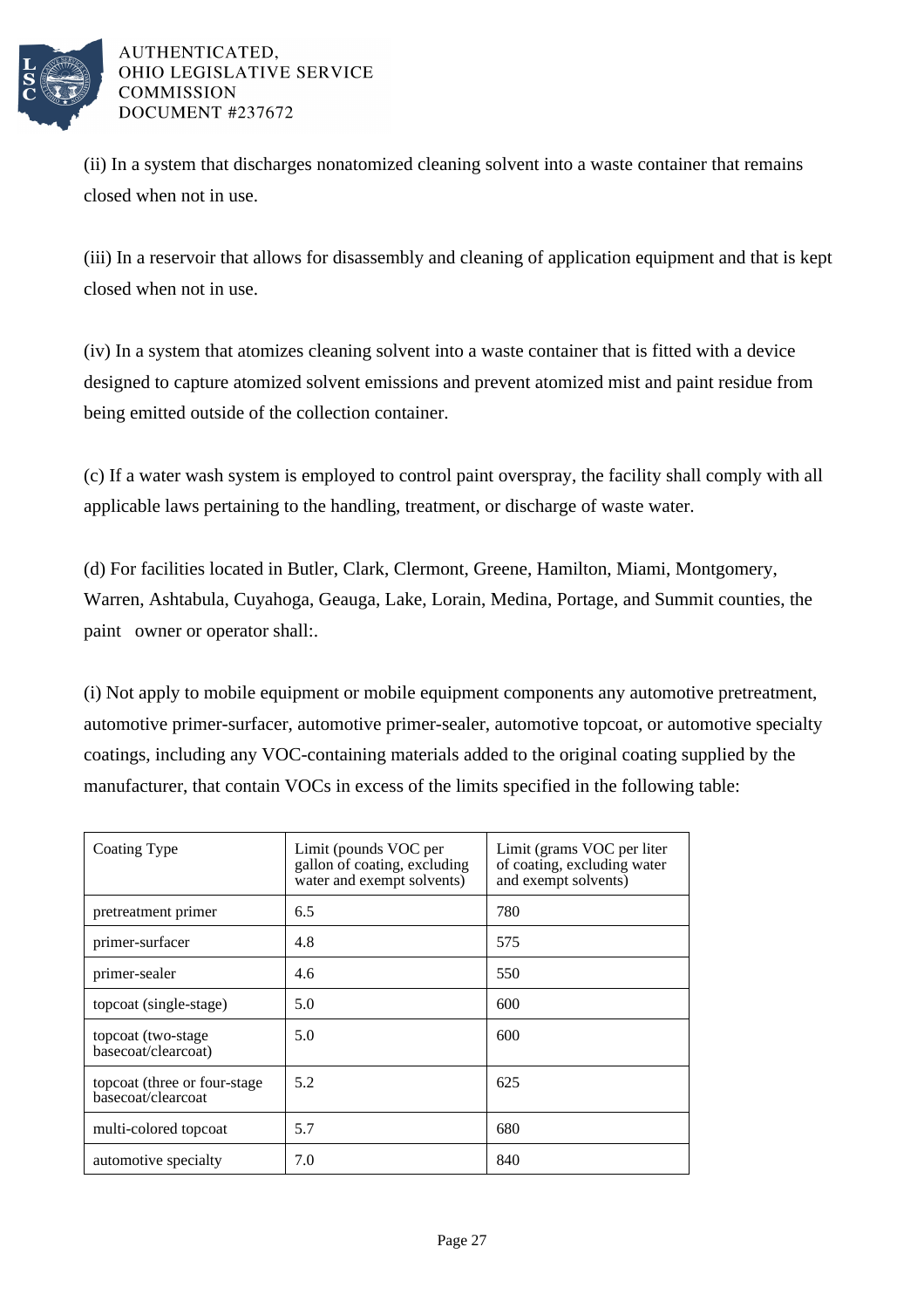(ii) In a system that discharges nonatomized cleaning solvent into a waste container that remains closed when not in use.

(iii) In a reservoir that allows for disassembly and cleaning of application equipment and that is kept closed when not in use.

(iv) In a system that atomizes cleaning solvent into a waste container that is fitted with a device designed to capture atomized solvent emissions and prevent atomized mist and paint residue from being emitted outside of the collection container.

(c) If a water wash system is employed to control paint overspray, the facility shall comply with all applicable laws pertaining to the handling, treatment, or discharge of waste water.

(d) For facilities located in Butler, Clark, Clermont, Greene, Hamilton, Miami, Montgomery, Warren, Ashtabula, Cuyahoga, Geauga, Lake, Lorain, Medina, Portage, and Summit counties, the paint owner or operator shall:.

(i) Not apply to mobile equipment or mobile equipment components any automotive pretreatment, automotive primer-surfacer, automotive primer-sealer, automotive topcoat, or automotive specialty coatings, including any VOC-containing materials added to the original coating supplied by the manufacturer, that contain VOCs in excess of the limits specified in the following table:

| Coating Type | Limit (pounds VOC per gallon of coating, excluding water and exempt solvents) | Limit (grams VOC per liter of coating, excluding water and exempt solvents) |
|---|---|---|
| pretreatment primer | 6.5 | 780 |
| primer-surfacer | 4.8 | 575 |
| primer-sealer | 4.6 | 550 |
| topcoat (single-stage) | 5.0 | 600 |
| topcoat (two-stage basecoat/clearcoat) | 5.0 | 600 |
| topcoat (three or four-stage basecoat/clearcoat | 5.2 | 625 |
| multi-colored topcoat | 5.7 | 680 |
| automotive specialty | 7.0 | 840 |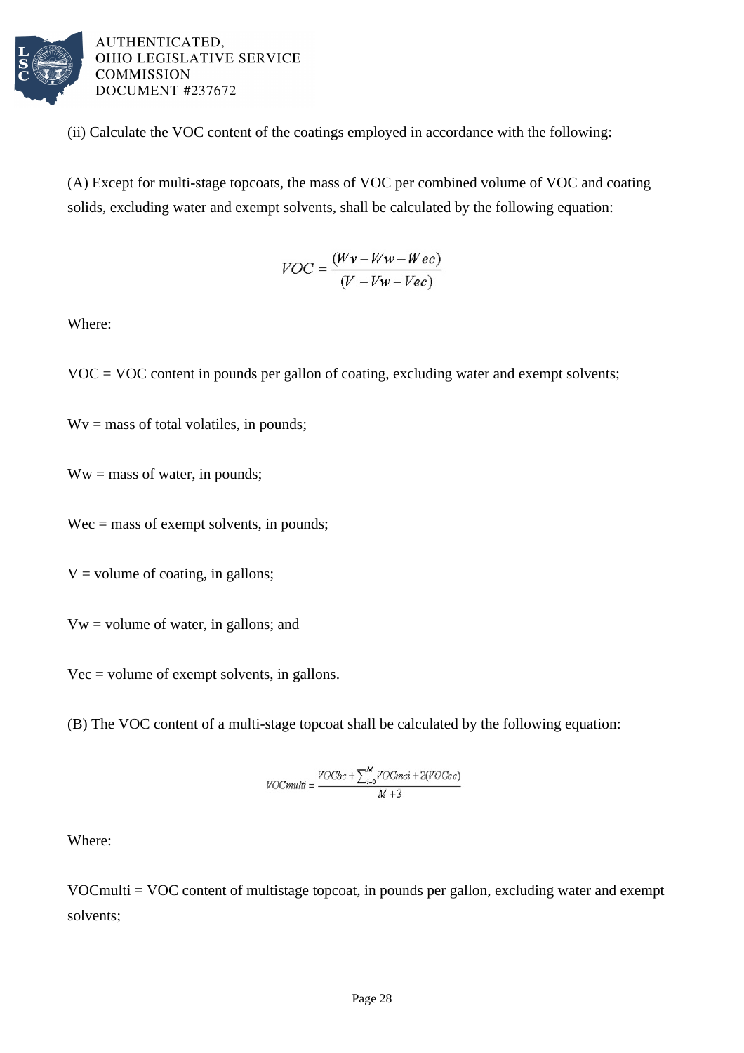(ii) Calculate the VOC content of the coatings employed in accordance with the following:

(A) Except for multi-stage topcoats, the mass of VOC per combined volume of VOC and coating solids, excluding water and exempt solvents, shall be calculated by the following equation:

$$VOC = \frac{(Wv - Ww - Wec)}{(V - Vw - Vec)}$$

Where:

VOC = VOC content in pounds per gallon of coating, excluding water and exempt solvents;

Wv = mass of total volatiles, in pounds;

Ww = mass of water, in pounds;

Wec = mass of exempt solvents, in pounds;

V = volume of coating, in gallons;

Vw = volume of water, in gallons; and

Vec = volume of exempt solvents, in gallons.

(B) The VOC content of a multi-stage topcoat shall be calculated by the following equation:

$$VOCmulti = \frac{VOCbc + \sum_{i=0}^{M} VOCmci + 2(VOCcc)}{M + 3}$$

Where:

VOCmulti = VOC content of multistage topcoat, in pounds per gallon, excluding water and exempt solvents;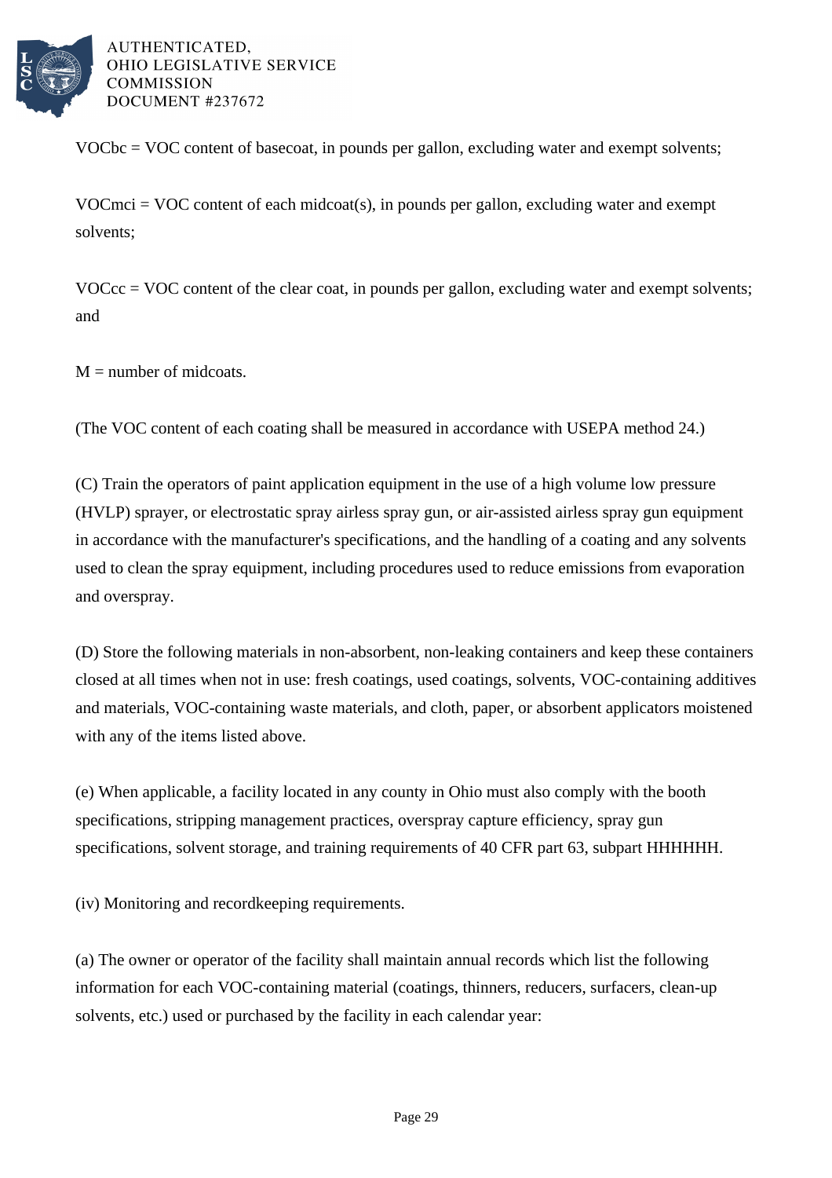$VOC_{bc}$ = VOC content of basecoat, in pounds per gallon, excluding water and exempt solvents;

$VOC_{mci}$ = VOC content of each midcoat(s), in pounds per gallon, excluding water and exempt solvents;

$VOC_{cc}$ = VOC content of the clear coat, in pounds per gallon, excluding water and exempt solvents; and

M = number of midcoats.

(The VOC content of each coating shall be measured in accordance with USEPA method 24.)

(C) Train the operators of paint application equipment in the use of a high volume low pressure (HVLP) sprayer, or electrostatic spray airless spray gun, or air-assisted airless spray gun equipment in accordance with the manufacturer's specifications, and the handling of a coating and any solvents used to clean the spray equipment, including procedures used to reduce emissions from evaporation and overspray.

(D) Store the following materials in non-absorbent, non-leaking containers and keep these containers closed at all times when not in use: fresh coatings, used coatings, solvents, VOC-containing additives and materials, VOC-containing waste materials, and cloth, paper, or absorbent applicators moistened with any of the items listed above.

(e) When applicable, a facility located in any county in Ohio must also comply with the booth specifications, stripping management practices, overspray capture efficiency, spray gun specifications, solvent storage, and training requirements of 40 CFR part 63, subpart HHHHHH.

(iv) Monitoring and recordkeeping requirements.

(a) The owner or operator of the facility shall maintain annual records which list the following information for each VOC-containing material (coatings, thinners, reducers, surfacers, clean-up solvents, etc.) used or purchased by the facility in each calendar year: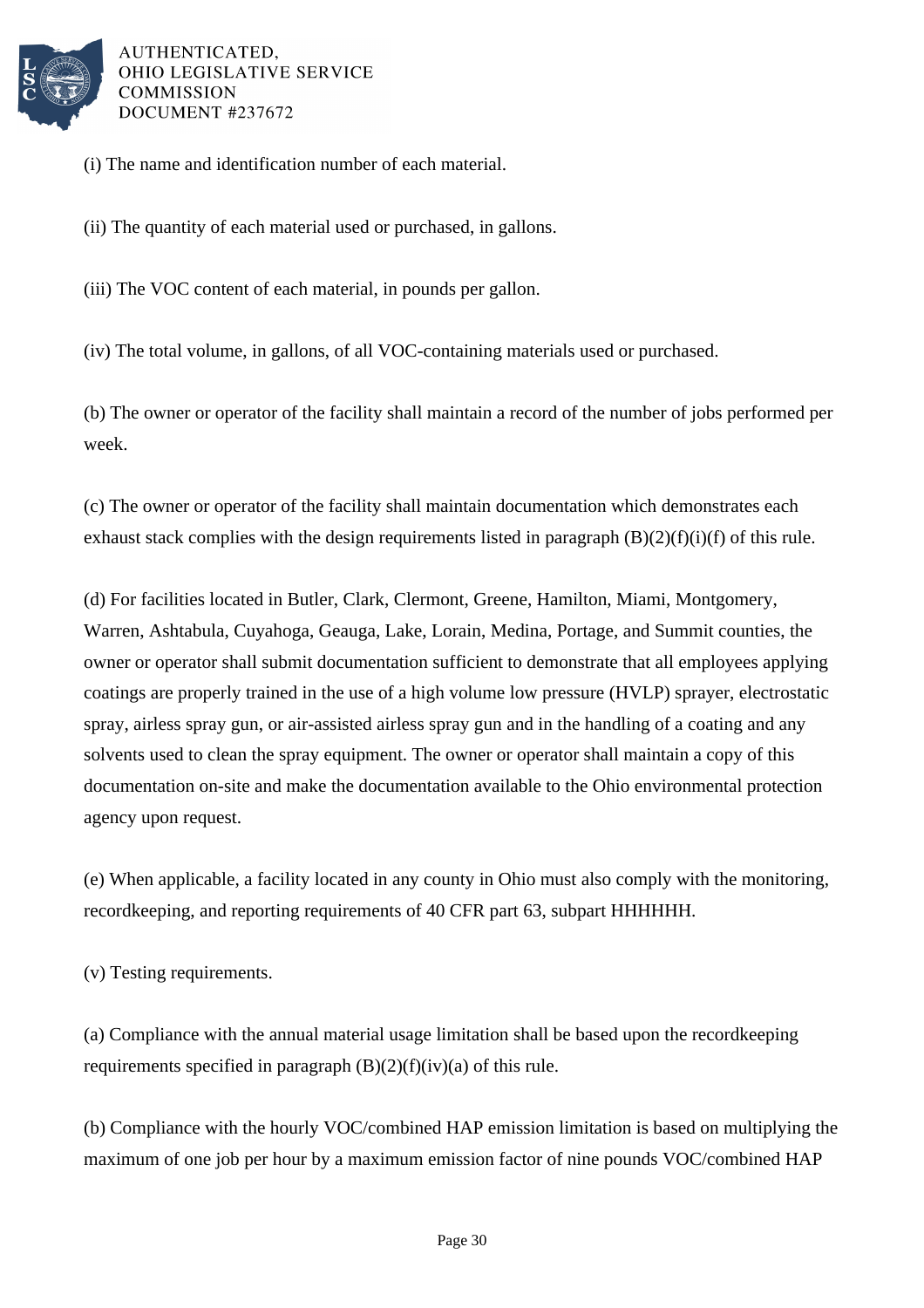(i) The name and identification number of each material.

(ii) The quantity of each material used or purchased, in gallons.

(iii) The VOC content of each material, in pounds per gallon.

(iv) The total volume, in gallons, of all VOC-containing materials used or purchased.

(b) The owner or operator of the facility shall maintain a record of the number of jobs performed per week.

(c) The owner or operator of the facility shall maintain documentation which demonstrates each exhaust stack complies with the design requirements listed in paragraph (B)(2)(f)(i)(f) of this rule.

(d) For facilities located in Butler, Clark, Clermont, Greene, Hamilton, Miami, Montgomery, Warren, Ashtabula, Cuyahoga, Geauga, Lake, Lorain, Medina, Portage, and Summit counties, the owner or operator shall submit documentation sufficient to demonstrate that all employees applying coatings are properly trained in the use of a high volume low pressure (HVLP) sprayer, electrostatic spray, airless spray gun, or air-assisted airless spray gun and in the handling of a coating and any solvents used to clean the spray equipment. The owner or operator shall maintain a copy of this documentation on-site and make the documentation available to the Ohio environmental protection agency upon request.

(e) When applicable, a facility located in any county in Ohio must also comply with the monitoring, recordkeeping, and reporting requirements of 40 CFR part 63, subpart HHHHHH.

(v) Testing requirements.

(a) Compliance with the annual material usage limitation shall be based upon the recordkeeping requirements specified in paragraph (B)(2)(f)(iv)(a) of this rule.

(b) Compliance with the hourly VOC/combined HAP emission limitation is based on multiplying the maximum of one job per hour by a maximum emission factor of nine pounds VOC/combined HAP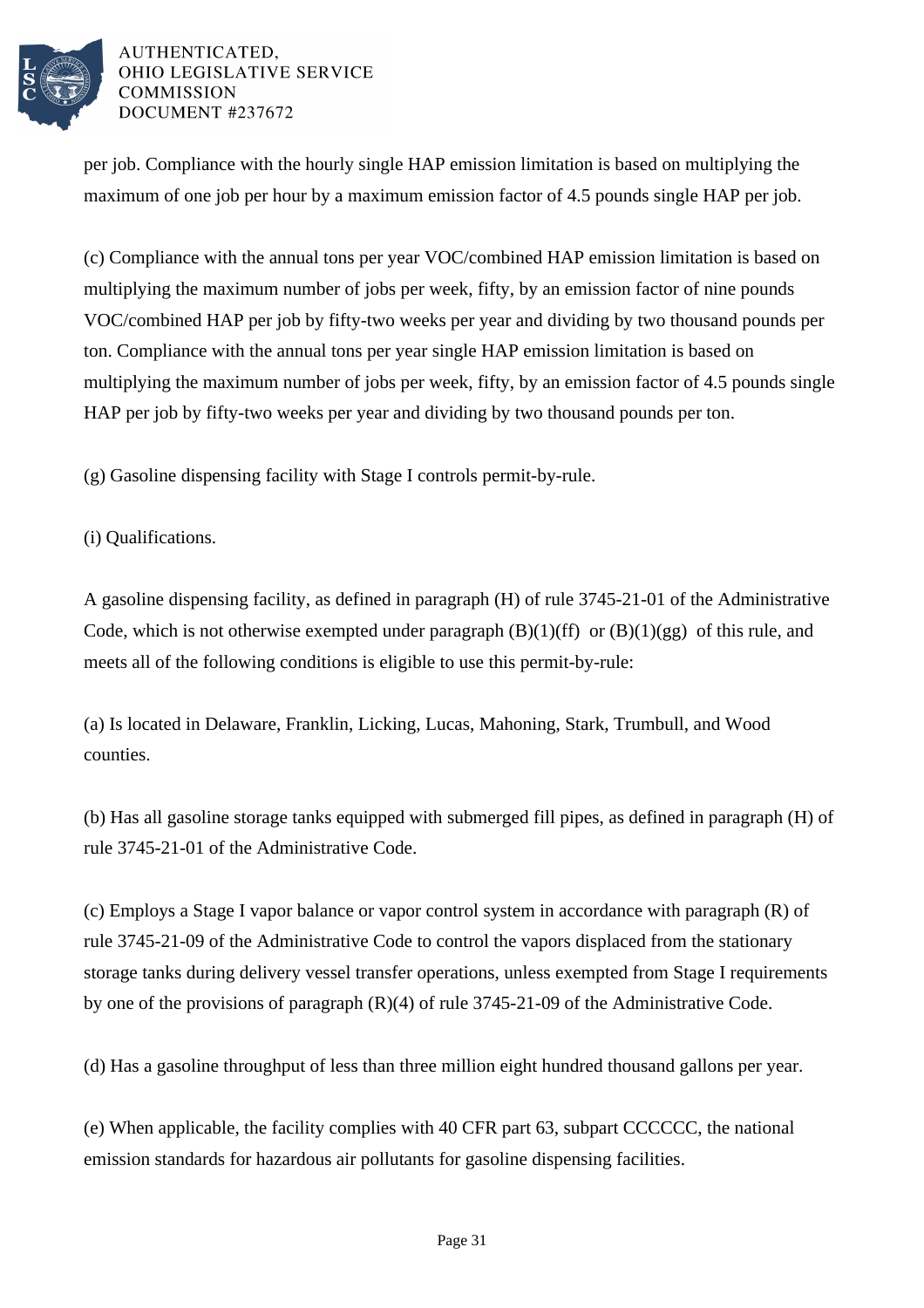per job. Compliance with the hourly single HAP emission limitation is based on multiplying the maximum of one job per hour by a maximum emission factor of 4.5 pounds single HAP per job.

(c) Compliance with the annual tons per year VOC/combined HAP emission limitation is based on multiplying the maximum number of jobs per week, fifty, by an emission factor of nine pounds VOC/combined HAP per job by fifty-two weeks per year and dividing by two thousand pounds per ton. Compliance with the annual tons per year single HAP emission limitation is based on multiplying the maximum number of jobs per week, fifty, by an emission factor of 4.5 pounds single HAP per job by fifty-two weeks per year and dividing by two thousand pounds per ton.

(g) Gasoline dispensing facility with Stage I controls permit-by-rule.

(i) Qualifications.

A gasoline dispensing facility, as defined in paragraph (H) of rule 3745-21-01 of the Administrative Code, which is not otherwise exempted under paragraph (B)(1)(ff) or (B)(1)(gg) of this rule, and meets all of the following conditions is eligible to use this permit-by-rule:

(a) Is located in Delaware, Franklin, Licking, Lucas, Mahoning, Stark, Trumbull, and Wood counties.

(b) Has all gasoline storage tanks equipped with submerged fill pipes, as defined in paragraph (H) of rule 3745-21-01 of the Administrative Code.

(c) Employs a Stage I vapor balance or vapor control system in accordance with paragraph (R) of rule 3745-21-09 of the Administrative Code to control the vapors displaced from the stationary storage tanks during delivery vessel transfer operations, unless exempted from Stage I requirements by one of the provisions of paragraph (R)(4) of rule 3745-21-09 of the Administrative Code.

(d) Has a gasoline throughput of less than three million eight hundred thousand gallons per year.

(e) When applicable, the facility complies with 40 CFR part 63, subpart CCCCCC, the national emission standards for hazardous air pollutants for gasoline dispensing facilities.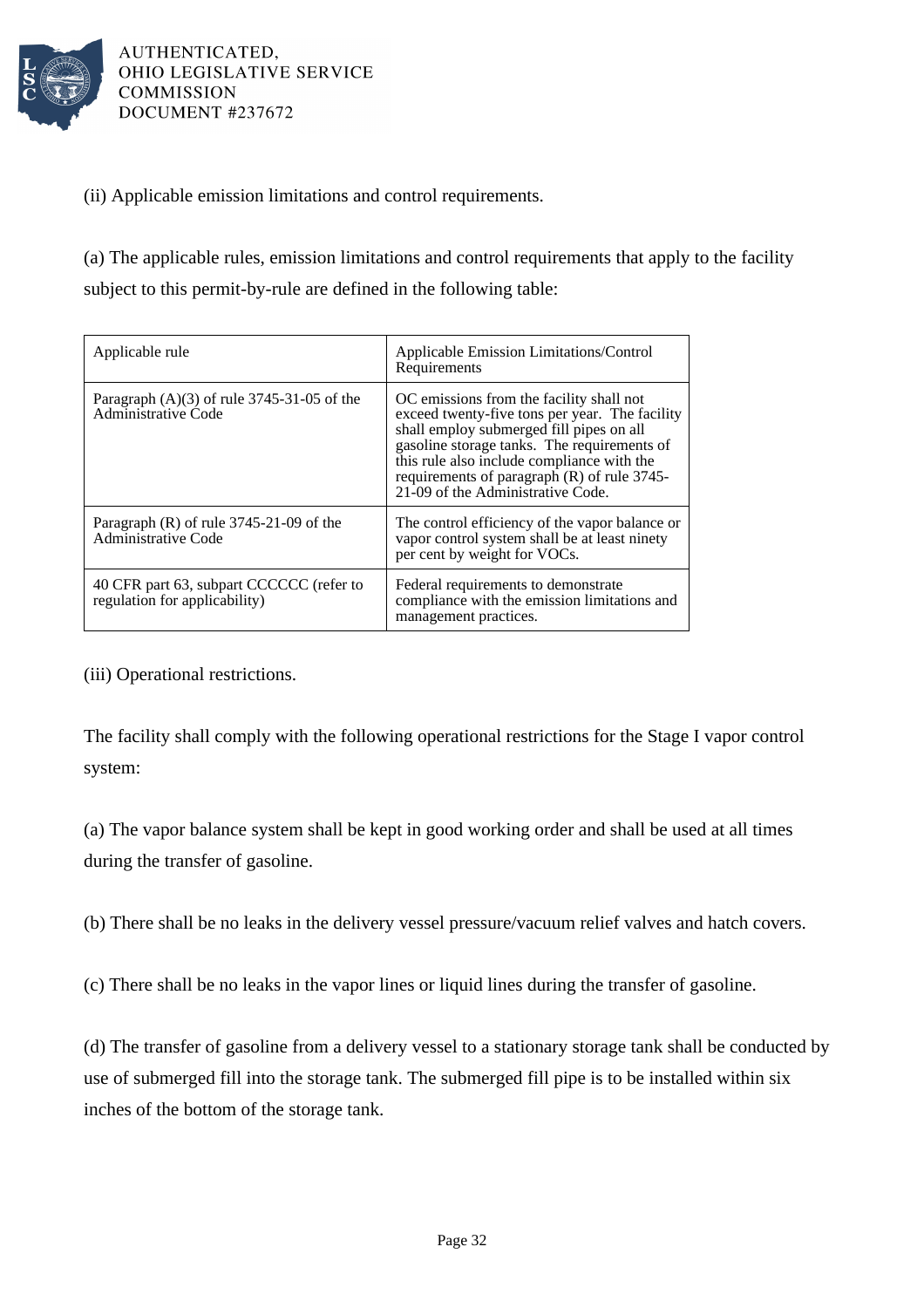(ii) Applicable emission limitations and control requirements.

(a) The applicable rules, emission limitations and control requirements that apply to the facility subject to this permit-by-rule are defined in the following table:

| Applicable rule | Applicable Emission Limitations/Control Requirements |
| --- | --- |
| Paragraph (A)(3) of rule 3745-31-05 of the Administrative Code | OC emissions from the facility shall not exceed twenty-five tons per year. The facility shall employ submerged fill pipes on all gasoline storage tanks. The requirements of this rule also include compliance with the requirements of paragraph (R) of rule 3745-21-09 of the Administrative Code. |
| Paragraph (R) of rule 3745-21-09 of the Administrative Code | The control efficiency of the vapor balance or vapor control system shall be at least ninety per cent by weight for VOCs. |
| 40 CFR part 63, subpart CCCCCC (refer to regulation for applicability) | Federal requirements to demonstrate compliance with the emission limitations and management practices. |

(iii) Operational restrictions.

The facility shall comply with the following operational restrictions for the Stage I vapor control system:

(a) The vapor balance system shall be kept in good working order and shall be used at all times during the transfer of gasoline.

(b) There shall be no leaks in the delivery vessel pressure/vacuum relief valves and hatch covers.

(c) There shall be no leaks in the vapor lines or liquid lines during the transfer of gasoline.

(d) The transfer of gasoline from a delivery vessel to a stationary storage tank shall be conducted by use of submerged fill into the storage tank. The submerged fill pipe is to be installed within six inches of the bottom of the storage tank.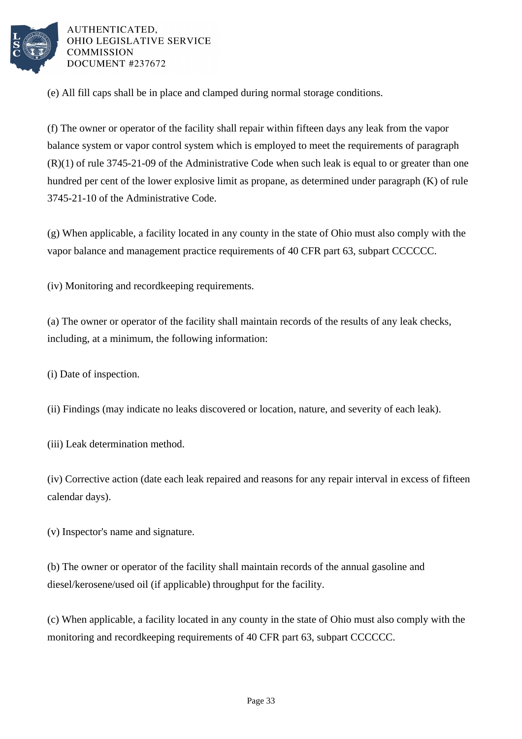(e) All fill caps shall be in place and clamped during normal storage conditions.

(f) The owner or operator of the facility shall repair within fifteen days any leak from the vapor balance system or vapor control system which is employed to meet the requirements of paragraph (R)(1) of rule 3745-21-09 of the Administrative Code when such leak is equal to or greater than one hundred per cent of the lower explosive limit as propane, as determined under paragraph (K) of rule 3745-21-10 of the Administrative Code.

(g) When applicable, a facility located in any county in the state of Ohio must also comply with the vapor balance and management practice requirements of 40 CFR part 63, subpart CCCCCC.

(iv) Monitoring and recordkeeping requirements.

(a) The owner or operator of the facility shall maintain records of the results of any leak checks, including, at a minimum, the following information:

(i) Date of inspection.

(ii) Findings (may indicate no leaks discovered or location, nature, and severity of each leak).

(iii) Leak determination method.

(iv) Corrective action (date each leak repaired and reasons for any repair interval in excess of fifteen calendar days).

(v) Inspector's name and signature.

(b) The owner or operator of the facility shall maintain records of the annual gasoline and diesel/kerosene/used oil (if applicable) throughput for the facility.

(c) When applicable, a facility located in any county in the state of Ohio must also comply with the monitoring and recordkeeping requirements of 40 CFR part 63, subpart CCCCCC.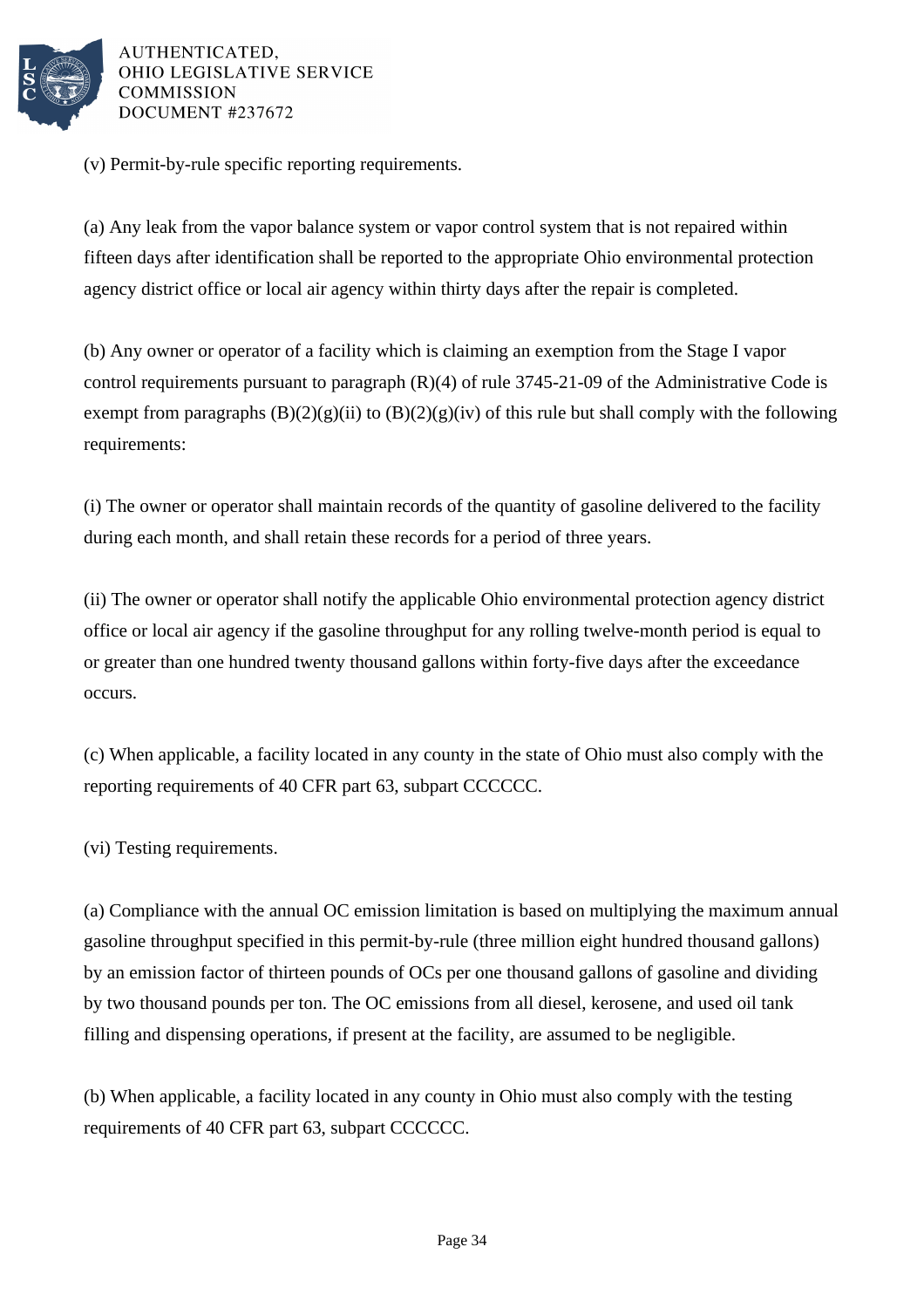(v) Permit-by-rule specific reporting requirements.

(a) Any leak from the vapor balance system or vapor control system that is not repaired within fifteen days after identification shall be reported to the appropriate Ohio environmental protection agency district office or local air agency within thirty days after the repair is completed.

(b) Any owner or operator of a facility which is claiming an exemption from the Stage I vapor control requirements pursuant to paragraph (R)(4) of rule 3745-21-09 of the Administrative Code is exempt from paragraphs (B)(2)(g)(ii) to (B)(2)(g)(iv) of this rule but shall comply with the following requirements:

(i) The owner or operator shall maintain records of the quantity of gasoline delivered to the facility during each month, and shall retain these records for a period of three years.

(ii) The owner or operator shall notify the applicable Ohio environmental protection agency district office or local air agency if the gasoline throughput for any rolling twelve-month period is equal to or greater than one hundred twenty thousand gallons within forty-five days after the exceedance occurs.

(c) When applicable, a facility located in any county in the state of Ohio must also comply with the reporting requirements of 40 CFR part 63, subpart CCCCCC.

(vi) Testing requirements.

(a) Compliance with the annual OC emission limitation is based on multiplying the maximum annual gasoline throughput specified in this permit-by-rule (three million eight hundred thousand gallons) by an emission factor of thirteen pounds of OCs per one thousand gallons of gasoline and dividing by two thousand pounds per ton. The OC emissions from all diesel, kerosene, and used oil tank filling and dispensing operations, if present at the facility, are assumed to be negligible.

(b) When applicable, a facility located in any county in Ohio must also comply with the testing requirements of 40 CFR part 63, subpart CCCCCC.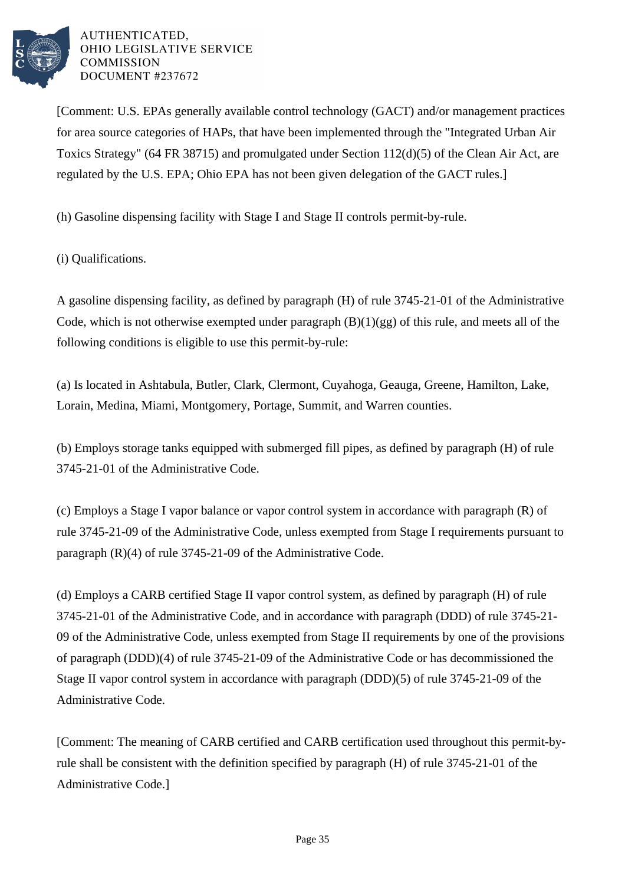[Comment: U.S. EPAs generally available control technology (GACT) and/or management practices for area source categories of HAPs, that have been implemented through the "Integrated Urban Air Toxics Strategy" (64 FR 38715) and promulgated under Section 112(d)(5) of the Clean Air Act, are regulated by the U.S. EPA; Ohio EPA has not been given delegation of the GACT rules.]

(h) Gasoline dispensing facility with Stage I and Stage II controls permit-by-rule.

(i) Qualifications.

A gasoline dispensing facility, as defined by paragraph (H) of rule 3745-21-01 of the Administrative Code, which is not otherwise exempted under paragraph (B)(1)(gg) of this rule, and meets all of the following conditions is eligible to use this permit-by-rule:

(a) Is located in Ashtabula, Butler, Clark, Clermont, Cuyahoga, Geauga, Greene, Hamilton, Lake, Lorain, Medina, Miami, Montgomery, Portage, Summit, and Warren counties.

(b) Employs storage tanks equipped with submerged fill pipes, as defined by paragraph (H) of rule 3745-21-01 of the Administrative Code.

(c) Employs a Stage I vapor balance or vapor control system in accordance with paragraph (R) of rule 3745-21-09 of the Administrative Code, unless exempted from Stage I requirements pursuant to paragraph (R)(4) of rule 3745-21-09 of the Administrative Code.

(d) Employs a CARB certified Stage II vapor control system, as defined by paragraph (H) of rule 3745-21-01 of the Administrative Code, and in accordance with paragraph (DDD) of rule 3745-21-09 of the Administrative Code, unless exempted from Stage II requirements by one of the provisions of paragraph (DDD)(4) of rule 3745-21-09 of the Administrative Code or has decommissioned the Stage II vapor control system in accordance with paragraph (DDD)(5) of rule 3745-21-09 of the Administrative Code.

[Comment: The meaning of CARB certified and CARB certification used throughout this permit-by-rule shall be consistent with the definition specified by paragraph (H) of rule 3745-21-01 of the Administrative Code.]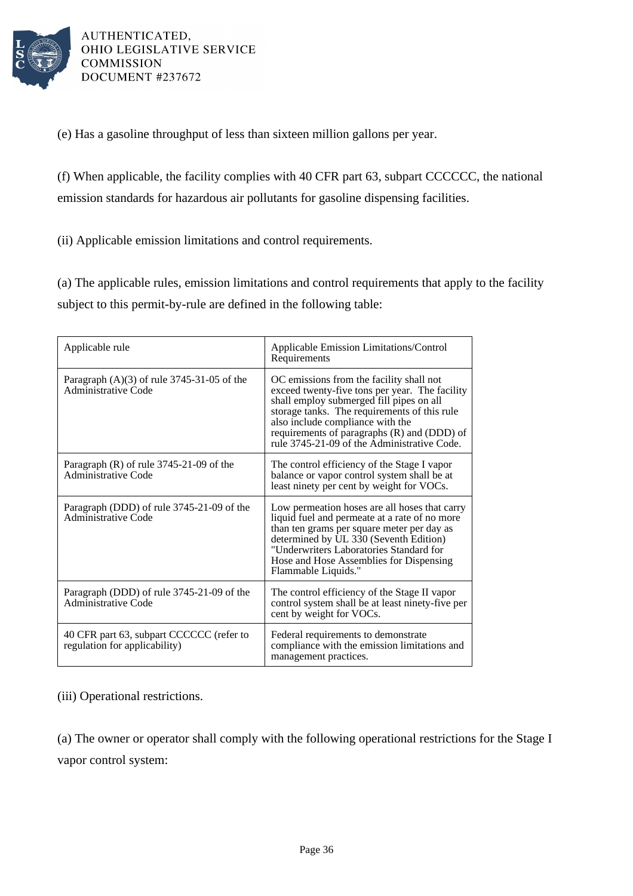(e) Has a gasoline throughput of less than sixteen million gallons per year.

(f) When applicable, the facility complies with 40 CFR part 63, subpart CCCCCC, the national emission standards for hazardous air pollutants for gasoline dispensing facilities.

(ii) Applicable emission limitations and control requirements.

(a) The applicable rules, emission limitations and control requirements that apply to the facility subject to this permit-by-rule are defined in the following table:

| Applicable rule | Applicable Emission Limitations/Control Requirements |
| --- | --- |
| Paragraph (A)(3) of rule 3745-31-05 of the Administrative Code | OC emissions from the facility shall not exceed twenty-five tons per year. The facility shall employ submerged fill pipes on all storage tanks. The requirements of this rule also include compliance with the requirements of paragraphs (R) and (DDD) of rule 3745-21-09 of the Administrative Code. |
| Paragraph (R) of rule 3745-21-09 of the Administrative Code | The control efficiency of the Stage I vapor balance or vapor control system shall be at least ninety per cent by weight for VOCs. |
| Paragraph (DDD) of rule 3745-21-09 of the Administrative Code | Low permeation hoses are all hoses that carry liquid fuel and permeate at a rate of no more than ten grams per square meter per day as determined by UL 330 (Seventh Edition) "Underwriters Laboratories Standard for Hose and Hose Assemblies for Dispensing Flammable Liquids." |
| Paragraph (DDD) of rule 3745-21-09 of the Administrative Code | The control efficiency of the Stage II vapor control system shall be at least ninety-five per cent by weight for VOCs. |
| 40 CFR part 63, subpart CCCCCC (refer to regulation for applicability) | Federal requirements to demonstrate compliance with the emission limitations and management practices. |

(iii) Operational restrictions.

(a) The owner or operator shall comply with the following operational restrictions for the Stage I vapor control system: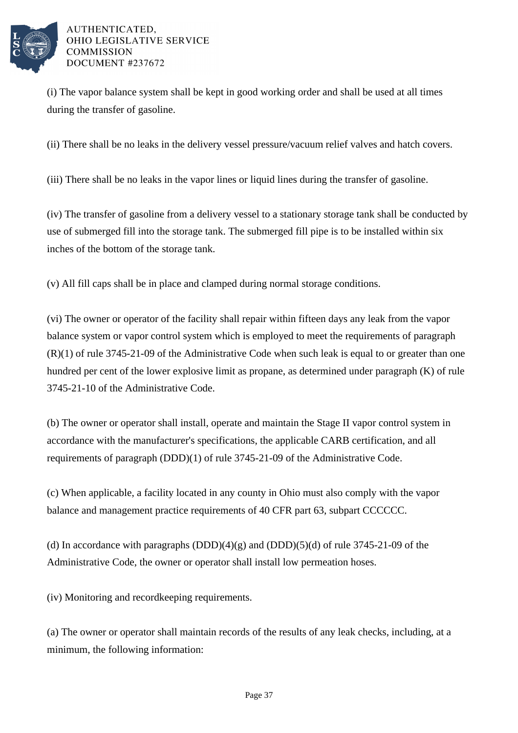(i) The vapor balance system shall be kept in good working order and shall be used at all times during the transfer of gasoline.

(ii) There shall be no leaks in the delivery vessel pressure/vacuum relief valves and hatch covers.

(iii) There shall be no leaks in the vapor lines or liquid lines during the transfer of gasoline.

(iv) The transfer of gasoline from a delivery vessel to a stationary storage tank shall be conducted by use of submerged fill into the storage tank. The submerged fill pipe is to be installed within six inches of the bottom of the storage tank.

(v) All fill caps shall be in place and clamped during normal storage conditions.

(vi) The owner or operator of the facility shall repair within fifteen days any leak from the vapor balance system or vapor control system which is employed to meet the requirements of paragraph (R)(1) of rule 3745-21-09 of the Administrative Code when such leak is equal to or greater than one hundred per cent of the lower explosive limit as propane, as determined under paragraph (K) of rule 3745-21-10 of the Administrative Code.

(b) The owner or operator shall install, operate and maintain the Stage II vapor control system in accordance with the manufacturer's specifications, the applicable CARB certification, and all requirements of paragraph (DDD)(1) of rule 3745-21-09 of the Administrative Code.

(c) When applicable, a facility located in any county in Ohio must also comply with the vapor balance and management practice requirements of 40 CFR part 63, subpart CCCCCC.

(d) In accordance with paragraphs (DDD)(4)(g) and (DDD)(5)(d) of rule 3745-21-09 of the Administrative Code, the owner or operator shall install low permeation hoses.

(iv) Monitoring and recordkeeping requirements.

(a) The owner or operator shall maintain records of the results of any leak checks, including, at a minimum, the following information: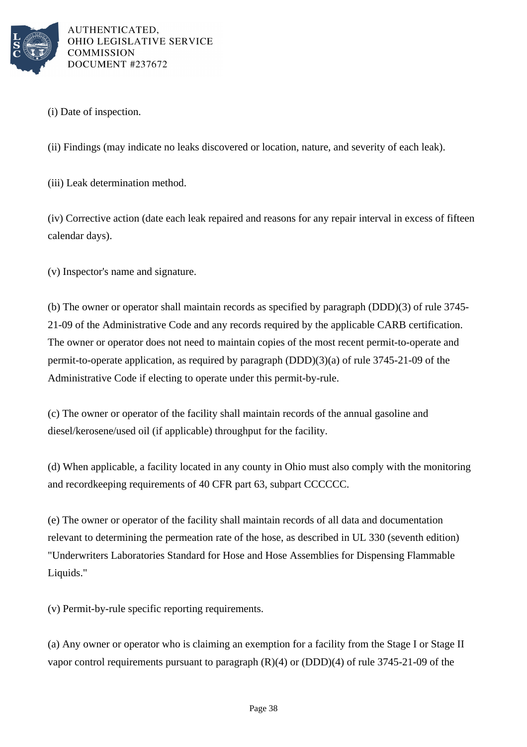(i) Date of inspection.

(ii) Findings (may indicate no leaks discovered or location, nature, and severity of each leak).

(iii) Leak determination method.

(iv) Corrective action (date each leak repaired and reasons for any repair interval in excess of fifteen calendar days).

(v) Inspector's name and signature.

(b) The owner or operator shall maintain records as specified by paragraph (DDD)(3) of rule 3745-21-09 of the Administrative Code and any records required by the applicable CARB certification. The owner or operator does not need to maintain copies of the most recent permit-to-operate and permit-to-operate application, as required by paragraph (DDD)(3)(a) of rule 3745-21-09 of the Administrative Code if electing to operate under this permit-by-rule.

(c) The owner or operator of the facility shall maintain records of the annual gasoline and diesel/kerosene/used oil (if applicable) throughput for the facility.

(d) When applicable, a facility located in any county in Ohio must also comply with the monitoring and recordkeeping requirements of 40 CFR part 63, subpart CCCCCC.

(e) The owner or operator of the facility shall maintain records of all data and documentation relevant to determining the permeation rate of the hose, as described in UL 330 (seventh edition) "Underwriters Laboratories Standard for Hose and Hose Assemblies for Dispensing Flammable Liquids."

(v) Permit-by-rule specific reporting requirements.

(a) Any owner or operator who is claiming an exemption for a facility from the Stage I or Stage II vapor control requirements pursuant to paragraph (R)(4) or (DDD)(4) of rule 3745-21-09 of the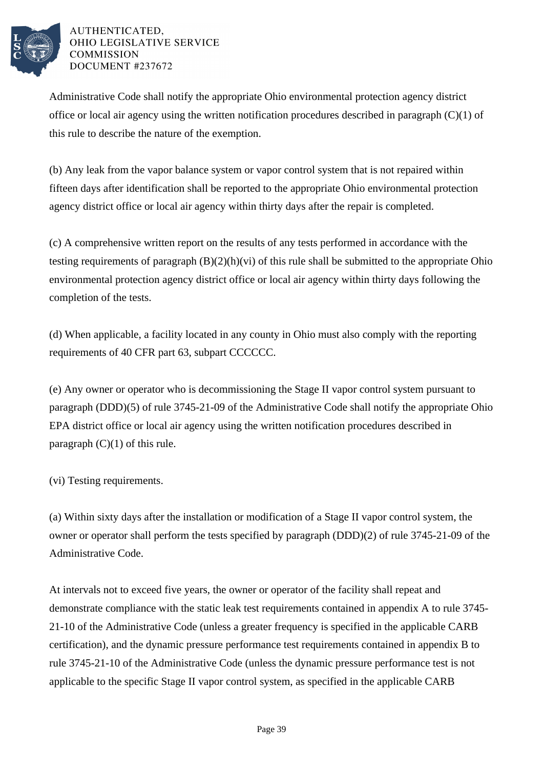Administrative Code shall notify the appropriate Ohio environmental protection agency district office or local air agency using the written notification procedures described in paragraph (C)(1) of this rule to describe the nature of the exemption.

(b) Any leak from the vapor balance system or vapor control system that is not repaired within fifteen days after identification shall be reported to the appropriate Ohio environmental protection agency district office or local air agency within thirty days after the repair is completed.

(c) A comprehensive written report on the results of any tests performed in accordance with the testing requirements of paragraph (B)(2)(h)(vi) of this rule shall be submitted to the appropriate Ohio environmental protection agency district office or local air agency within thirty days following the completion of the tests.

(d) When applicable, a facility located in any county in Ohio must also comply with the reporting requirements of 40 CFR part 63, subpart CCCCCC.

(e) Any owner or operator who is decommissioning the Stage II vapor control system pursuant to paragraph (DDD)(5) of rule 3745-21-09 of the Administrative Code shall notify the appropriate Ohio EPA district office or local air agency using the written notification procedures described in paragraph (C)(1) of this rule.

(vi) Testing requirements.

(a) Within sixty days after the installation or modification of a Stage II vapor control system, the owner or operator shall perform the tests specified by paragraph (DDD)(2) of rule 3745-21-09 of the Administrative Code.

At intervals not to exceed five years, the owner or operator of the facility shall repeat and demonstrate compliance with the static leak test requirements contained in appendix A to rule 3745-21-10 of the Administrative Code (unless a greater frequency is specified in the applicable CARB certification), and the dynamic pressure performance test requirements contained in appendix B to rule 3745-21-10 of the Administrative Code (unless the dynamic pressure performance test is not applicable to the specific Stage II vapor control system, as specified in the applicable CARB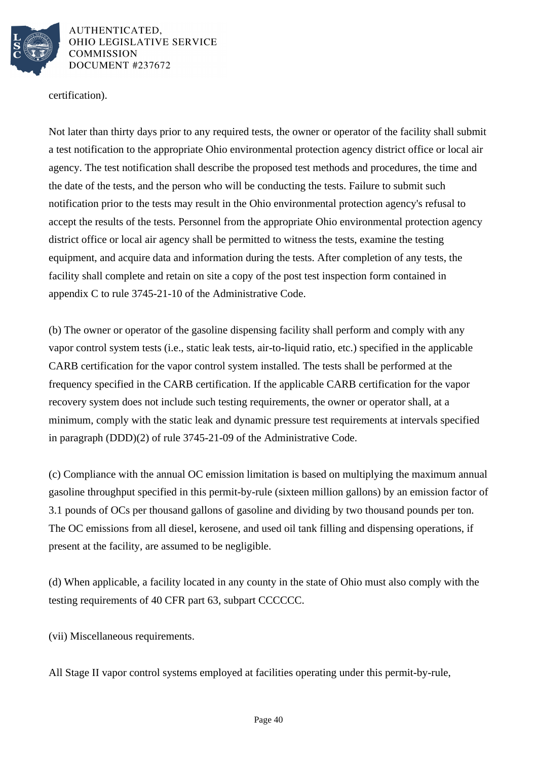certification).

Not later than thirty days prior to any required tests, the owner or operator of the facility shall submit a test notification to the appropriate Ohio environmental protection agency district office or local air agency. The test notification shall describe the proposed test methods and procedures, the time and the date of the tests, and the person who will be conducting the tests. Failure to submit such notification prior to the tests may result in the Ohio environmental protection agency's refusal to accept the results of the tests. Personnel from the appropriate Ohio environmental protection agency district office or local air agency shall be permitted to witness the tests, examine the testing equipment, and acquire data and information during the tests. After completion of any tests, the facility shall complete and retain on site a copy of the post test inspection form contained in appendix C to rule 3745-21-10 of the Administrative Code.

(b) The owner or operator of the gasoline dispensing facility shall perform and comply with any vapor control system tests (i.e., static leak tests, air-to-liquid ratio, etc.) specified in the applicable CARB certification for the vapor control system installed. The tests shall be performed at the frequency specified in the CARB certification. If the applicable CARB certification for the vapor recovery system does not include such testing requirements, the owner or operator shall, at a minimum, comply with the static leak and dynamic pressure test requirements at intervals specified in paragraph (DDD)(2) of rule 3745-21-09 of the Administrative Code.

(c) Compliance with the annual OC emission limitation is based on multiplying the maximum annual gasoline throughput specified in this permit-by-rule (sixteen million gallons) by an emission factor of 3.1 pounds of OCs per thousand gallons of gasoline and dividing by two thousand pounds per ton. The OC emissions from all diesel, kerosene, and used oil tank filling and dispensing operations, if present at the facility, are assumed to be negligible.

(d) When applicable, a facility located in any county in the state of Ohio must also comply with the testing requirements of 40 CFR part 63, subpart CCCCCC.

(vii) Miscellaneous requirements.

All Stage II vapor control systems employed at facilities operating under this permit-by-rule,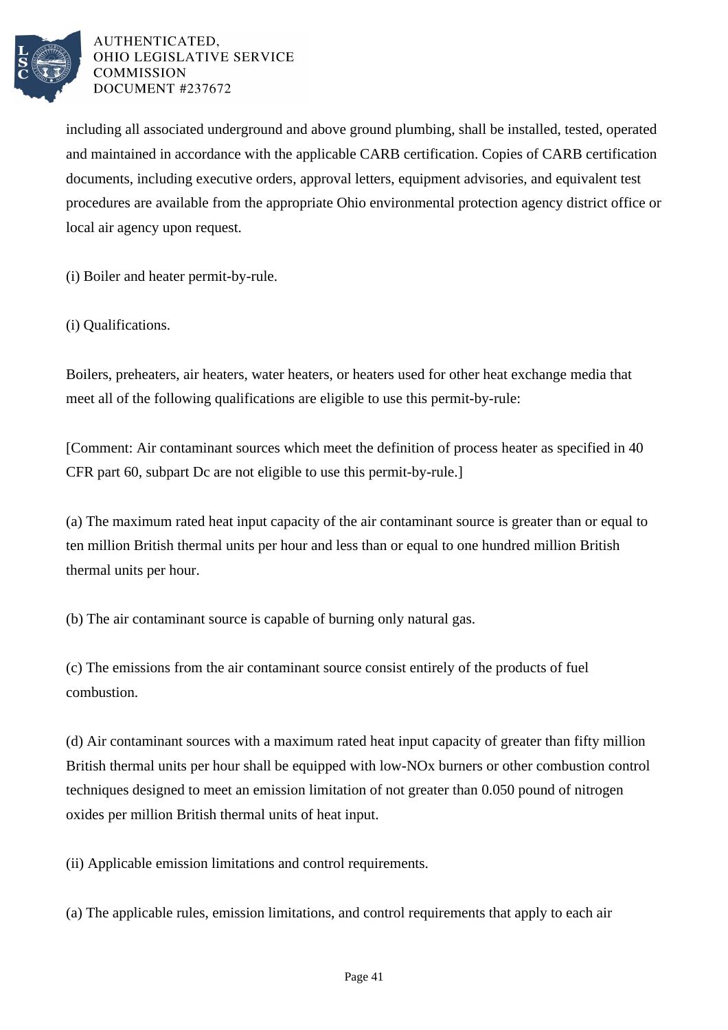including all associated underground and above ground plumbing, shall be installed, tested, operated and maintained in accordance with the applicable CARB certification. Copies of CARB certification documents, including executive orders, approval letters, equipment advisories, and equivalent test procedures are available from the appropriate Ohio environmental protection agency district office or local air agency upon request.

(i) Boiler and heater permit-by-rule.

(i) Qualifications.

Boilers, preheaters, air heaters, water heaters, or heaters used for other heat exchange media that meet all of the following qualifications are eligible to use this permit-by-rule:

[Comment: Air contaminant sources which meet the definition of process heater as specified in 40 CFR part 60, subpart Dc are not eligible to use this permit-by-rule.]

(a) The maximum rated heat input capacity of the air contaminant source is greater than or equal to ten million British thermal units per hour and less than or equal to one hundred million British thermal units per hour.

(b) The air contaminant source is capable of burning only natural gas.

(c) The emissions from the air contaminant source consist entirely of the products of fuel combustion.

(d) Air contaminant sources with a maximum rated heat input capacity of greater than fifty million British thermal units per hour shall be equipped with low-NOx burners or other combustion control techniques designed to meet an emission limitation of not greater than 0.050 pound of nitrogen oxides per million British thermal units of heat input.

(ii) Applicable emission limitations and control requirements.

(a) The applicable rules, emission limitations, and control requirements that apply to each air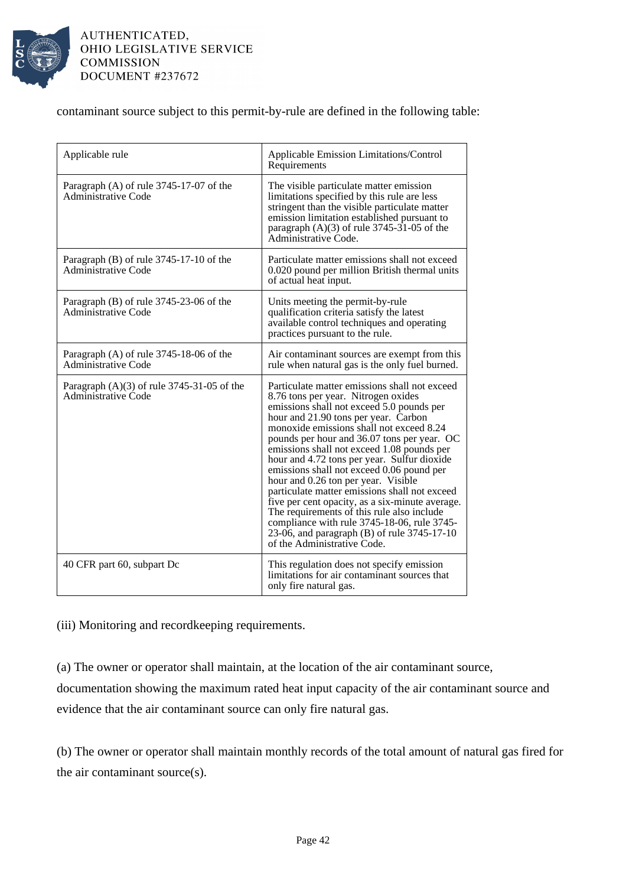contaminant source subject to this permit-by-rule are defined in the following table:

| Applicable rule | Applicable Emission Limitations/Control Requirements |
| --- | --- |
| Paragraph (A) of rule 3745-17-07 of the Administrative Code | The visible particulate matter emission limitations specified by this rule are less stringent than the visible particulate matter emission limitation established pursuant to paragraph (A)(3) of rule 3745-31-05 of the Administrative Code. |
| Paragraph (B) of rule 3745-17-10 of the Administrative Code | Particulate matter emissions shall not exceed 0.020 pound per million British thermal units of actual heat input. |
| Paragraph (B) of rule 3745-23-06 of the Administrative Code | Units meeting the permit-by-rule qualification criteria satisfy the latest available control techniques and operating practices pursuant to the rule. |
| Paragraph (A) of rule 3745-18-06 of the Administrative Code | Air contaminant sources are exempt from this rule when natural gas is the only fuel burned. |
| Paragraph (A)(3) of rule 3745-31-05 of the Administrative Code | Particulate matter emissions shall not exceed 8.76 tons per year. Nitrogen oxides emissions shall not exceed 5.0 pounds per hour and 21.90 tons per year. Carbon monoxide emissions shall not exceed 8.24 pounds per hour and 36.07 tons per year. OC emissions shall not exceed 1.08 pounds per hour and 4.72 tons per year. Sulfur dioxide emissions shall not exceed 0.06 pound per hour and 0.26 ton per year. Visible particulate matter emissions shall not exceed five per cent opacity, as a six-minute average. The requirements of this rule also include compliance with rule 3745-18-06, rule 3745-23-06, and paragraph (B) of rule 3745-17-10 of the Administrative Code. |
| 40 CFR part 60, subpart Dc | This regulation does not specify emission limitations for air contaminant sources that only fire natural gas. |

(iii) Monitoring and recordkeeping requirements.

(a) The owner or operator shall maintain, at the location of the air contaminant source, documentation showing the maximum rated heat input capacity of the air contaminant source and evidence that the air contaminant source can only fire natural gas.

(b) The owner or operator shall maintain monthly records of the total amount of natural gas fired for the air contaminant source(s).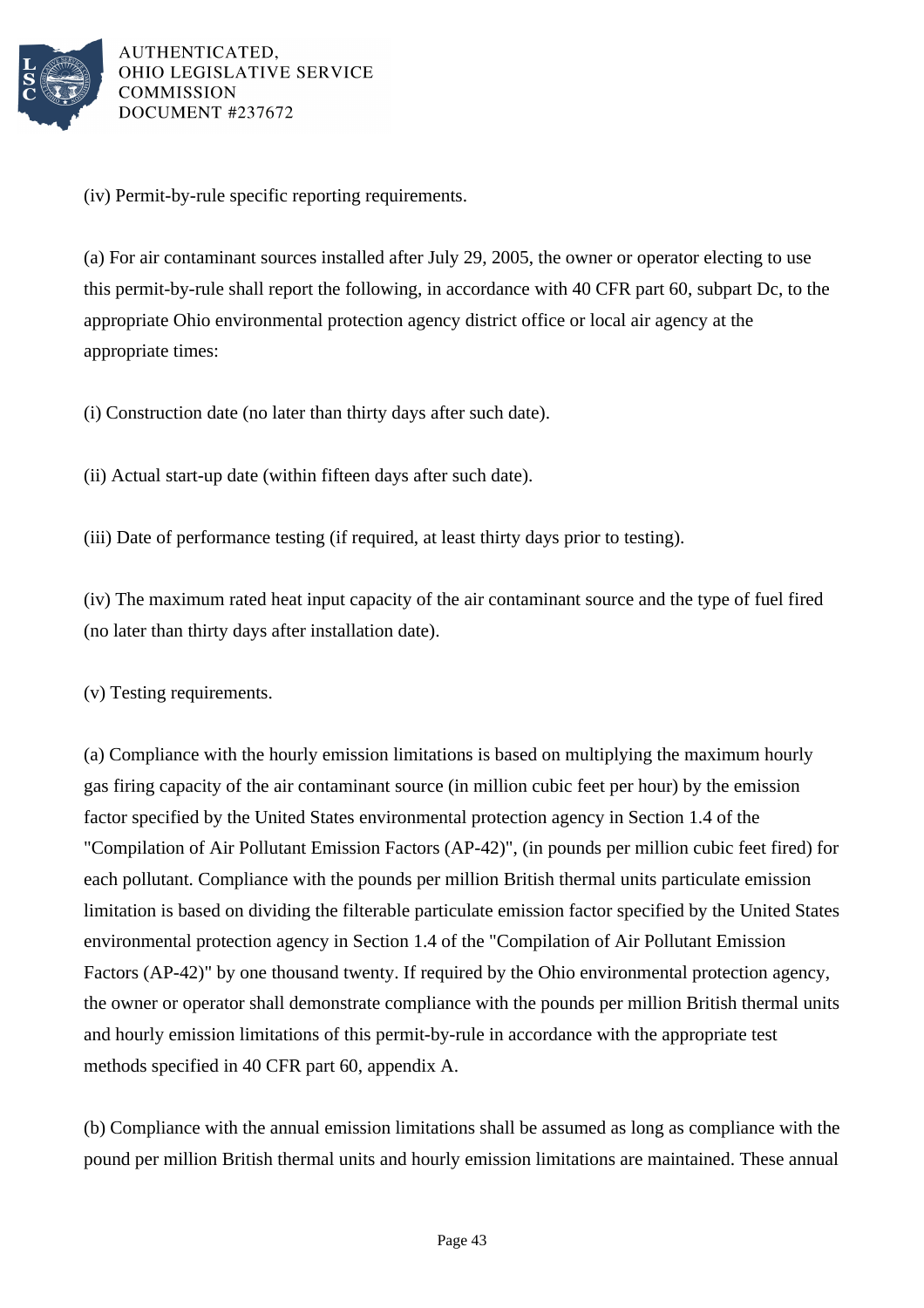(iv) Permit-by-rule specific reporting requirements.

(a) For air contaminant sources installed after July 29, 2005, the owner or operator electing to use this permit-by-rule shall report the following, in accordance with 40 CFR part 60, subpart Dc, to the appropriate Ohio environmental protection agency district office or local air agency at the appropriate times:

(i) Construction date (no later than thirty days after such date).

(ii) Actual start-up date (within fifteen days after such date).

(iii) Date of performance testing (if required, at least thirty days prior to testing).

(iv) The maximum rated heat input capacity of the air contaminant source and the type of fuel fired (no later than thirty days after installation date).

(v) Testing requirements.

(a) Compliance with the hourly emission limitations is based on multiplying the maximum hourly gas firing capacity of the air contaminant source (in million cubic feet per hour) by the emission factor specified by the United States environmental protection agency in Section 1.4 of the "Compilation of Air Pollutant Emission Factors (AP-42)", (in pounds per million cubic feet fired) for each pollutant. Compliance with the pounds per million British thermal units particulate emission limitation is based on dividing the filterable particulate emission factor specified by the United States environmental protection agency in Section 1.4 of the "Compilation of Air Pollutant Emission Factors (AP-42)" by one thousand twenty. If required by the Ohio environmental protection agency, the owner or operator shall demonstrate compliance with the pounds per million British thermal units and hourly emission limitations of this permit-by-rule in accordance with the appropriate test methods specified in 40 CFR part 60, appendix A.

(b) Compliance with the annual emission limitations shall be assumed as long as compliance with the pound per million British thermal units and hourly emission limitations are maintained. These annual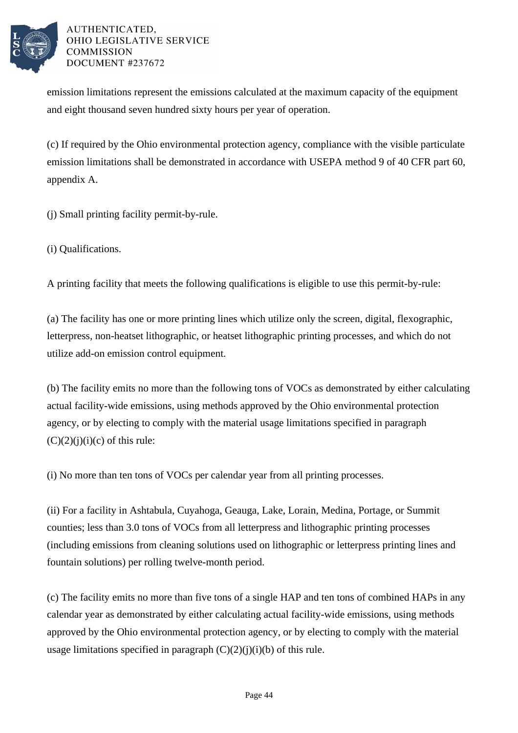emission limitations represent the emissions calculated at the maximum capacity of the equipment and eight thousand seven hundred sixty hours per year of operation.

(c) If required by the Ohio environmental protection agency, compliance with the visible particulate emission limitations shall be demonstrated in accordance with USEPA method 9 of 40 CFR part 60, appendix A.

(j) Small printing facility permit-by-rule.

(i) Qualifications.

A printing facility that meets the following qualifications is eligible to use this permit-by-rule:

(a) The facility has one or more printing lines which utilize only the screen, digital, flexographic, letterpress, non-heatset lithographic, or heatset lithographic printing processes, and which do not utilize add-on emission control equipment.

(b) The facility emits no more than the following tons of VOCs as demonstrated by either calculating actual facility-wide emissions, using methods approved by the Ohio environmental protection agency, or by electing to comply with the material usage limitations specified in paragraph (C)(2)(j)(i)(c) of this rule:

(i) No more than ten tons of VOCs per calendar year from all printing processes.

(ii) For a facility in Ashtabula, Cuyahoga, Geauga, Lake, Lorain, Medina, Portage, or Summit counties; less than 3.0 tons of VOCs from all letterpress and lithographic printing processes (including emissions from cleaning solutions used on lithographic or letterpress printing lines and fountain solutions) per rolling twelve-month period.

(c) The facility emits no more than five tons of a single HAP and ten tons of combined HAPs in any calendar year as demonstrated by either calculating actual facility-wide emissions, using methods approved by the Ohio environmental protection agency, or by electing to comply with the material usage limitations specified in paragraph (C)(2)(j)(i)(b) of this rule.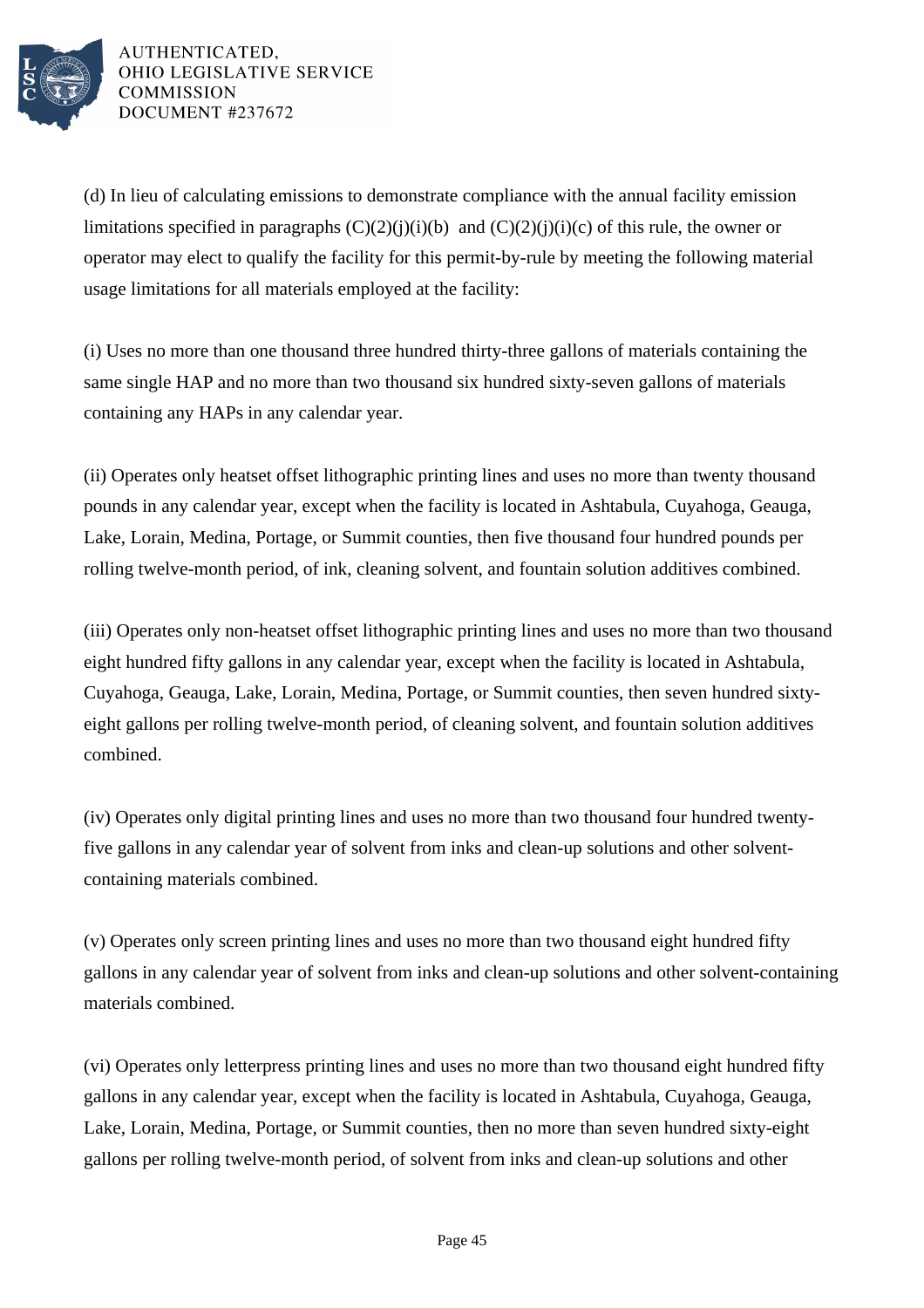(d) In lieu of calculating emissions to demonstrate compliance with the annual facility emission limitations specified in paragraphs (C)(2)(j)(i)(b) and (C)(2)(j)(i)(c) of this rule, the owner or operator may elect to qualify the facility for this permit-by-rule by meeting the following material usage limitations for all materials employed at the facility:

(i) Uses no more than one thousand three hundred thirty-three gallons of materials containing the same single HAP and no more than two thousand six hundred sixty-seven gallons of materials containing any HAPs in any calendar year.

(ii) Operates only heatset offset lithographic printing lines and uses no more than twenty thousand pounds in any calendar year, except when the facility is located in Ashtabula, Cuyahoga, Geauga, Lake, Lorain, Medina, Portage, or Summit counties, then five thousand four hundred pounds per rolling twelve-month period, of ink, cleaning solvent, and fountain solution additives combined.

(iii) Operates only non-heatset offset lithographic printing lines and uses no more than two thousand eight hundred fifty gallons in any calendar year, except when the facility is located in Ashtabula, Cuyahoga, Geauga, Lake, Lorain, Medina, Portage, or Summit counties, then seven hundred sixty-eight gallons per rolling twelve-month period, of cleaning solvent, and fountain solution additives combined.

(iv) Operates only digital printing lines and uses no more than two thousand four hundred twenty-five gallons in any calendar year of solvent from inks and clean-up solutions and other solvent-containing materials combined.

(v) Operates only screen printing lines and uses no more than two thousand eight hundred fifty gallons in any calendar year of solvent from inks and clean-up solutions and other solvent-containing materials combined.

(vi) Operates only letterpress printing lines and uses no more than two thousand eight hundred fifty gallons in any calendar year, except when the facility is located in Ashtabula, Cuyahoga, Geauga, Lake, Lorain, Medina, Portage, or Summit counties, then no more than seven hundred sixty-eight gallons per rolling twelve-month period, of solvent from inks and clean-up solutions and other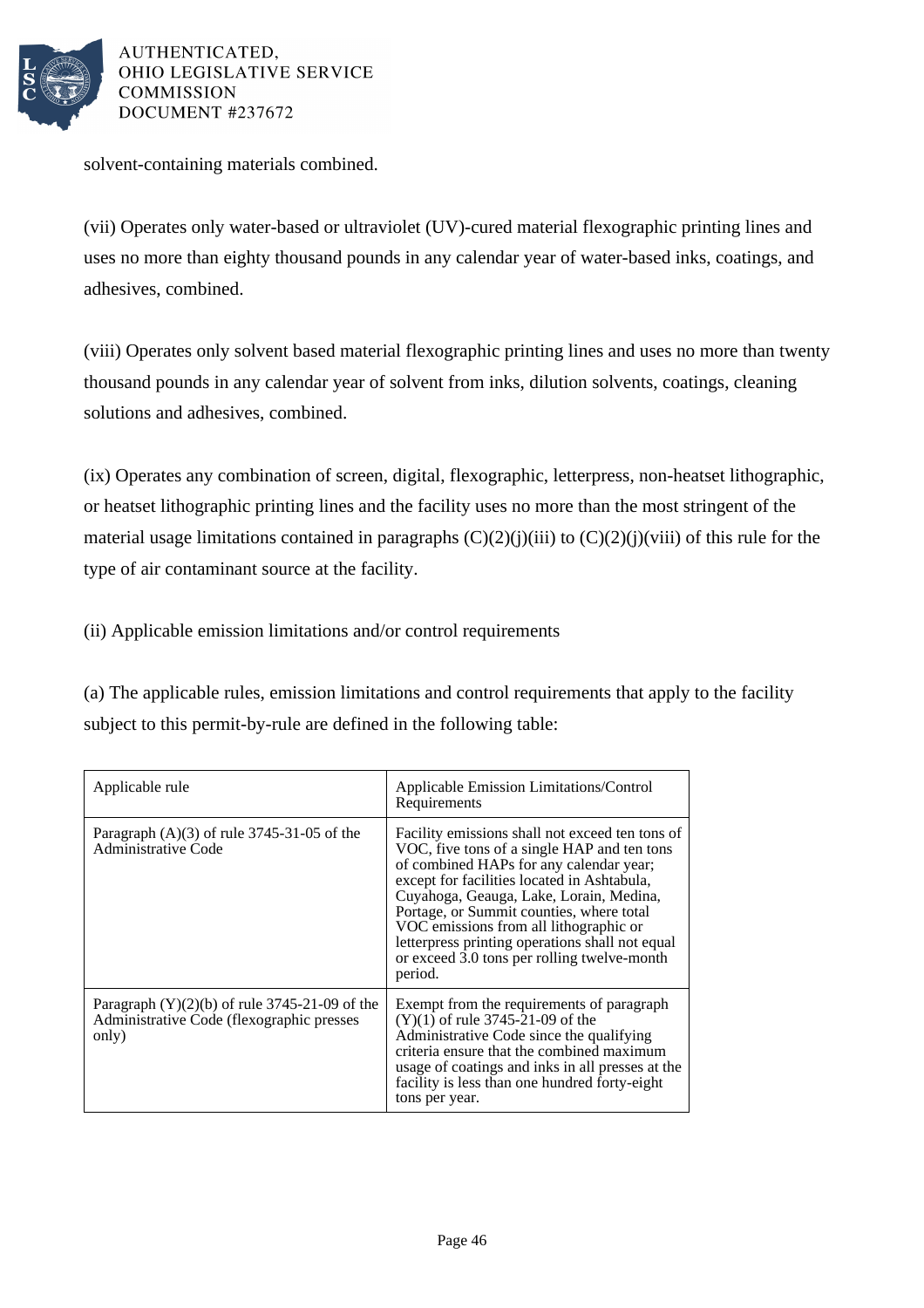solvent-containing materials combined.

(vii) Operates only water-based or ultraviolet (UV)-cured material flexographic printing lines and uses no more than eighty thousand pounds in any calendar year of water-based inks, coatings, and adhesives, combined.

(viii) Operates only solvent based material flexographic printing lines and uses no more than twenty thousand pounds in any calendar year of solvent from inks, dilution solvents, coatings, cleaning solutions and adhesives, combined.

(ix) Operates any combination of screen, digital, flexographic, letterpress, non-heatset lithographic, or heatset lithographic printing lines and the facility uses no more than the most stringent of the material usage limitations contained in paragraphs (C)(2)(j)(iii) to (C)(2)(j)(viii) of this rule for the type of air contaminant source at the facility.

(ii) Applicable emission limitations and/or control requirements

(a) The applicable rules, emission limitations and control requirements that apply to the facility subject to this permit-by-rule are defined in the following table:

| Applicable rule | Applicable Emission Limitations/Control Requirements |
|---|---|
| Paragraph (A)(3) of rule 3745-31-05 of the Administrative Code | Facility emissions shall not exceed ten tons of VOC, five tons of a single HAP and ten tons of combined HAPs for any calendar year; except for facilities located in Ashtabula, Cuyahoga, Geauga, Lake, Lorain, Medina, Portage, or Summit counties, where total VOC emissions from all lithographic or letterpress printing operations shall not equal or exceed 3.0 tons per rolling twelve-month period. |
| Paragraph (Y)(2)(b) of rule 3745-21-09 of the Administrative Code (flexographic presses only) | Exempt from the requirements of paragraph (Y)(1) of rule 3745-21-09 of the Administrative Code since the qualifying criteria ensure that the combined maximum usage of coatings and inks in all presses at the facility is less than one hundred forty-eight tons per year. |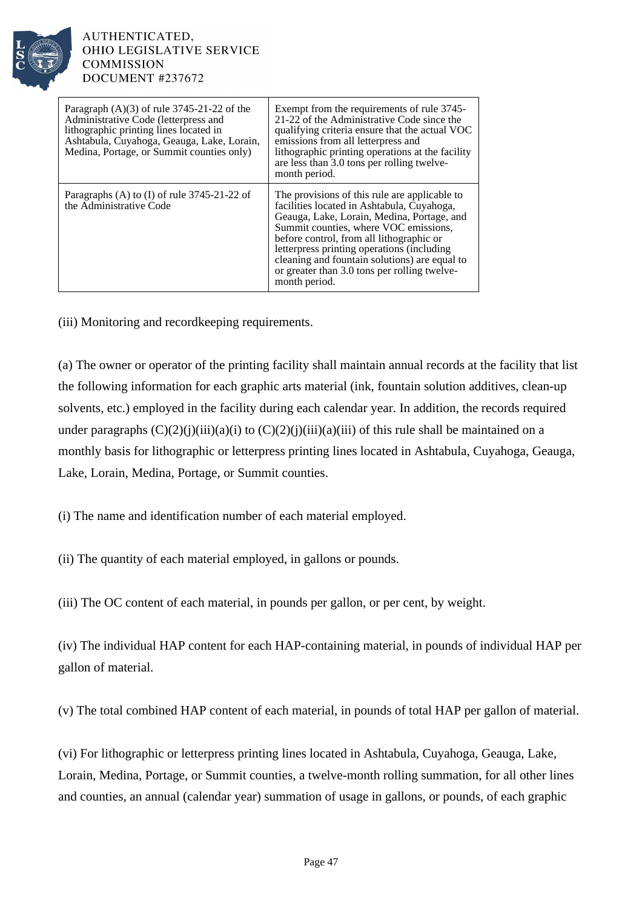| | |
|---|---|
| Paragraph (A)(3) of rule 3745-21-22 of the Administrative Code (letterpress and lithographic printing lines located in Ashtabula, Cuyahoga, Geauga, Lake, Lorain, Medina, Portage, or Summit counties only) | Exempt from the requirements of rule 3745-21-22 of the Administrative Code since the qualifying criteria ensure that the actual VOC emissions from all letterpress and lithographic printing operations at the facility are less than 3.0 tons per rolling twelve-month period. |
| Paragraphs (A) to (I) of rule 3745-21-22 of the Administrative Code | The provisions of this rule are applicable to facilities located in Ashtabula, Cuyahoga, Geauga, Lake, Lorain, Medina, Portage, and Summit counties, where VOC emissions, before control, from all lithographic or letterpress printing operations (including cleaning and fountain solutions) are equal to or greater than 3.0 tons per rolling twelve-month period. |

(iii) Monitoring and recordkeeping requirements.

(a) The owner or operator of the printing facility shall maintain annual records at the facility that list the following information for each graphic arts material (ink, fountain solution additives, clean-up solvents, etc.) employed in the facility during each calendar year. In addition, the records required under paragraphs (C)(2)(j)(iii)(a)(i) to (C)(2)(j)(iii)(a)(iii) of this rule shall be maintained on a monthly basis for lithographic or letterpress printing lines located in Ashtabula, Cuyahoga, Geauga, Lake, Lorain, Medina, Portage, or Summit counties.

(i) The name and identification number of each material employed.

(ii) The quantity of each material employed, in gallons or pounds.

(iii) The OC content of each material, in pounds per gallon, or per cent, by weight.

(iv) The individual HAP content for each HAP-containing material, in pounds of individual HAP per gallon of material.

(v) The total combined HAP content of each material, in pounds of total HAP per gallon of material.

(vi) For lithographic or letterpress printing lines located in Ashtabula, Cuyahoga, Geauga, Lake, Lorain, Medina, Portage, or Summit counties, a twelve-month rolling summation, for all other lines and counties, an annual (calendar year) summation of usage in gallons, or pounds, of each graphic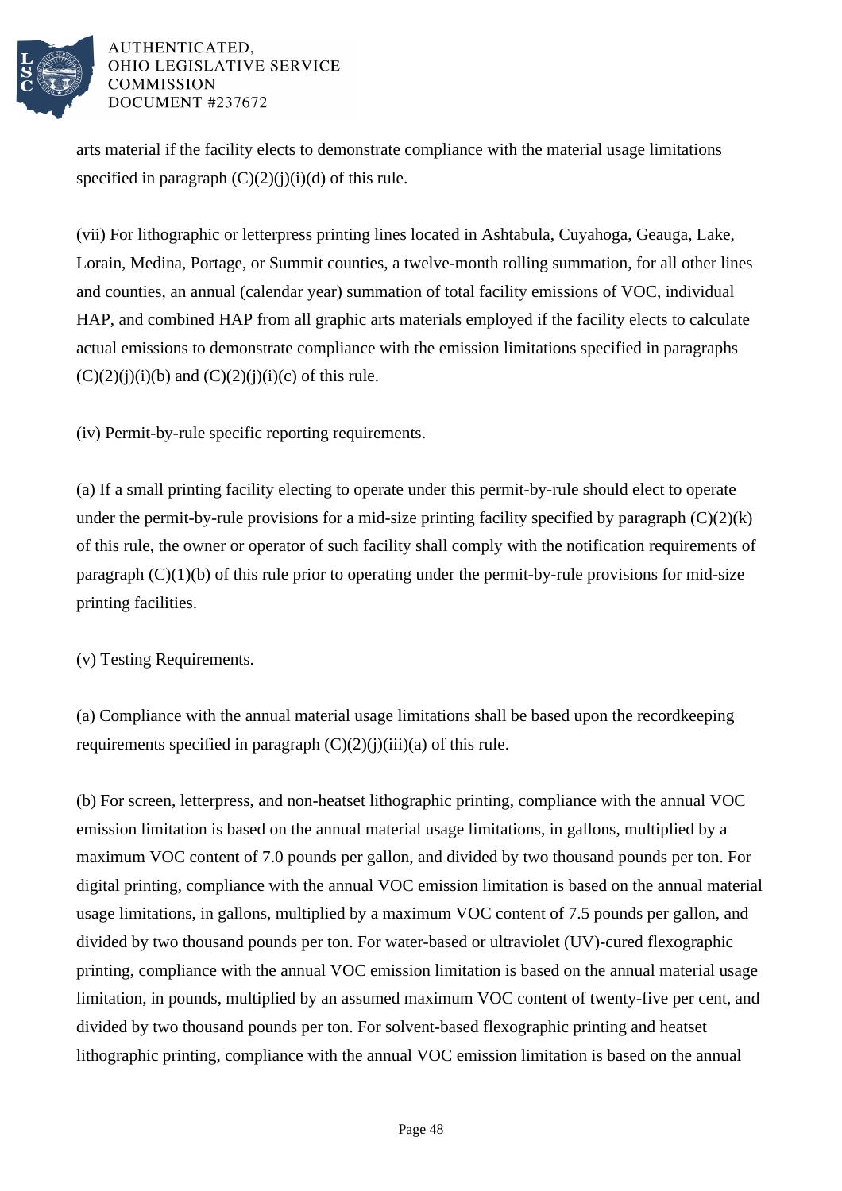arts material if the facility elects to demonstrate compliance with the material usage limitations specified in paragraph (C)(2)(j)(i)(d) of this rule.

(vii) For lithographic or letterpress printing lines located in Ashtabula, Cuyahoga, Geauga, Lake, Lorain, Medina, Portage, or Summit counties, a twelve-month rolling summation, for all other lines and counties, an annual (calendar year) summation of total facility emissions of VOC, individual HAP, and combined HAP from all graphic arts materials employed if the facility elects to calculate actual emissions to demonstrate compliance with the emission limitations specified in paragraphs (C)(2)(j)(i)(b) and (C)(2)(j)(i)(c) of this rule.

(iv) Permit-by-rule specific reporting requirements.

(a) If a small printing facility electing to operate under this permit-by-rule should elect to operate under the permit-by-rule provisions for a mid-size printing facility specified by paragraph (C)(2)(k) of this rule, the owner or operator of such facility shall comply with the notification requirements of paragraph (C)(1)(b) of this rule prior to operating under the permit-by-rule provisions for mid-size printing facilities.

(v) Testing Requirements.

(a) Compliance with the annual material usage limitations shall be based upon the recordkeeping requirements specified in paragraph (C)(2)(j)(iii)(a) of this rule.

(b) For screen, letterpress, and non-heatset lithographic printing, compliance with the annual VOC emission limitation is based on the annual material usage limitations, in gallons, multiplied by a maximum VOC content of 7.0 pounds per gallon, and divided by two thousand pounds per ton. For digital printing, compliance with the annual VOC emission limitation is based on the annual material usage limitations, in gallons, multiplied by a maximum VOC content of 7.5 pounds per gallon, and divided by two thousand pounds per ton. For water-based or ultraviolet (UV)-cured flexographic printing, compliance with the annual VOC emission limitation is based on the annual material usage limitation, in pounds, multiplied by an assumed maximum VOC content of twenty-five per cent, and divided by two thousand pounds per ton. For solvent-based flexographic printing and heatset lithographic printing, compliance with the annual VOC emission limitation is based on the annual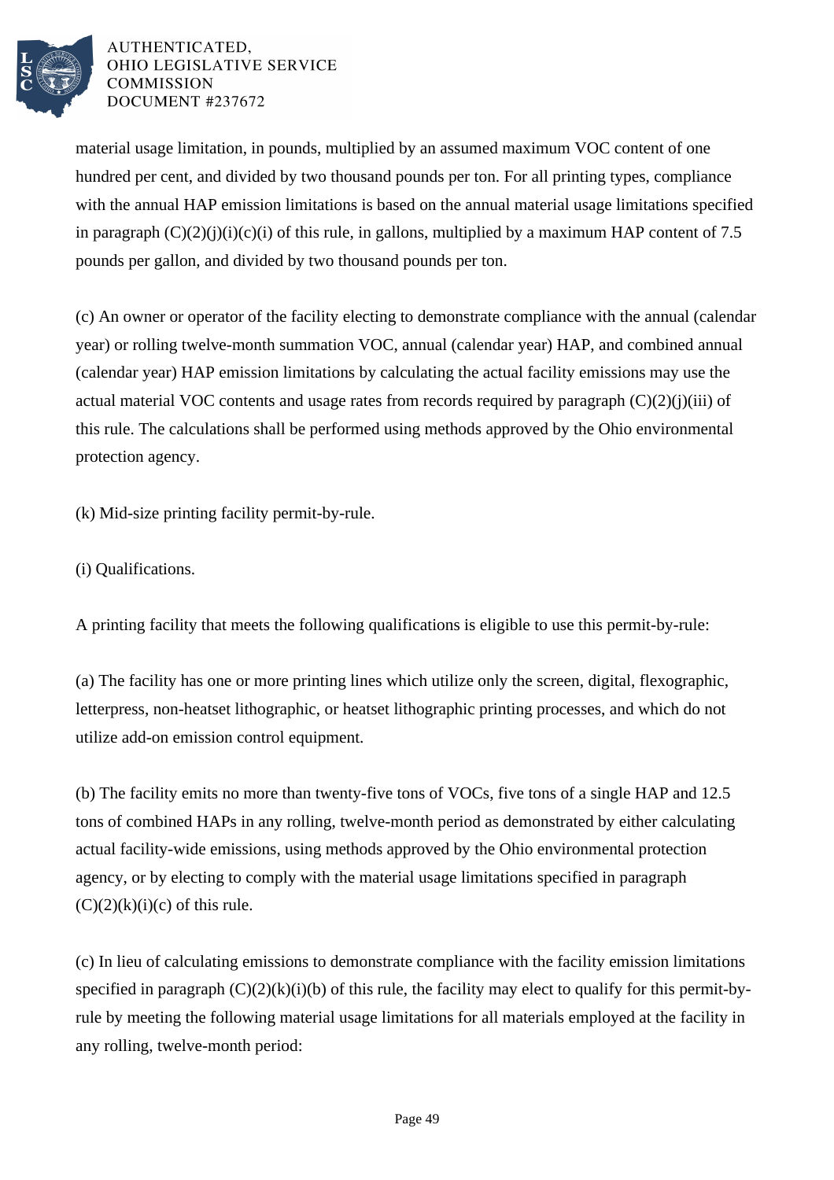material usage limitation, in pounds, multiplied by an assumed maximum VOC content of one hundred per cent, and divided by two thousand pounds per ton. For all printing types, compliance with the annual HAP emission limitations is based on the annual material usage limitations specified in paragraph (C)(2)(j)(i)(c)(i) of this rule, in gallons, multiplied by a maximum HAP content of 7.5 pounds per gallon, and divided by two thousand pounds per ton.

(c) An owner or operator of the facility electing to demonstrate compliance with the annual (calendar year) or rolling twelve-month summation VOC, annual (calendar year) HAP, and combined annual (calendar year) HAP emission limitations by calculating the actual facility emissions may use the actual material VOC contents and usage rates from records required by paragraph (C)(2)(j)(iii) of this rule. The calculations shall be performed using methods approved by the Ohio environmental protection agency.

(k) Mid-size printing facility permit-by-rule.

(i) Qualifications.

A printing facility that meets the following qualifications is eligible to use this permit-by-rule:

(a) The facility has one or more printing lines which utilize only the screen, digital, flexographic, letterpress, non-heatset lithographic, or heatset lithographic printing processes, and which do not utilize add-on emission control equipment.

(b) The facility emits no more than twenty-five tons of VOCs, five tons of a single HAP and 12.5 tons of combined HAPs in any rolling, twelve-month period as demonstrated by either calculating actual facility-wide emissions, using methods approved by the Ohio environmental protection agency, or by electing to comply with the material usage limitations specified in paragraph (C)(2)(k)(i)(c) of this rule.

(c) In lieu of calculating emissions to demonstrate compliance with the facility emission limitations specified in paragraph (C)(2)(k)(i)(b) of this rule, the facility may elect to qualify for this permit-by-rule by meeting the following material usage limitations for all materials employed at the facility in any rolling, twelve-month period: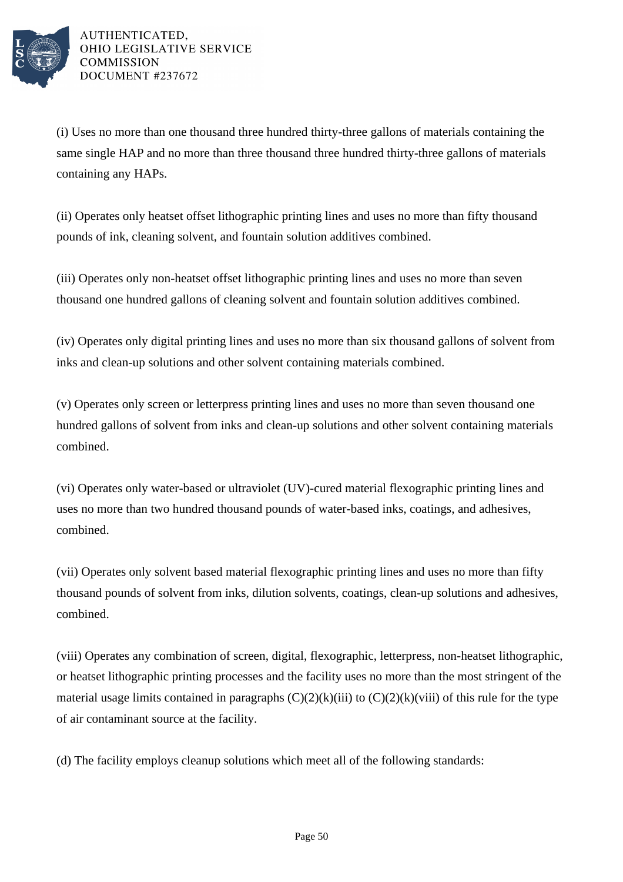(i) Uses no more than one thousand three hundred thirty-three gallons of materials containing the same single HAP and no more than three thousand three hundred thirty-three gallons of materials containing any HAPs.

(ii) Operates only heatset offset lithographic printing lines and uses no more than fifty thousand pounds of ink, cleaning solvent, and fountain solution additives combined.

(iii) Operates only non-heatset offset lithographic printing lines and uses no more than seven thousand one hundred gallons of cleaning solvent and fountain solution additives combined.

(iv) Operates only digital printing lines and uses no more than six thousand gallons of solvent from inks and clean-up solutions and other solvent containing materials combined.

(v) Operates only screen or letterpress printing lines and uses no more than seven thousand one hundred gallons of solvent from inks and clean-up solutions and other solvent containing materials combined.

(vi) Operates only water-based or ultraviolet (UV)-cured material flexographic printing lines and uses no more than two hundred thousand pounds of water-based inks, coatings, and adhesives, combined.

(vii) Operates only solvent based material flexographic printing lines and uses no more than fifty thousand pounds of solvent from inks, dilution solvents, coatings, clean-up solutions and adhesives, combined.

(viii) Operates any combination of screen, digital, flexographic, letterpress, non-heatset lithographic, or heatset lithographic printing processes and the facility uses no more than the most stringent of the material usage limits contained in paragraphs (C)(2)(k)(iii) to (C)(2)(k)(viii) of this rule for the type of air contaminant source at the facility.

(d) The facility employs cleanup solutions which meet all of the following standards: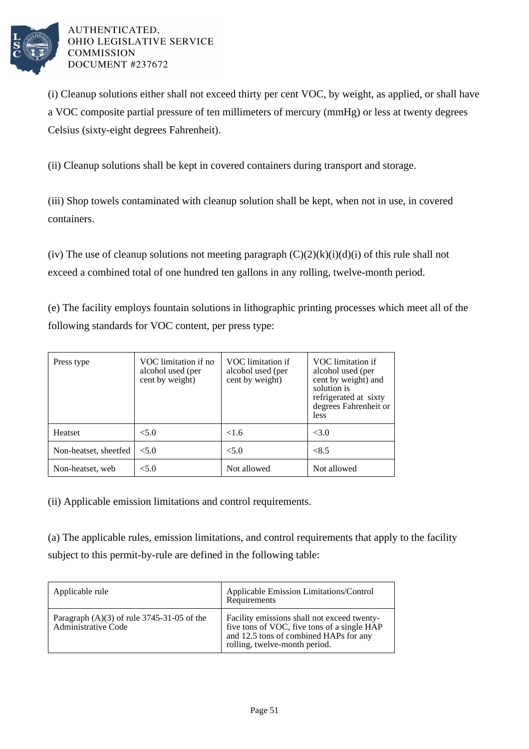(i) Cleanup solutions either shall not exceed thirty per cent VOC, by weight, as applied, or shall have a VOC composite partial pressure of ten millimeters of mercury (mmHg) or less at twenty degrees Celsius (sixty-eight degrees Fahrenheit).

(ii) Cleanup solutions shall be kept in covered containers during transport and storage.

(iii) Shop towels contaminated with cleanup solution shall be kept, when not in use, in covered containers.

(iv) The use of cleanup solutions not meeting paragraph (C)(2)(k)(i)(d)(i) of this rule shall not exceed a combined total of one hundred ten gallons in any rolling, twelve-month period.

(e) The facility employs fountain solutions in lithographic printing processes which meet all of the following standards for VOC content, per press type:

| Press type | VOC limitation if no alcohol used (per cent by weight) | VOC limitation if alcohol used (per cent by weight) | VOC limitation if alcohol used (per cent by weight) and solution is refrigerated at sixty degrees Fahrenheit or less |
|---|---|---|---|
| Heatset | <5.0 | <1.6 | <3.0 |
| Non-heatset, sheetfed | <5.0 | <5.0 | <8.5 |
| Non-heatset, web | <5.0 | Not allowed | Not allowed |

(ii) Applicable emission limitations and control requirements.

(a) The applicable rules, emission limitations, and control requirements that apply to the facility subject to this permit-by-rule are defined in the following table:

| Applicable rule | Applicable Emission Limitations/Control Requirements |
|---|---|
| Paragraph (A)(3) of rule 3745-31-05 of the Administrative Code | Facility emissions shall not exceed twenty-five tons of VOC, five tons of a single HAP and 12.5 tons of combined HAPs for any rolling, twelve-month period. |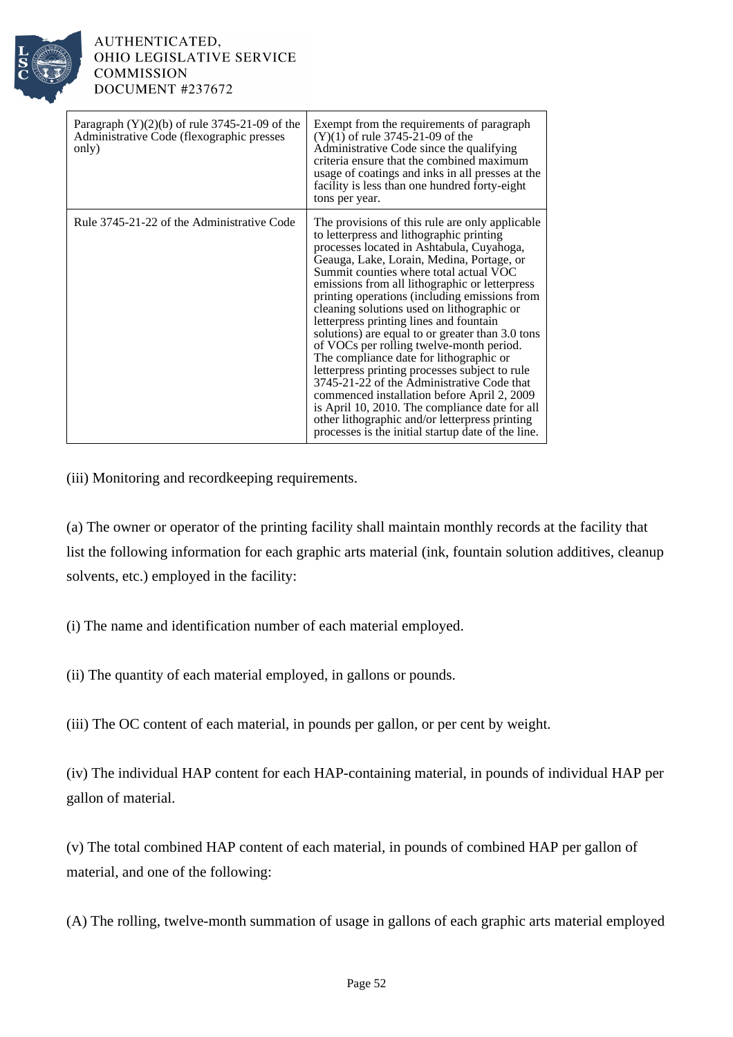| | |
|---|---|
| Paragraph (Y)(2)(b) of rule 3745-21-09 of the Administrative Code (flexographic presses only) | Exempt from the requirements of paragraph (Y)(1) of rule 3745-21-09 of the Administrative Code since the qualifying criteria ensure that the combined maximum usage of coatings and inks in all presses at the facility is less than one hundred forty-eight tons per year. |
| Rule 3745-21-22 of the Administrative Code | The provisions of this rule are only applicable to letterpress and lithographic printing processes located in Ashtabula, Cuyahoga, Geauga, Lake, Lorain, Medina, Portage, or Summit counties where total actual VOC emissions from all lithographic or letterpress printing operations (including emissions from cleaning solutions used on lithographic or letterpress printing lines and fountain solutions) are equal to or greater than 3.0 tons of VOCs per rolling twelve-month period. The compliance date for lithographic or letterpress printing processes subject to rule 3745-21-22 of the Administrative Code that commenced installation before April 2, 2009 is April 10, 2010. The compliance date for all other lithographic and/or letterpress printing processes is the initial startup date of the line. |

(iii) Monitoring and recordkeeping requirements.

(a) The owner or operator of the printing facility shall maintain monthly records at the facility that list the following information for each graphic arts material (ink, fountain solution additives, cleanup solvents, etc.) employed in the facility:

(i) The name and identification number of each material employed.

(ii) The quantity of each material employed, in gallons or pounds.

(iii) The OC content of each material, in pounds per gallon, or per cent by weight.

(iv) The individual HAP content for each HAP-containing material, in pounds of individual HAP per gallon of material.

(v) The total combined HAP content of each material, in pounds of combined HAP per gallon of material, and one of the following:

(A) The rolling, twelve-month summation of usage in gallons of each graphic arts material employed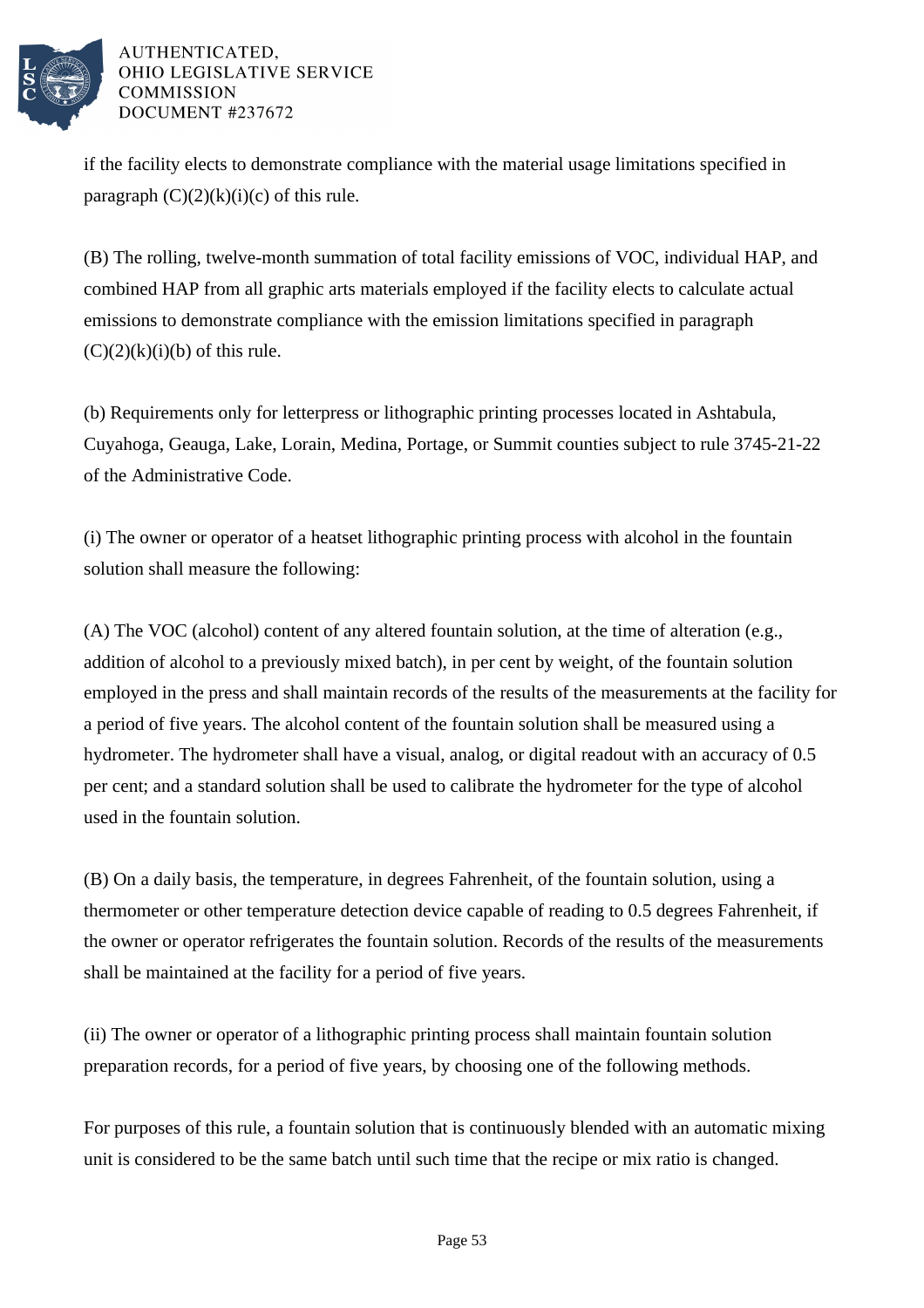if the facility elects to demonstrate compliance with the material usage limitations specified in paragraph (C)(2)(k)(i)(c) of this rule.

(B) The rolling, twelve-month summation of total facility emissions of VOC, individual HAP, and combined HAP from all graphic arts materials employed if the facility elects to calculate actual emissions to demonstrate compliance with the emission limitations specified in paragraph (C)(2)(k)(i)(b) of this rule.

(b) Requirements only for letterpress or lithographic printing processes located in Ashtabula, Cuyahoga, Geauga, Lake, Lorain, Medina, Portage, or Summit counties subject to rule 3745-21-22 of the Administrative Code.

(i) The owner or operator of a heatset lithographic printing process with alcohol in the fountain solution shall measure the following:

(A) The VOC (alcohol) content of any altered fountain solution, at the time of alteration (e.g., addition of alcohol to a previously mixed batch), in per cent by weight, of the fountain solution employed in the press and shall maintain records of the results of the measurements at the facility for a period of five years. The alcohol content of the fountain solution shall be measured using a hydrometer. The hydrometer shall have a visual, analog, or digital readout with an accuracy of 0.5 per cent; and a standard solution shall be used to calibrate the hydrometer for the type of alcohol used in the fountain solution.

(B) On a daily basis, the temperature, in degrees Fahrenheit, of the fountain solution, using a thermometer or other temperature detection device capable of reading to 0.5 degrees Fahrenheit, if the owner or operator refrigerates the fountain solution. Records of the results of the measurements shall be maintained at the facility for a period of five years.

(ii) The owner or operator of a lithographic printing process shall maintain fountain solution preparation records, for a period of five years, by choosing one of the following methods.

For purposes of this rule, a fountain solution that is continuously blended with an automatic mixing unit is considered to be the same batch until such time that the recipe or mix ratio is changed.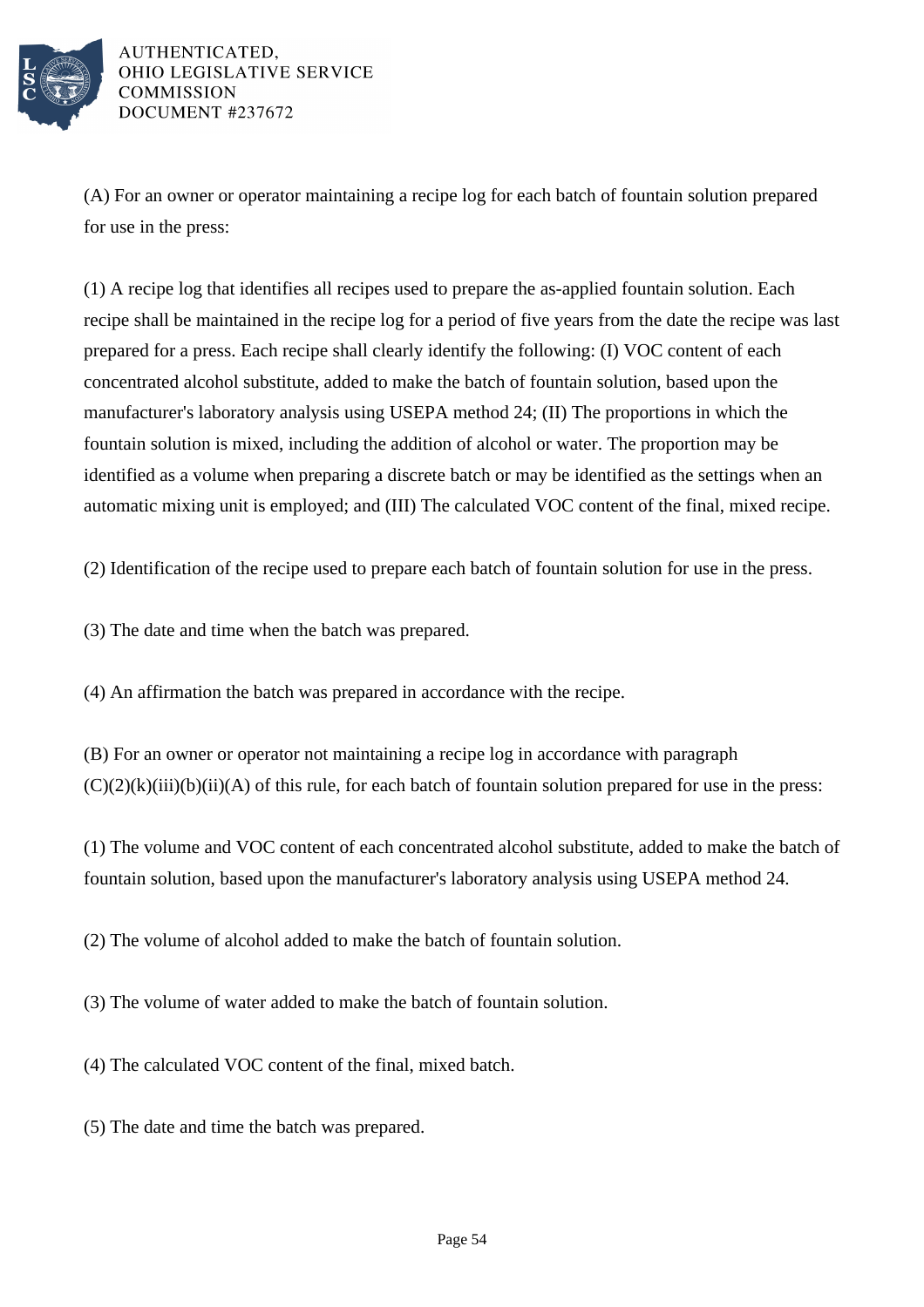(A) For an owner or operator maintaining a recipe log for each batch of fountain solution prepared for use in the press:

(1) A recipe log that identifies all recipes used to prepare the as-applied fountain solution. Each recipe shall be maintained in the recipe log for a period of five years from the date the recipe was last prepared for a press. Each recipe shall clearly identify the following: (I) VOC content of each concentrated alcohol substitute, added to make the batch of fountain solution, based upon the manufacturer's laboratory analysis using USEPA method 24; (II) The proportions in which the fountain solution is mixed, including the addition of alcohol or water. The proportion may be identified as a volume when preparing a discrete batch or may be identified as the settings when an automatic mixing unit is employed; and (III) The calculated VOC content of the final, mixed recipe.

(2) Identification of the recipe used to prepare each batch of fountain solution for use in the press.

(3) The date and time when the batch was prepared.

(4) An affirmation the batch was prepared in accordance with the recipe.

(B) For an owner or operator not maintaining a recipe log in accordance with paragraph (C)(2)(k)(iii)(b)(ii)(A) of this rule, for each batch of fountain solution prepared for use in the press:

(1) The volume and VOC content of each concentrated alcohol substitute, added to make the batch of fountain solution, based upon the manufacturer's laboratory analysis using USEPA method 24.

(2) The volume of alcohol added to make the batch of fountain solution.

(3) The volume of water added to make the batch of fountain solution.

(4) The calculated VOC content of the final, mixed batch.

(5) The date and time the batch was prepared.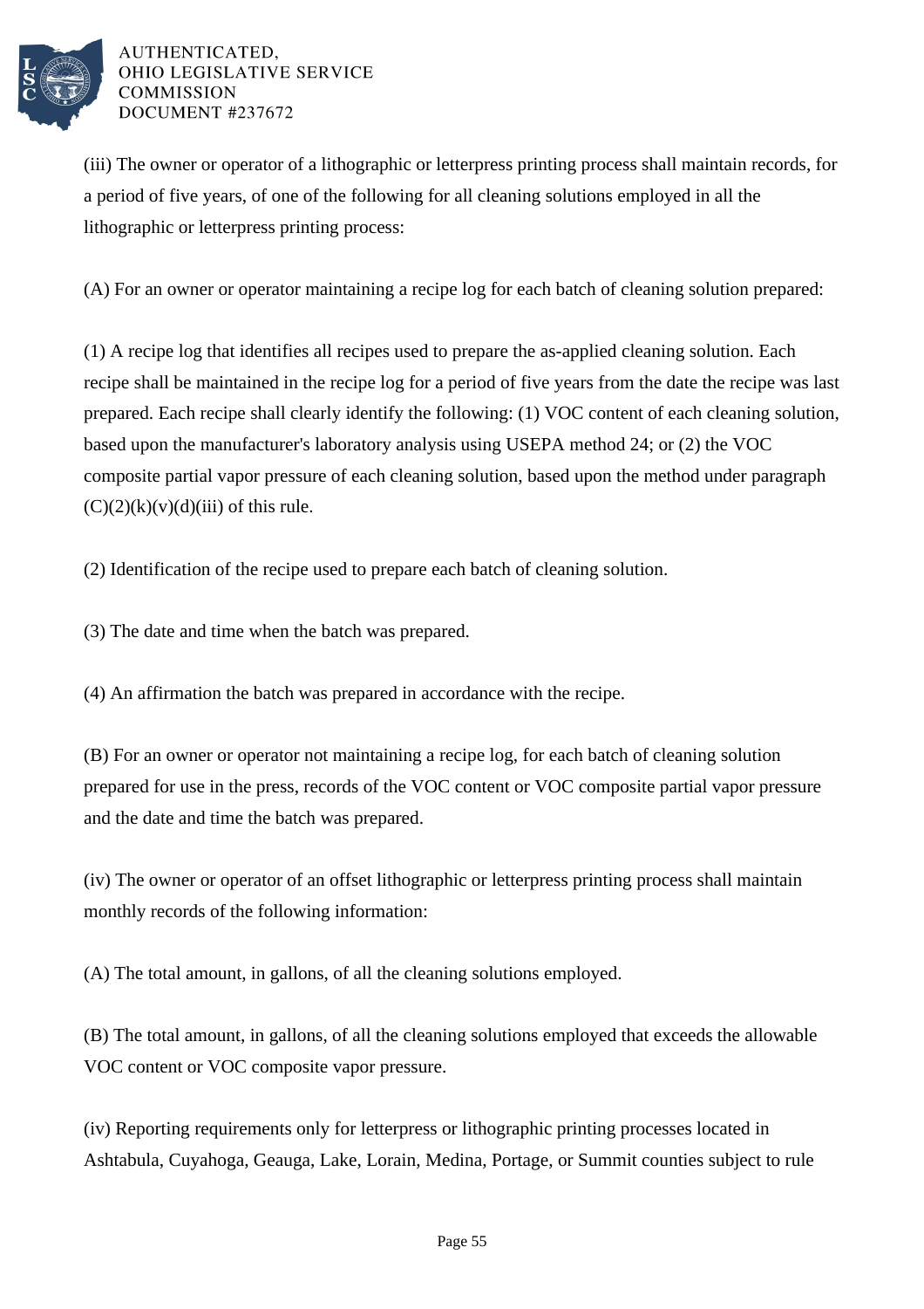(iii) The owner or operator of a lithographic or letterpress printing process shall maintain records, for a period of five years, of one of the following for all cleaning solutions employed in all the lithographic or letterpress printing process:

(A) For an owner or operator maintaining a recipe log for each batch of cleaning solution prepared:

(1) A recipe log that identifies all recipes used to prepare the as-applied cleaning solution. Each recipe shall be maintained in the recipe log for a period of five years from the date the recipe was last prepared. Each recipe shall clearly identify the following: (1) VOC content of each cleaning solution, based upon the manufacturer's laboratory analysis using USEPA method 24; or (2) the VOC composite partial vapor pressure of each cleaning solution, based upon the method under paragraph (C)(2)(k)(v)(d)(iii) of this rule.

(2) Identification of the recipe used to prepare each batch of cleaning solution.

(3) The date and time when the batch was prepared.

(4) An affirmation the batch was prepared in accordance with the recipe.

(B) For an owner or operator not maintaining a recipe log, for each batch of cleaning solution prepared for use in the press, records of the VOC content or VOC composite partial vapor pressure and the date and time the batch was prepared.

(iv) The owner or operator of an offset lithographic or letterpress printing process shall maintain monthly records of the following information:

(A) The total amount, in gallons, of all the cleaning solutions employed.

(B) The total amount, in gallons, of all the cleaning solutions employed that exceeds the allowable VOC content or VOC composite vapor pressure.

(iv) Reporting requirements only for letterpress or lithographic printing processes located in Ashtabula, Cuyahoga, Geauga, Lake, Lorain, Medina, Portage, or Summit counties subject to rule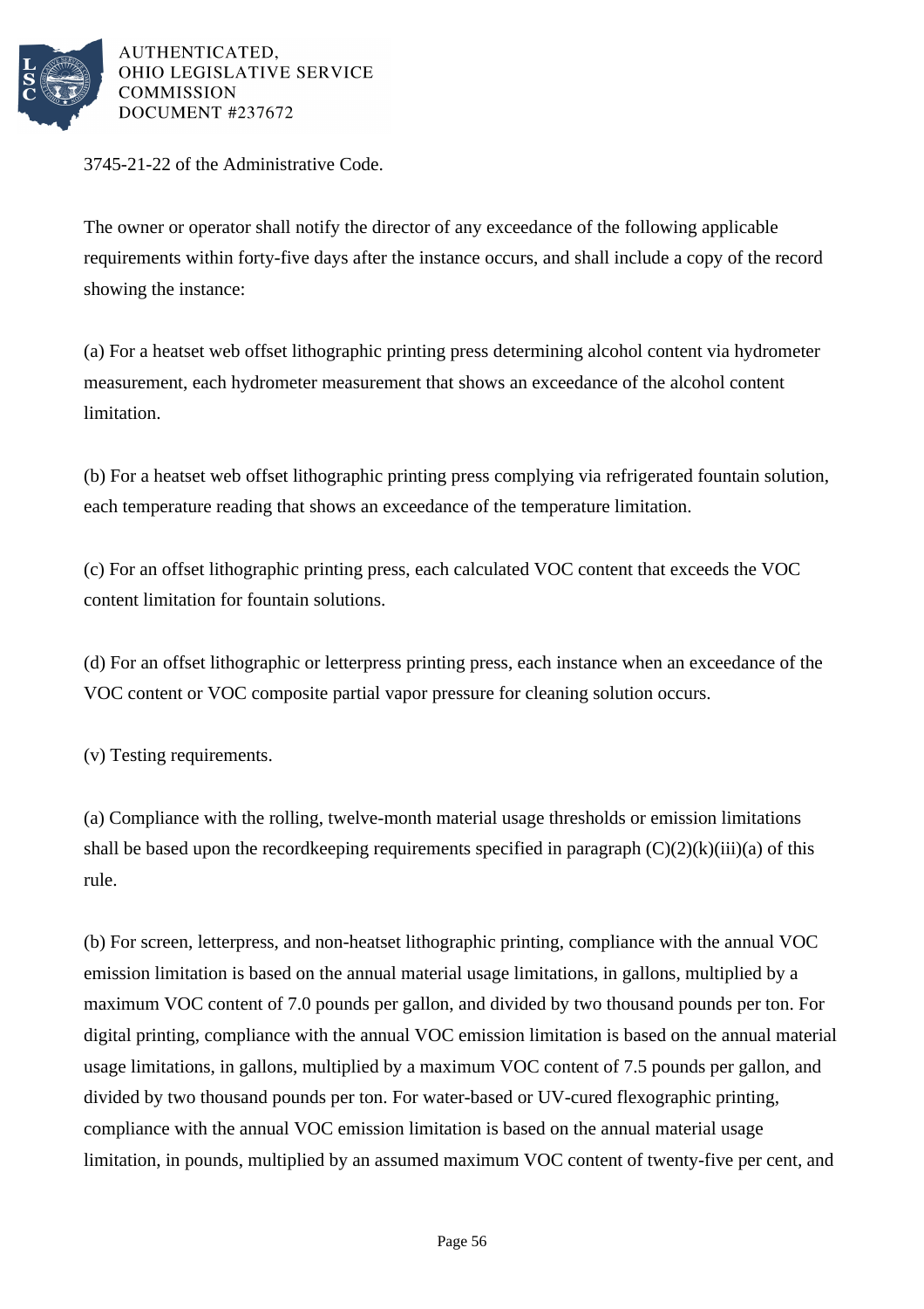3745-21-22 of the Administrative Code.

The owner or operator shall notify the director of any exceedance of the following applicable requirements within forty-five days after the instance occurs, and shall include a copy of the record showing the instance:

(a) For a heatset web offset lithographic printing press determining alcohol content via hydrometer measurement, each hydrometer measurement that shows an exceedance of the alcohol content limitation.

(b) For a heatset web offset lithographic printing press complying via refrigerated fountain solution, each temperature reading that shows an exceedance of the temperature limitation.

(c) For an offset lithographic printing press, each calculated VOC content that exceeds the VOC content limitation for fountain solutions.

(d) For an offset lithographic or letterpress printing press, each instance when an exceedance of the VOC content or VOC composite partial vapor pressure for cleaning solution occurs.

(v) Testing requirements.

(a) Compliance with the rolling, twelve-month material usage thresholds or emission limitations shall be based upon the recordkeeping requirements specified in paragraph (C)(2)(k)(iii)(a) of this rule.

(b) For screen, letterpress, and non-heatset lithographic printing, compliance with the annual VOC emission limitation is based on the annual material usage limitations, in gallons, multiplied by a maximum VOC content of 7.0 pounds per gallon, and divided by two thousand pounds per ton. For digital printing, compliance with the annual VOC emission limitation is based on the annual material usage limitations, in gallons, multiplied by a maximum VOC content of 7.5 pounds per gallon, and divided by two thousand pounds per ton. For water-based or UV-cured flexographic printing, compliance with the annual VOC emission limitation is based on the annual material usage limitation, in pounds, multiplied by an assumed maximum VOC content of twenty-five per cent, and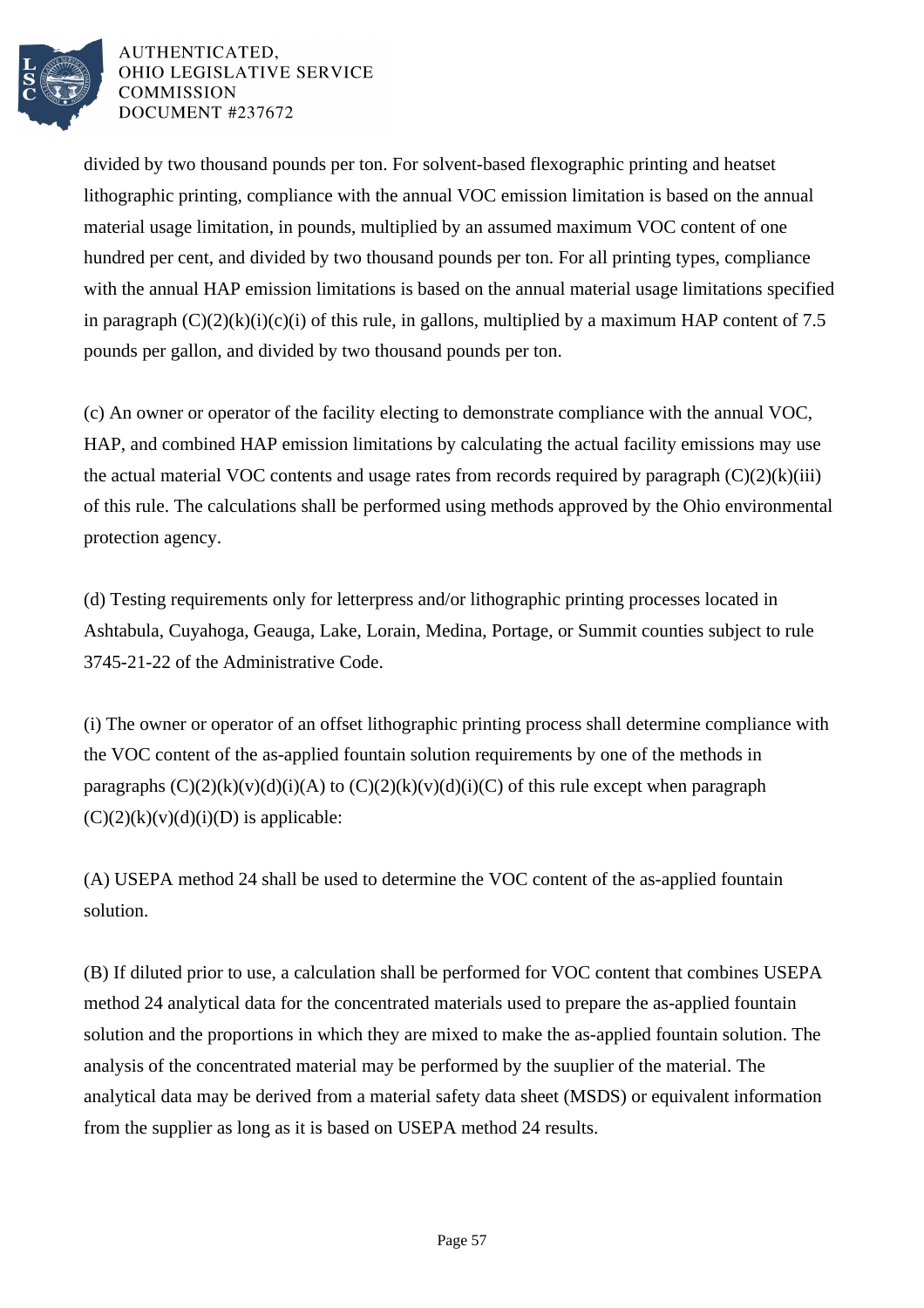divided by two thousand pounds per ton. For solvent-based flexographic printing and heatset lithographic printing, compliance with the annual VOC emission limitation is based on the annual material usage limitation, in pounds, multiplied by an assumed maximum VOC content of one hundred per cent, and divided by two thousand pounds per ton. For all printing types, compliance with the annual HAP emission limitations is based on the annual material usage limitations specified in paragraph (C)(2)(k)(i)(c)(i) of this rule, in gallons, multiplied by a maximum HAP content of 7.5 pounds per gallon, and divided by two thousand pounds per ton.

(c) An owner or operator of the facility electing to demonstrate compliance with the annual VOC, HAP, and combined HAP emission limitations by calculating the actual facility emissions may use the actual material VOC contents and usage rates from records required by paragraph (C)(2)(k)(iii) of this rule. The calculations shall be performed using methods approved by the Ohio environmental protection agency.

(d) Testing requirements only for letterpress and/or lithographic printing processes located in Ashtabula, Cuyahoga, Geauga, Lake, Lorain, Medina, Portage, or Summit counties subject to rule 3745-21-22 of the Administrative Code.

(i) The owner or operator of an offset lithographic printing process shall determine compliance with the VOC content of the as-applied fountain solution requirements by one of the methods in paragraphs (C)(2)(k)(v)(d)(i)(A) to (C)(2)(k)(v)(d)(i)(C) of this rule except when paragraph (C)(2)(k)(v)(d)(i)(D) is applicable:

(A) USEPA method 24 shall be used to determine the VOC content of the as-applied fountain solution.

(B) If diluted prior to use, a calculation shall be performed for VOC content that combines USEPA method 24 analytical data for the concentrated materials used to prepare the as-applied fountain solution and the proportions in which they are mixed to make the as-applied fountain solution. The analysis of the concentrated material may be performed by the suuplier of the material. The analytical data may be derived from a material safety data sheet (MSDS) or equivalent information from the supplier as long as it is based on USEPA method 24 results.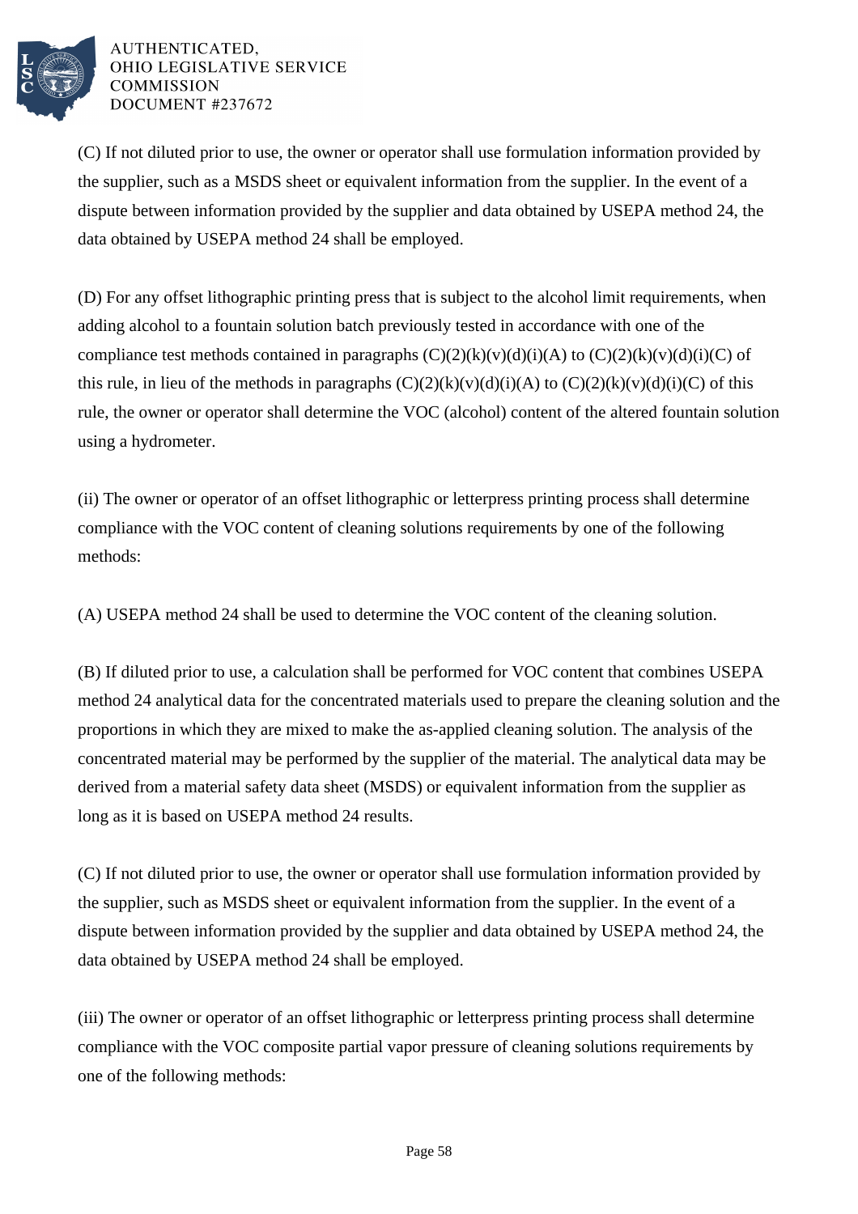(C) If not diluted prior to use, the owner or operator shall use formulation information provided by the supplier, such as a MSDS sheet or equivalent information from the supplier. In the event of a dispute between information provided by the supplier and data obtained by USEPA method 24, the data obtained by USEPA method 24 shall be employed.

(D) For any offset lithographic printing press that is subject to the alcohol limit requirements, when adding alcohol to a fountain solution batch previously tested in accordance with one of the compliance test methods contained in paragraphs (C)(2)(k)(v)(d)(i)(A) to (C)(2)(k)(v)(d)(i)(C) of this rule, in lieu of the methods in paragraphs (C)(2)(k)(v)(d)(i)(A) to (C)(2)(k)(v)(d)(i)(C) of this rule, the owner or operator shall determine the VOC (alcohol) content of the altered fountain solution using a hydrometer.

(ii) The owner or operator of an offset lithographic or letterpress printing process shall determine compliance with the VOC content of cleaning solutions requirements by one of the following methods:

(A) USEPA method 24 shall be used to determine the VOC content of the cleaning solution.

(B) If diluted prior to use, a calculation shall be performed for VOC content that combines USEPA method 24 analytical data for the concentrated materials used to prepare the cleaning solution and the proportions in which they are mixed to make the as-applied cleaning solution. The analysis of the concentrated material may be performed by the supplier of the material. The analytical data may be derived from a material safety data sheet (MSDS) or equivalent information from the supplier as long as it is based on USEPA method 24 results.

(C) If not diluted prior to use, the owner or operator shall use formulation information provided by the supplier, such as MSDS sheet or equivalent information from the supplier. In the event of a dispute between information provided by the supplier and data obtained by USEPA method 24, the data obtained by USEPA method 24 shall be employed.

(iii) The owner or operator of an offset lithographic or letterpress printing process shall determine compliance with the VOC composite partial vapor pressure of cleaning solutions requirements by one of the following methods: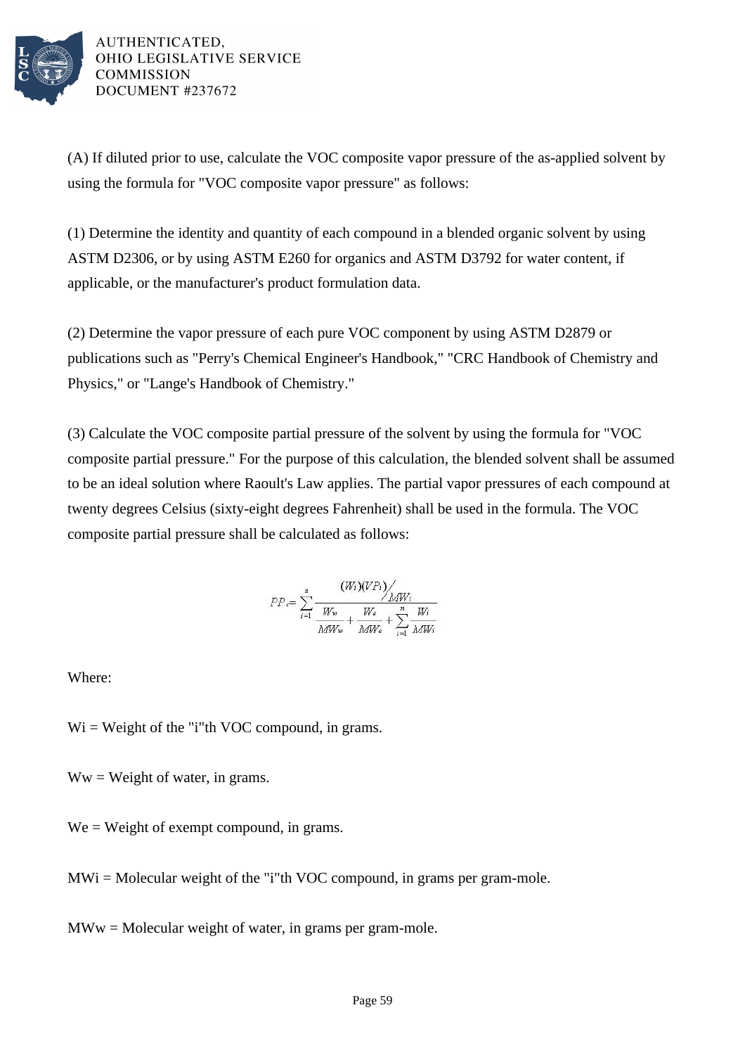(A) If diluted prior to use, calculate the VOC composite vapor pressure of the as-applied solvent by using the formula for "VOC composite vapor pressure" as follows:

(1) Determine the identity and quantity of each compound in a blended organic solvent by using ASTM D2306, or by using ASTM E260 for organics and ASTM D3792 for water content, if applicable, or the manufacturer's product formulation data.

(2) Determine the vapor pressure of each pure VOC component by using ASTM D2879 or publications such as "Perry's Chemical Engineer's Handbook," "CRC Handbook of Chemistry and Physics," or "Lange's Handbook of Chemistry."

(3) Calculate the VOC composite partial pressure of the solvent by using the formula for "VOC composite partial pressure." For the purpose of this calculation, the blended solvent shall be assumed to be an ideal solution where Raoult's Law applies. The partial vapor pressures of each compound at twenty degrees Celsius (sixty-eight degrees Fahrenheit) shall be used in the formula. The VOC composite partial pressure shall be calculated as follows:

$$PP_c = \sum_{i=1}^{n} \frac{(W_i)(VP_i)/MW_i}{\frac{W_w}{MW_w} + \frac{W_e}{MW_e} + \sum_{i=1}^{n} \frac{W_i}{MW_i}}$$

Where:

$W_i$ = Weight of the "i"th VOC compound, in grams.

$W_w$ = Weight of water, in grams.

$W_e$ = Weight of exempt compound, in grams.

$MW_i$ = Molecular weight of the "i"th VOC compound, in grams per gram-mole.

$MW_w$ = Molecular weight of water, in grams per gram-mole.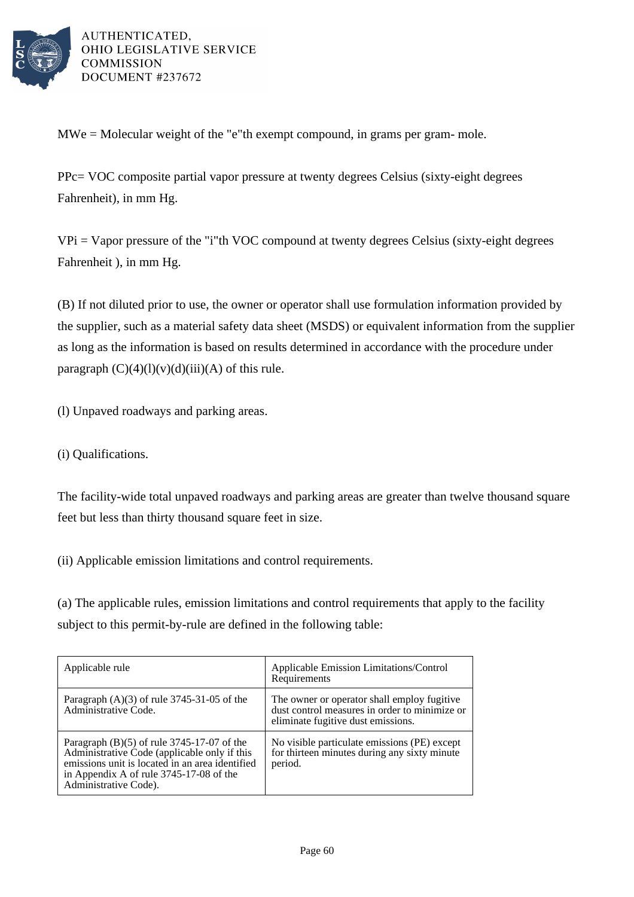$MW_e$ = Molecular weight of the "e"th exempt compound, in grams per gram- mole.

$PP_c$= VOC composite partial vapor pressure at twenty degrees Celsius (sixty-eight degrees Fahrenheit), in mm Hg.

$VP_i$ = Vapor pressure of the "i"th VOC compound at twenty degrees Celsius (sixty-eight degrees Fahrenheit ), in mm Hg.

(B) If not diluted prior to use, the owner or operator shall use formulation information provided by the supplier, such as a material safety data sheet (MSDS) or equivalent information from the supplier as long as the information is based on results determined in accordance with the procedure under paragraph (C)(4)(l)(v)(d)(iii)(A) of this rule.

(l) Unpaved roadways and parking areas.

(i) Qualifications.

The facility-wide total unpaved roadways and parking areas are greater than twelve thousand square feet but less than thirty thousand square feet in size.

(ii) Applicable emission limitations and control requirements.

(a) The applicable rules, emission limitations and control requirements that apply to the facility subject to this permit-by-rule are defined in the following table:

| Applicable rule | Applicable Emission Limitations/Control Requirements |
|---|---|
| Paragraph (A)(3) of rule 3745-31-05 of the Administrative Code. | The owner or operator shall employ fugitive dust control measures in order to minimize or eliminate fugitive dust emissions. |
| Paragraph (B)(5) of rule 3745-17-07 of the Administrative Code (applicable only if this emissions unit is located in an area identified in Appendix A of rule 3745-17-08 of the Administrative Code). | No visible particulate emissions (PE) except for thirteen minutes during any sixty minute period. |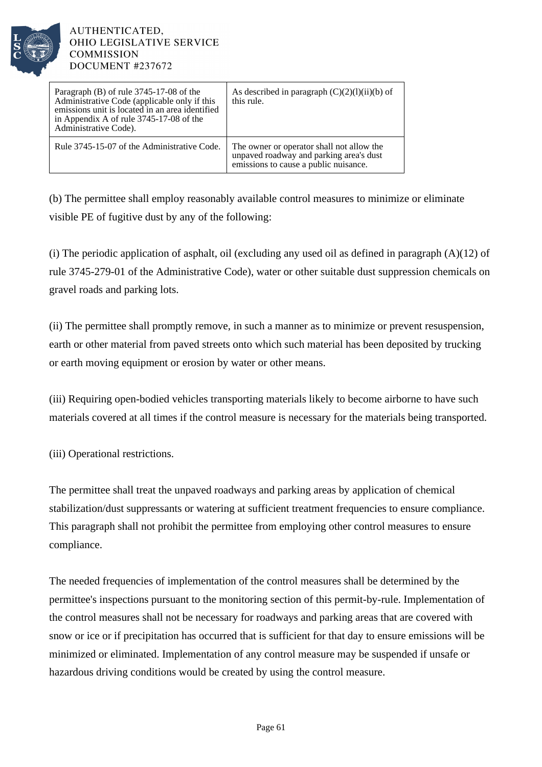| | |
|---|---|
| Paragraph (B) of rule 3745-17-08 of the Administrative Code (applicable only if this emissions unit is located in an area identified in Appendix A of rule 3745-17-08 of the Administrative Code). | As described in paragraph (C)(2)(l)(ii)(b) of this rule. |
| Rule 3745-15-07 of the Administrative Code. | The owner or operator shall not allow the unpaved roadway and parking area's dust emissions to cause a public nuisance. |

(b) The permittee shall employ reasonably available control measures to minimize or eliminate visible PE of fugitive dust by any of the following:

(i) The periodic application of asphalt, oil (excluding any used oil as defined in paragraph (A)(12) of rule 3745-279-01 of the Administrative Code), water or other suitable dust suppression chemicals on gravel roads and parking lots.

(ii) The permittee shall promptly remove, in such a manner as to minimize or prevent resuspension, earth or other material from paved streets onto which such material has been deposited by trucking or earth moving equipment or erosion by water or other means.

(iii) Requiring open-bodied vehicles transporting materials likely to become airborne to have such materials covered at all times if the control measure is necessary for the materials being transported.

(iii) Operational restrictions.

The permittee shall treat the unpaved roadways and parking areas by application of chemical stabilization/dust suppressants or watering at sufficient treatment frequencies to ensure compliance. This paragraph shall not prohibit the permittee from employing other control measures to ensure compliance.

The needed frequencies of implementation of the control measures shall be determined by the permittee's inspections pursuant to the monitoring section of this permit-by-rule. Implementation of the control measures shall not be necessary for roadways and parking areas that are covered with snow or ice or if precipitation has occurred that is sufficient for that day to ensure emissions will be minimized or eliminated. Implementation of any control measure may be suspended if unsafe or hazardous driving conditions would be created by using the control measure.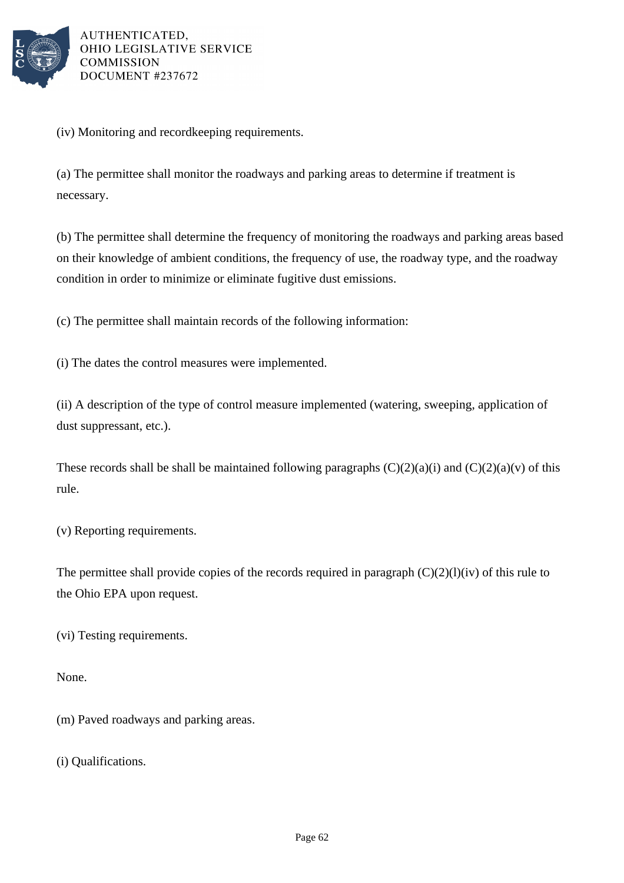(iv) Monitoring and recordkeeping requirements.

(a) The permittee shall monitor the roadways and parking areas to determine if treatment is necessary.

(b) The permittee shall determine the frequency of monitoring the roadways and parking areas based on their knowledge of ambient conditions, the frequency of use, the roadway type, and the roadway condition in order to minimize or eliminate fugitive dust emissions.

(c) The permittee shall maintain records of the following information:

(i) The dates the control measures were implemented.

(ii) A description of the type of control measure implemented (watering, sweeping, application of dust suppressant, etc.).

These records shall be shall be maintained following paragraphs (C)(2)(a)(i) and (C)(2)(a)(v) of this rule.

(v) Reporting requirements.

The permittee shall provide copies of the records required in paragraph (C)(2)(l)(iv) of this rule to the Ohio EPA upon request.

(vi) Testing requirements.

None.

(m) Paved roadways and parking areas.

(i) Qualifications.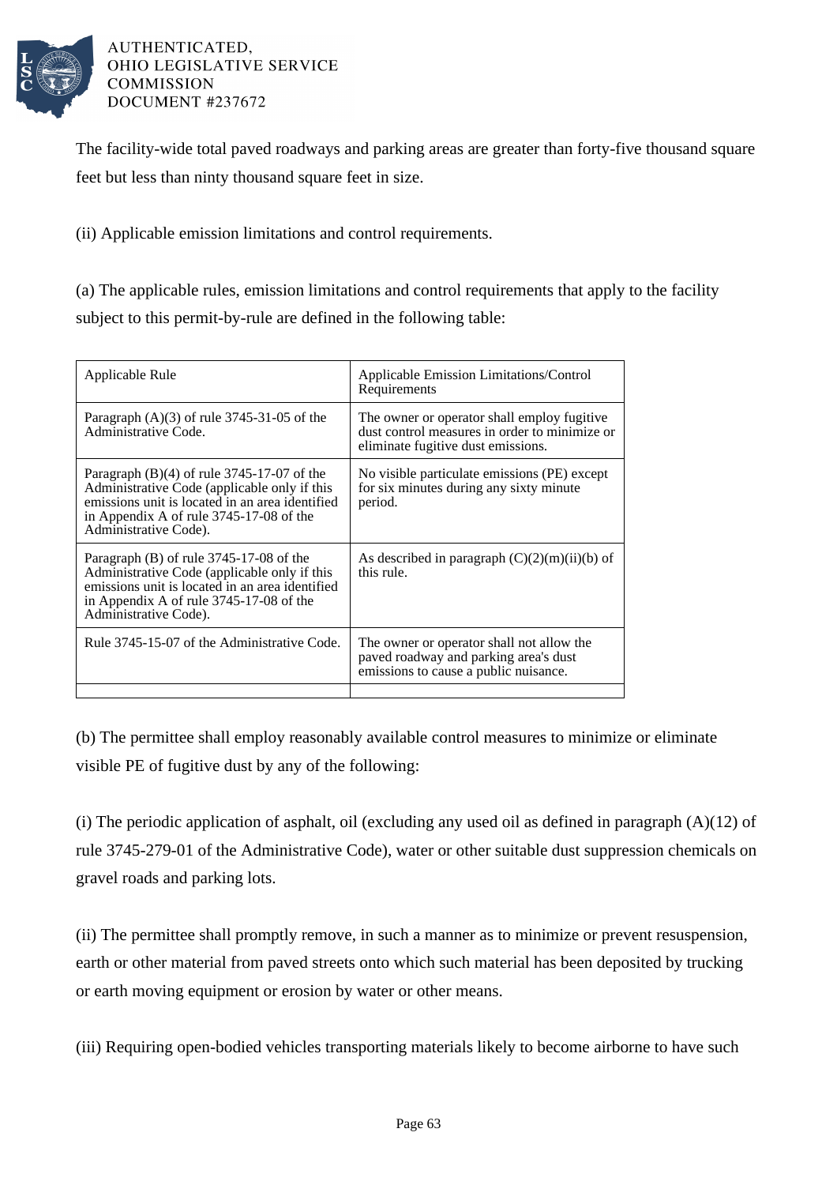The facility-wide total paved roadways and parking areas are greater than forty-five thousand square feet but less than ninty thousand square feet in size.

(ii) Applicable emission limitations and control requirements.

(a) The applicable rules, emission limitations and control requirements that apply to the facility subject to this permit-by-rule are defined in the following table:

| Applicable Rule | Applicable Emission Limitations/Control Requirements |
|---|---|
| Paragraph (A)(3) of rule 3745-31-05 of the Administrative Code. | The owner or operator shall employ fugitive dust control measures in order to minimize or eliminate fugitive dust emissions. |
| Paragraph (B)(4) of rule 3745-17-07 of the Administrative Code (applicable only if this emissions unit is located in an area identified in Appendix A of rule 3745-17-08 of the Administrative Code). | No visible particulate emissions (PE) except for six minutes during any sixty minute period. |
| Paragraph (B) of rule 3745-17-08 of the Administrative Code (applicable only if this emissions unit is located in an area identified in Appendix A of rule 3745-17-08 of the Administrative Code). | As described in paragraph (C)(2)(m)(ii)(b) of this rule. |
| Rule 3745-15-07 of the Administrative Code. | The owner or operator shall not allow the paved roadway and parking area's dust emissions to cause a public nuisance. |
| | |

(b) The permittee shall employ reasonably available control measures to minimize or eliminate visible PE of fugitive dust by any of the following:

(i) The periodic application of asphalt, oil (excluding any used oil as defined in paragraph (A)(12) of rule 3745-279-01 of the Administrative Code), water or other suitable dust suppression chemicals on gravel roads and parking lots.

(ii) The permittee shall promptly remove, in such a manner as to minimize or prevent resuspension, earth or other material from paved streets onto which such material has been deposited by trucking or earth moving equipment or erosion by water or other means.

(iii) Requiring open-bodied vehicles transporting materials likely to become airborne to have such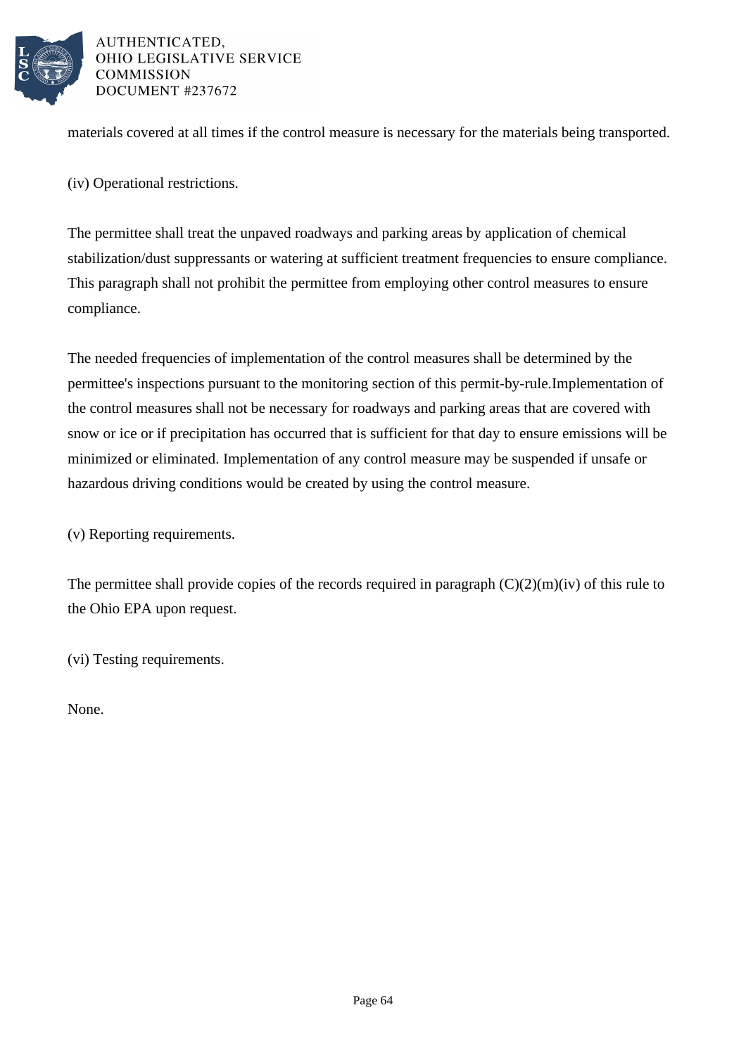materials covered at all times if the control measure is necessary for the materials being transported.

(iv) Operational restrictions.

The permittee shall treat the unpaved roadways and parking areas by application of chemical stabilization/dust suppressants or watering at sufficient treatment frequencies to ensure compliance. This paragraph shall not prohibit the permittee from employing other control measures to ensure compliance.

The needed frequencies of implementation of the control measures shall be determined by the permittee's inspections pursuant to the monitoring section of this permit-by-rule.Implementation of the control measures shall not be necessary for roadways and parking areas that are covered with snow or ice or if precipitation has occurred that is sufficient for that day to ensure emissions will be minimized or eliminated. Implementation of any control measure may be suspended if unsafe or hazardous driving conditions would be created by using the control measure.

(v) Reporting requirements.

The permittee shall provide copies of the records required in paragraph (C)(2)(m)(iv) of this rule to the Ohio EPA upon request.

(vi) Testing requirements.

None.